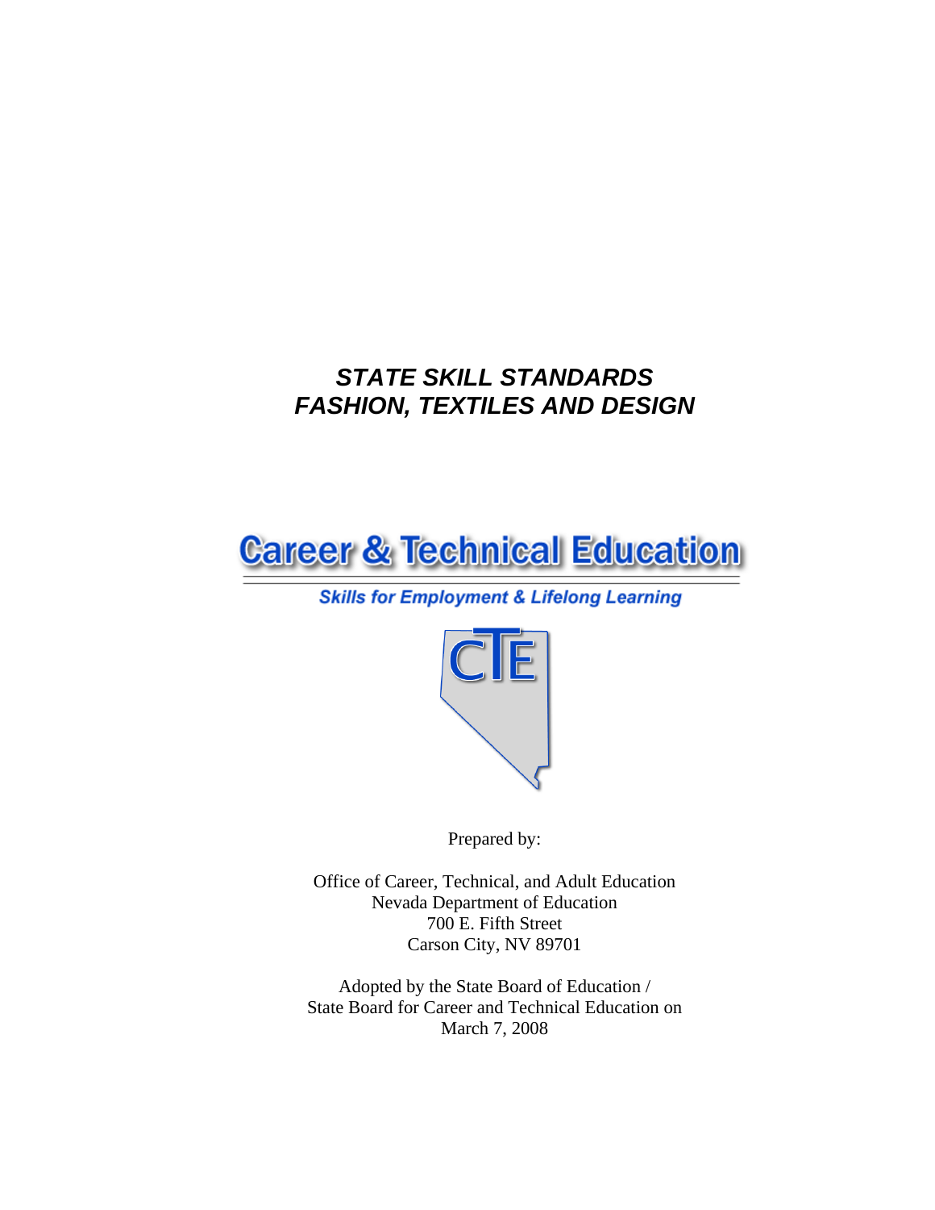# *STATE SKILL STANDARDS*
# *FASHION, TEXTILES AND DESIGN*

**Career & Technical Education**

***Skills for Employment & Lifelong Learning***

CTE

Prepared by:

Office of Career, Technical, and Adult Education
Nevada Department of Education
700 E. Fifth Street
Carson City, NV 89701

Adopted by the State Board of Education /
State Board for Career and Technical Education on
March 7, 2008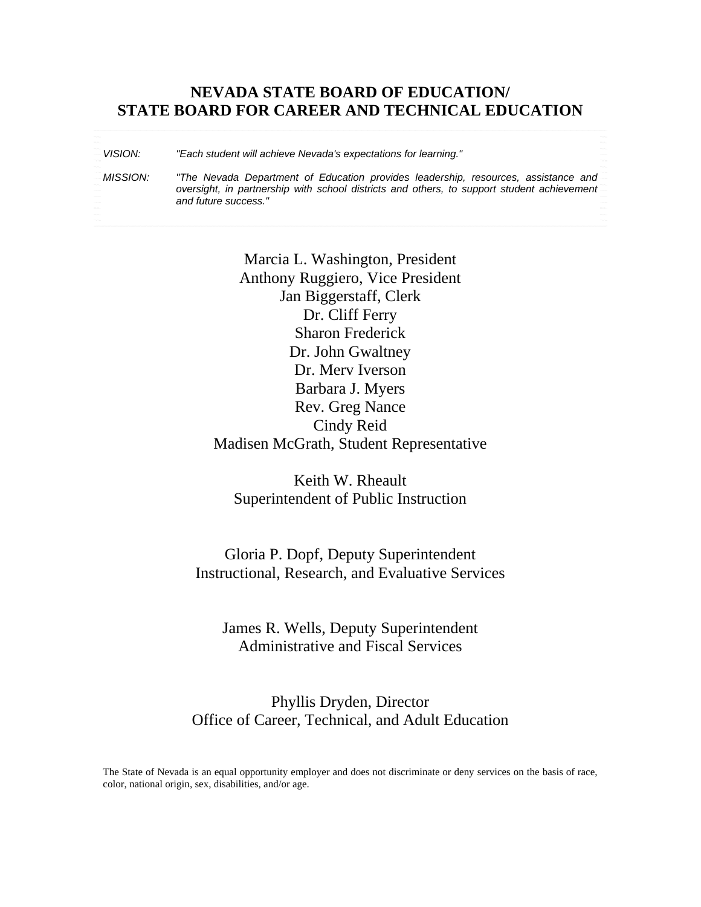# NEVADA STATE BOARD OF EDUCATION/ STATE BOARD FOR CAREER AND TECHNICAL EDUCATION

*VISION:* *"Each student will achieve Nevada's expectations for learning."*

*MISSION:* *"The Nevada Department of Education provides leadership, resources, assistance and oversight, in partnership with school districts and others, to support student achievement and future success."*

Marcia L. Washington, President
Anthony Ruggiero, Vice President
Jan Biggerstaff, Clerk
Dr. Cliff Ferry
Sharon Frederick
Dr. John Gwaltney
Dr. Merv Iverson
Barbara J. Myers
Rev. Greg Nance
Cindy Reid
Madisen McGrath, Student Representative

Keith W. Rheault
Superintendent of Public Instruction

Gloria P. Dopf, Deputy Superintendent
Instructional, Research, and Evaluative Services

James R. Wells, Deputy Superintendent
Administrative and Fiscal Services

Phyllis Dryden, Director
Office of Career, Technical, and Adult Education

The State of Nevada is an equal opportunity employer and does not discriminate or deny services on the basis of race, color, national origin, sex, disabilities, and/or age.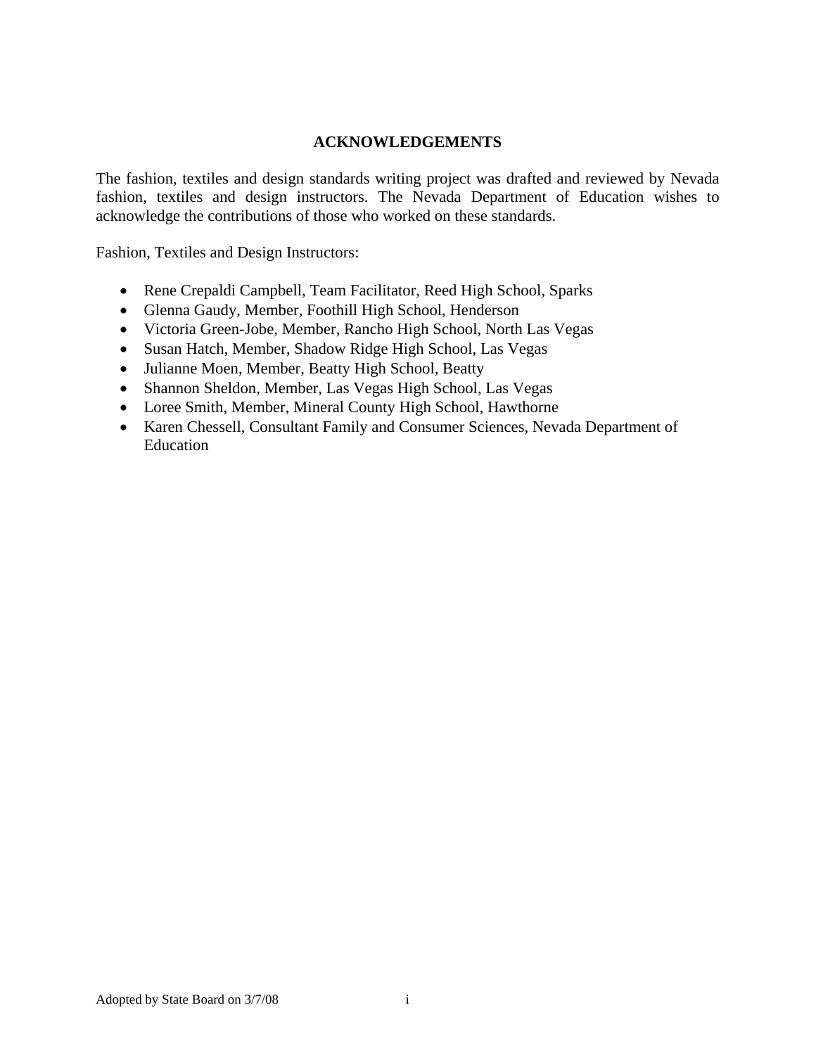# ACKNOWLEDGEMENTS

The fashion, textiles and design standards writing project was drafted and reviewed by Nevada fashion, textiles and design instructors. The Nevada Department of Education wishes to acknowledge the contributions of those who worked on these standards.

Fashion, Textiles and Design Instructors:

- Rene Crepaldi Campbell, Team Facilitator, Reed High School, Sparks
- Glenna Gaudy, Member, Foothill High School, Henderson
- Victoria Green-Jobe, Member, Rancho High School, North Las Vegas
- Susan Hatch, Member, Shadow Ridge High School, Las Vegas
- Julianne Moen, Member, Beatty High School, Beatty
- Shannon Sheldon, Member, Las Vegas High School, Las Vegas
- Loree Smith, Member, Mineral County High School, Hawthorne
- Karen Chessell, Consultant Family and Consumer Sciences, Nevada Department of Education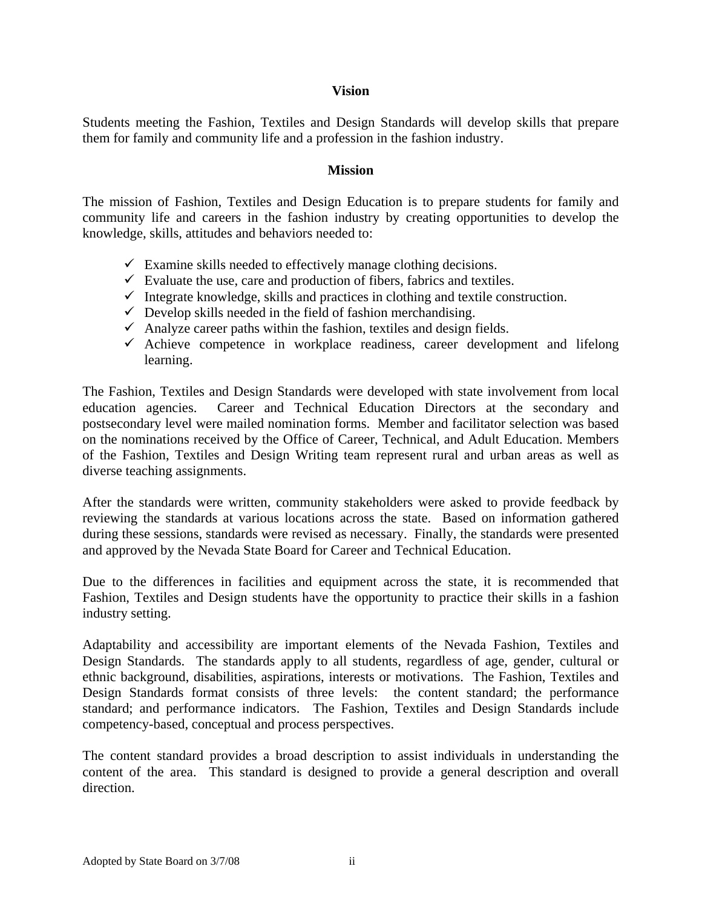## Vision

Students meeting the Fashion, Textiles and Design Standards will develop skills that prepare them for family and community life and a profession in the fashion industry.

## Mission

The mission of Fashion, Textiles and Design Education is to prepare students for family and community life and careers in the fashion industry by creating opportunities to develop the knowledge, skills, attitudes and behaviors needed to:

- ✓ Examine skills needed to effectively manage clothing decisions.
- ✓ Evaluate the use, care and production of fibers, fabrics and textiles.
- ✓ Integrate knowledge, skills and practices in clothing and textile construction.
- ✓ Develop skills needed in the field of fashion merchandising.
- ✓ Analyze career paths within the fashion, textiles and design fields.
- ✓ Achieve competence in workplace readiness, career development and lifelong learning.

The Fashion, Textiles and Design Standards were developed with state involvement from local education agencies. Career and Technical Education Directors at the secondary and postsecondary level were mailed nomination forms. Member and facilitator selection was based on the nominations received by the Office of Career, Technical, and Adult Education. Members of the Fashion, Textiles and Design Writing team represent rural and urban areas as well as diverse teaching assignments.

After the standards were written, community stakeholders were asked to provide feedback by reviewing the standards at various locations across the state. Based on information gathered during these sessions, standards were revised as necessary. Finally, the standards were presented and approved by the Nevada State Board for Career and Technical Education.

Due to the differences in facilities and equipment across the state, it is recommended that Fashion, Textiles and Design students have the opportunity to practice their skills in a fashion industry setting.

Adaptability and accessibility are important elements of the Nevada Fashion, Textiles and Design Standards. The standards apply to all students, regardless of age, gender, cultural or ethnic background, disabilities, aspirations, interests or motivations. The Fashion, Textiles and Design Standards format consists of three levels: the content standard; the performance standard; and performance indicators. The Fashion, Textiles and Design Standards include competency-based, conceptual and process perspectives.

The content standard provides a broad description to assist individuals in understanding the content of the area. This standard is designed to provide a general description and overall direction.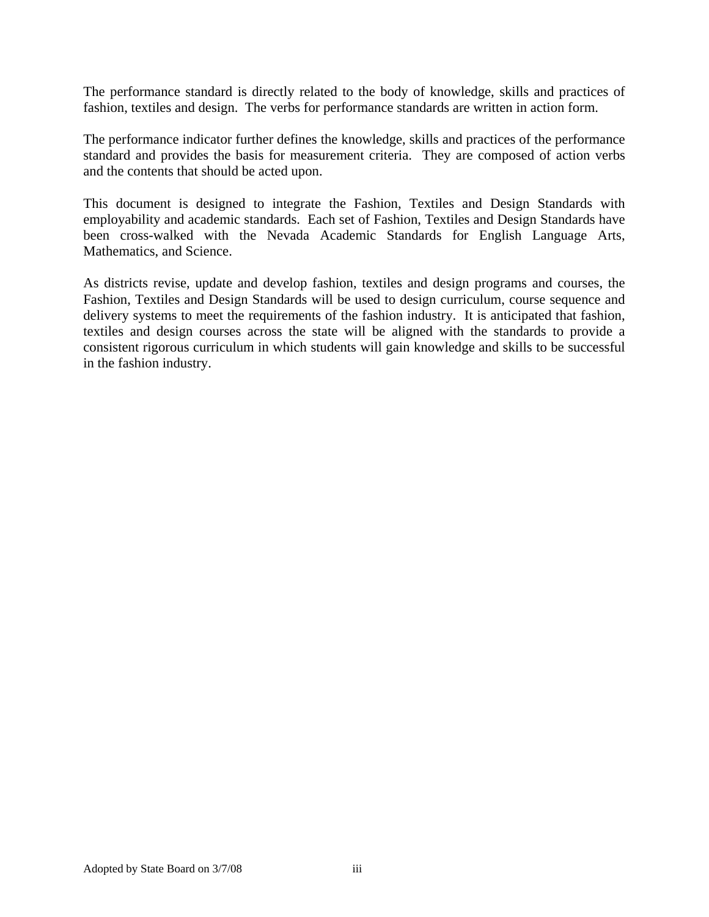The performance standard is directly related to the body of knowledge, skills and practices of fashion, textiles and design. The verbs for performance standards are written in action form.

The performance indicator further defines the knowledge, skills and practices of the performance standard and provides the basis for measurement criteria. They are composed of action verbs and the contents that should be acted upon.

This document is designed to integrate the Fashion, Textiles and Design Standards with employability and academic standards. Each set of Fashion, Textiles and Design Standards have been cross-walked with the Nevada Academic Standards for English Language Arts, Mathematics, and Science.

As districts revise, update and develop fashion, textiles and design programs and courses, the Fashion, Textiles and Design Standards will be used to design curriculum, course sequence and delivery systems to meet the requirements of the fashion industry. It is anticipated that fashion, textiles and design courses across the state will be aligned with the standards to provide a consistent rigorous curriculum in which students will gain knowledge and skills to be successful in the fashion industry.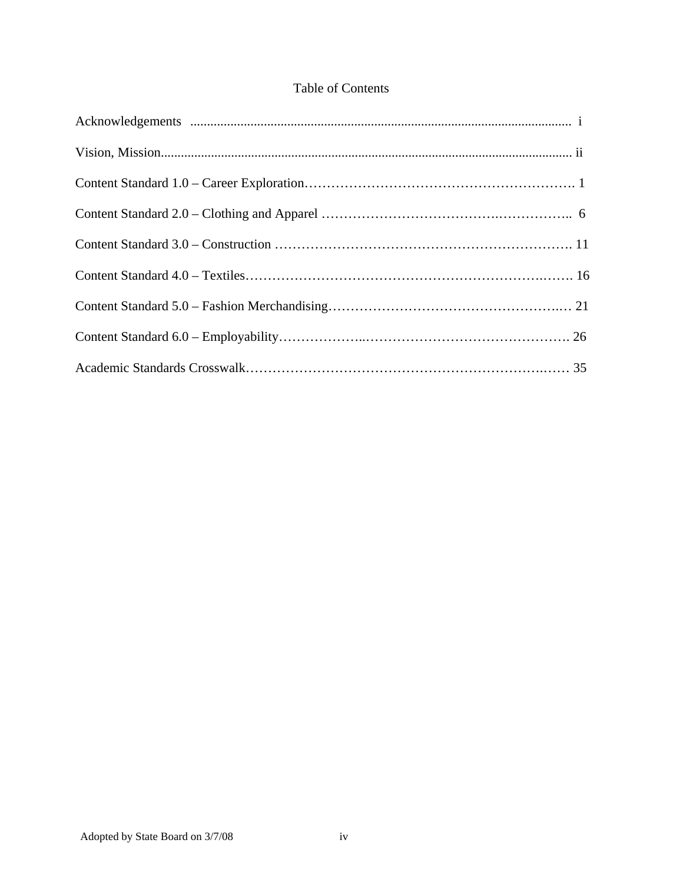# Table of Contents

Acknowledgements .................................................................................................................. i

Vision, Mission........................................................................................................................ ii

Content Standard 1.0 – Career Exploration………………………………………………………. 1

Content Standard 2.0 – Clothing and Apparel …………………………………….…………….. 6

Content Standard 3.0 – Construction ……………………………………………………………. 11

Content Standard 4.0 – Textiles……………………………………………………………….……. 16

Content Standard 5.0 – Fashion Merchandising……………………………………………….… 21

Content Standard 6.0 – Employability………………..………………………………………. 26

Academic Standards Crosswalk……………………………………………………………….…… 35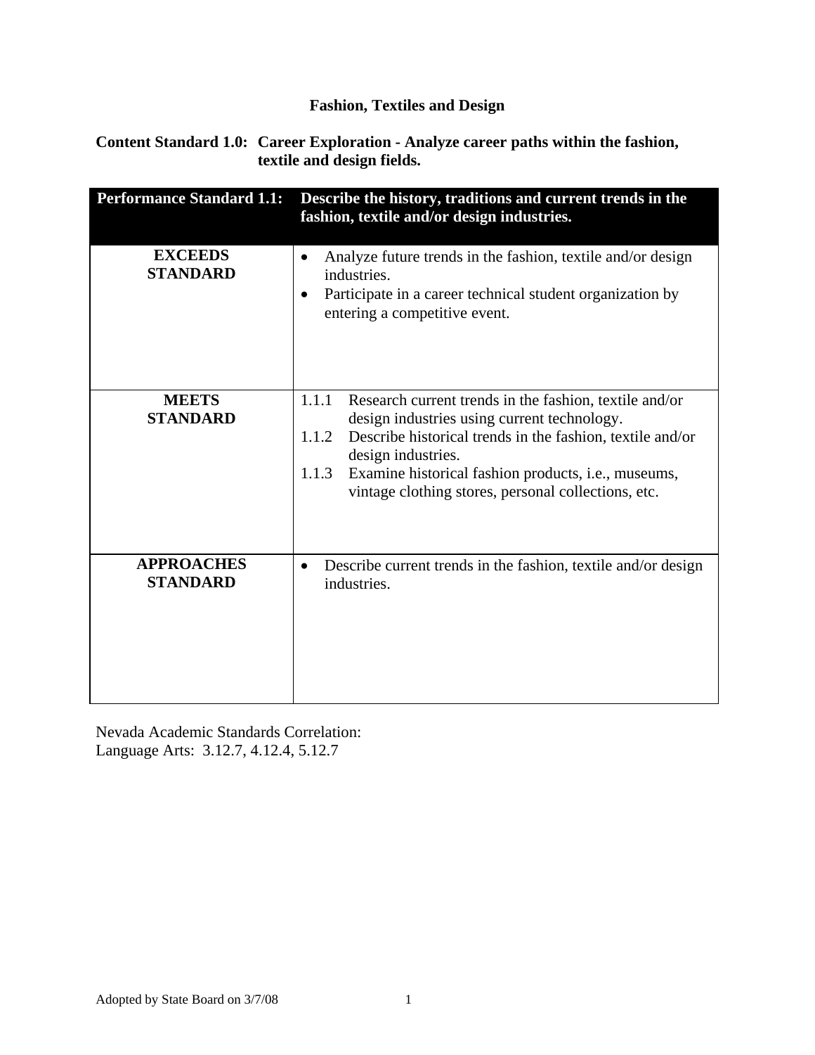# Fashion, Textiles and Design

**Content Standard 1.0: Career Exploration - Analyze career paths within the fashion, textile and design fields.**

| **Performance Standard 1.1:** | **Describe the history, traditions and current trends in the fashion, textile and/or design industries.** |
|---|---|
| **EXCEEDS STANDARD** | • Analyze future trends in the fashion, textile and/or design industries.<br>• Participate in a career technical student organization by entering a competitive event. |
| **MEETS STANDARD** | 1.1.1 Research current trends in the fashion, textile and/or design industries using current technology.<br>1.1.2 Describe historical trends in the fashion, textile and/or design industries.<br>1.1.3 Examine historical fashion products, i.e., museums, vintage clothing stores, personal collections, etc. |
| **APPROACHES STANDARD** | • Describe current trends in the fashion, textile and/or design industries. |

Nevada Academic Standards Correlation:
Language Arts: 3.12.7, 4.12.4, 5.12.7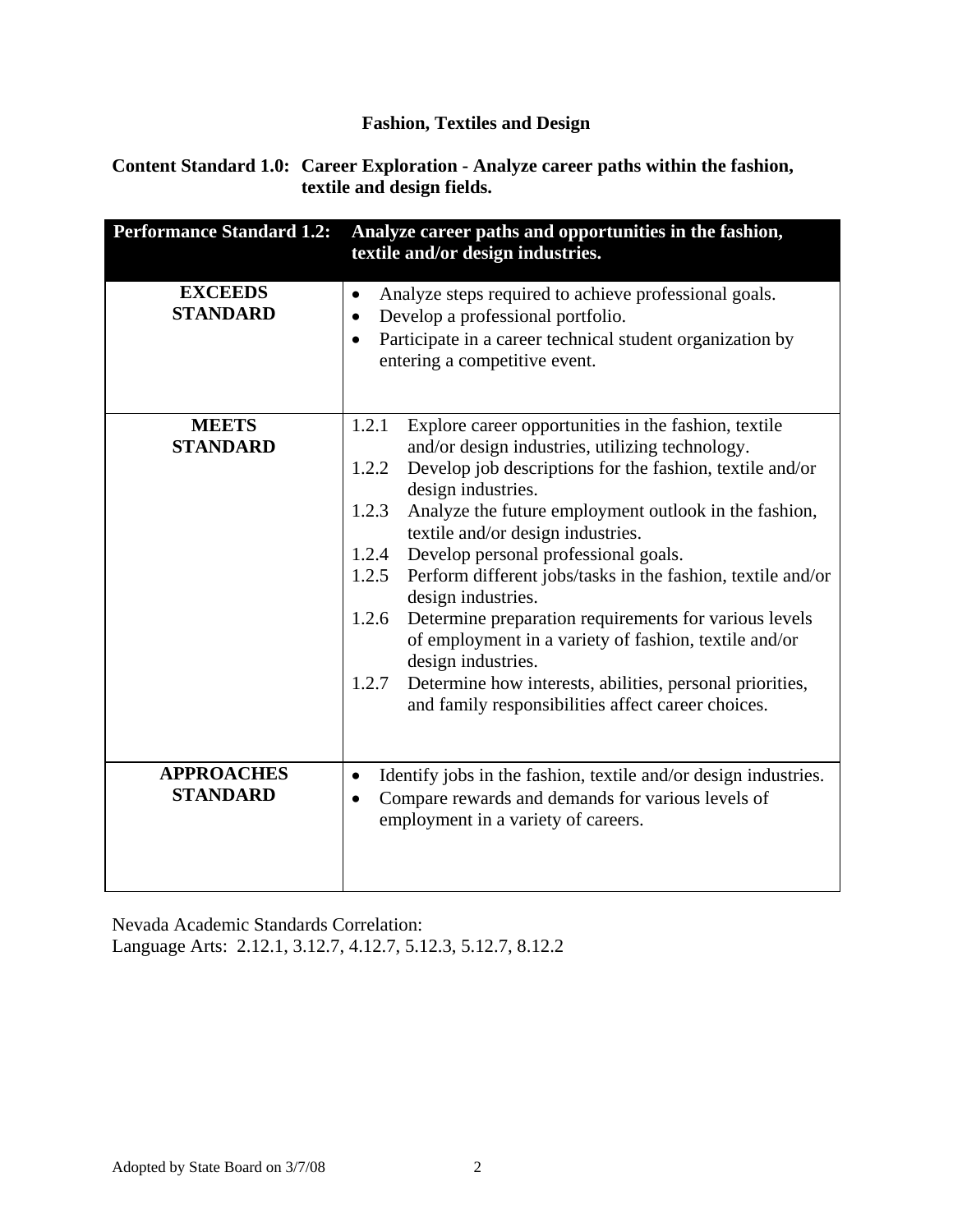**Fashion, Textiles and Design**

**Content Standard 1.0: Career Exploration - Analyze career paths within the fashion, textile and design fields.**

| **Performance Standard 1.2:** | **Analyze career paths and opportunities in the fashion, textile and/or design industries.** |
|---|---|
| **EXCEEDS STANDARD** | • Analyze steps required to achieve professional goals.<br>• Develop a professional portfolio.<br>• Participate in a career technical student organization by entering a competitive event. |
| **MEETS STANDARD** | 1.2.1 Explore career opportunities in the fashion, textile and/or design industries, utilizing technology.<br>1.2.2 Develop job descriptions for the fashion, textile and/or design industries.<br>1.2.3 Analyze the future employment outlook in the fashion, textile and/or design industries.<br>1.2.4 Develop personal professional goals.<br>1.2.5 Perform different jobs/tasks in the fashion, textile and/or design industries.<br>1.2.6 Determine preparation requirements for various levels of employment in a variety of fashion, textile and/or design industries.<br>1.2.7 Determine how interests, abilities, personal priorities, and family responsibilities affect career choices. |
| **APPROACHES STANDARD** | • Identify jobs in the fashion, textile and/or design industries.<br>• Compare rewards and demands for various levels of employment in a variety of careers. |

Nevada Academic Standards Correlation:
Language Arts: 2.12.1, 3.12.7, 4.12.7, 5.12.3, 5.12.7, 8.12.2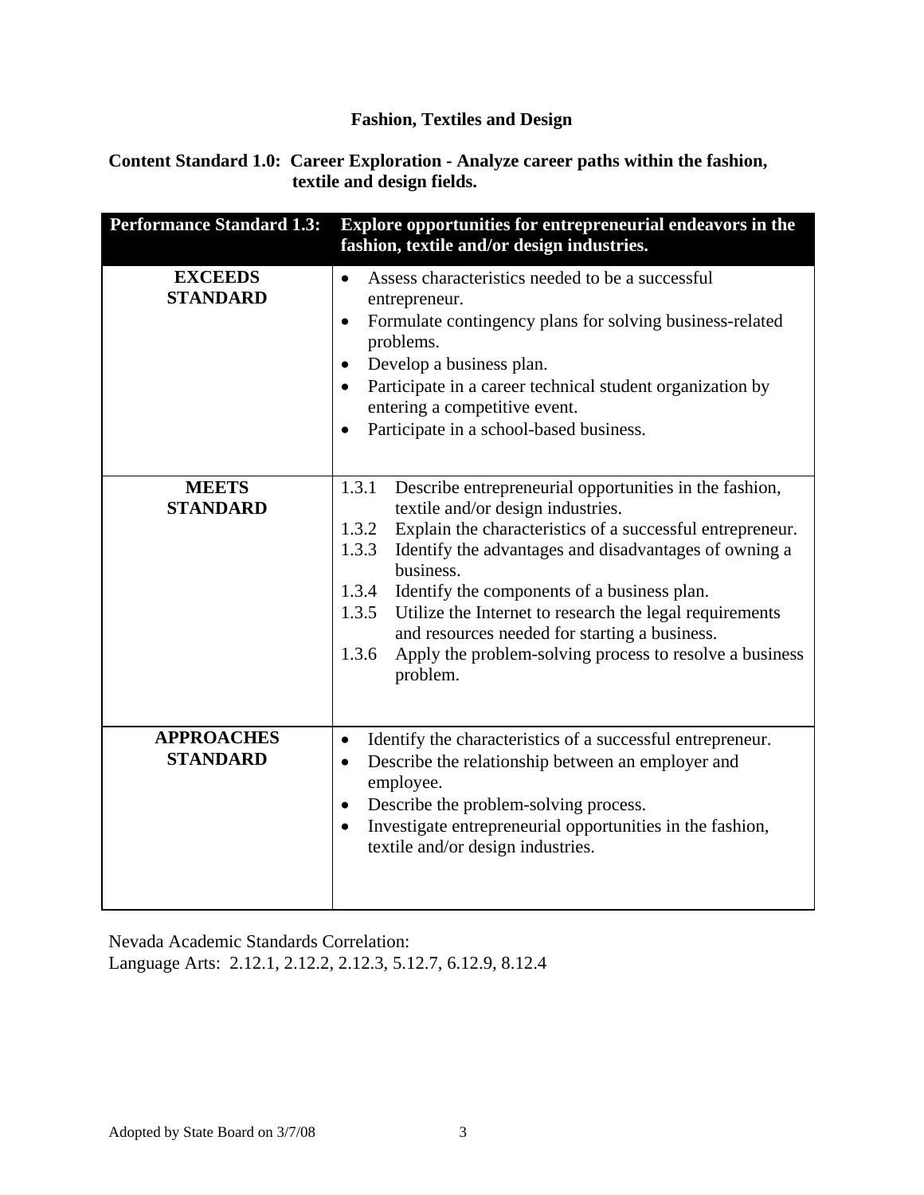# Fashion, Textiles and Design

## Content Standard 1.0: Career Exploration - Analyze career paths within the fashion, textile and design fields.

| Performance Standard 1.3: | Explore opportunities for entrepreneurial endeavors in the fashion, textile and/or design industries. |
|---|---|
| **EXCEEDS STANDARD** | • Assess characteristics needed to be a successful entrepreneur.<br>• Formulate contingency plans for solving business-related problems.<br>• Develop a business plan.<br>• Participate in a career technical student organization by entering a competitive event.<br>• Participate in a school-based business. |
| **MEETS STANDARD** | 1.3.1 Describe entrepreneurial opportunities in the fashion, textile and/or design industries.<br>1.3.2 Explain the characteristics of a successful entrepreneur.<br>1.3.3 Identify the advantages and disadvantages of owning a business.<br>1.3.4 Identify the components of a business plan.<br>1.3.5 Utilize the Internet to research the legal requirements and resources needed for starting a business.<br>1.3.6 Apply the problem-solving process to resolve a business problem. |
| **APPROACHES STANDARD** | • Identify the characteristics of a successful entrepreneur.<br>• Describe the relationship between an employer and employee.<br>• Describe the problem-solving process.<br>• Investigate entrepreneurial opportunities in the fashion, textile and/or design industries. |

Nevada Academic Standards Correlation:
Language Arts: 2.12.1, 2.12.2, 2.12.3, 5.12.7, 6.12.9, 8.12.4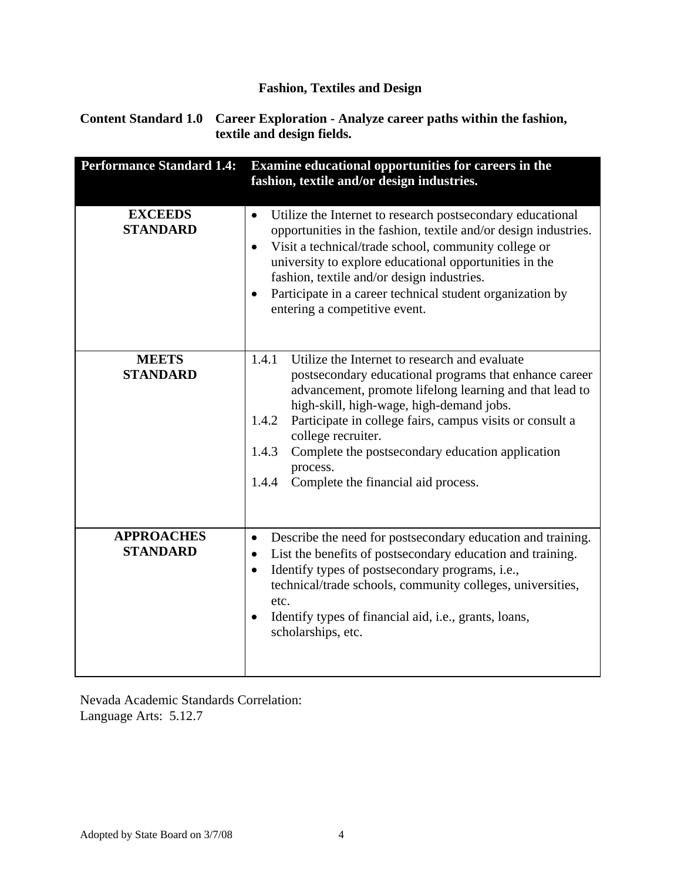## Fashion, Textiles and Design

**Content Standard 1.0 Career Exploration - Analyze career paths within the fashion, textile and design fields.**

| **Performance Standard 1.4:** | **Examine educational opportunities for careers in the fashion, textile and/or design industries.** |
|---|---|
| **EXCEEDS STANDARD** | • Utilize the Internet to research postsecondary educational opportunities in the fashion, textile and/or design industries.<br>• Visit a technical/trade school, community college or university to explore educational opportunities in the fashion, textile and/or design industries.<br>• Participate in a career technical student organization by entering a competitive event. |
| **MEETS STANDARD** | 1.4.1 Utilize the Internet to research and evaluate postsecondary educational programs that enhance career advancement, promote lifelong learning and that lead to high-skill, high-wage, high-demand jobs.<br>1.4.2 Participate in college fairs, campus visits or consult a college recruiter.<br>1.4.3 Complete the postsecondary education application process.<br>1.4.4 Complete the financial aid process. |
| **APPROACHES STANDARD** | • Describe the need for postsecondary education and training.<br>• List the benefits of postsecondary education and training.<br>• Identify types of postsecondary programs, i.e., technical/trade schools, community colleges, universities, etc.<br>• Identify types of financial aid, i.e., grants, loans, scholarships, etc. |

Nevada Academic Standards Correlation:
Language Arts: 5.12.7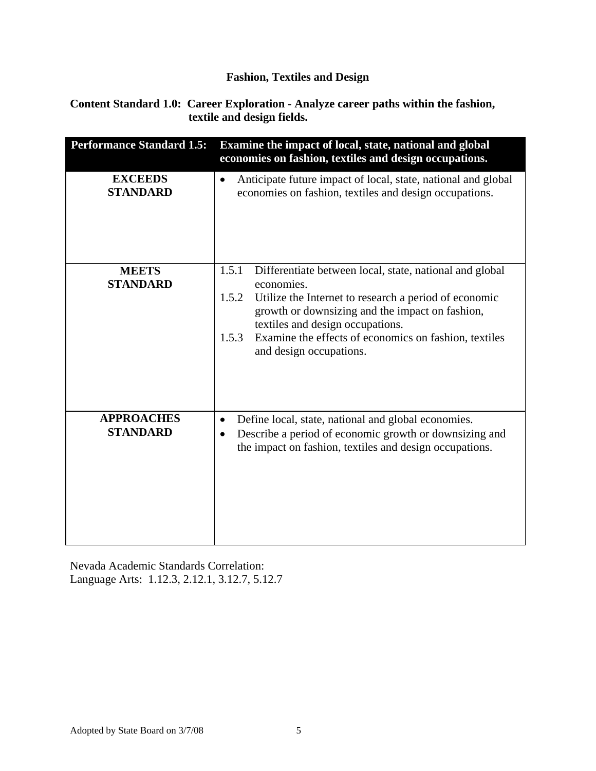## Fashion, Textiles and Design

**Content Standard 1.0: Career Exploration - Analyze career paths within the fashion, textile and design fields.**

| Performance Standard 1.5: | Examine the impact of local, state, national and global economies on fashion, textiles and design occupations. |
| --- | --- |
| **EXCEEDS STANDARD** | • Anticipate future impact of local, state, national and global economies on fashion, textiles and design occupations. |
| **MEETS STANDARD** | 1.5.1 Differentiate between local, state, national and global economies.<br>1.5.2 Utilize the Internet to research a period of economic growth or downsizing and the impact on fashion, textiles and design occupations.<br>1.5.3 Examine the effects of economics on fashion, textiles and design occupations. |
| **APPROACHES STANDARD** | • Define local, state, national and global economies.<br>• Describe a period of economic growth or downsizing and the impact on fashion, textiles and design occupations. |

Nevada Academic Standards Correlation:
Language Arts: 1.12.3, 2.12.1, 3.12.7, 5.12.7

Adopted by State Board on 3/7/08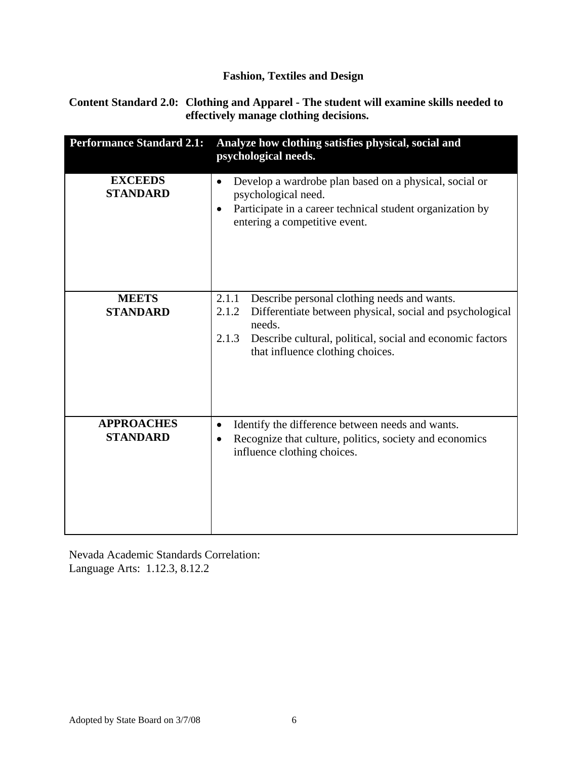## Fashion, Textiles and Design

**Content Standard 2.0: Clothing and Apparel - The student will examine skills needed to effectively manage clothing decisions.**

| **Performance Standard 2.1:** | **Analyze how clothing satisfies physical, social and psychological needs.** |
|---|---|
| **EXCEEDS STANDARD** | • Develop a wardrobe plan based on a physical, social or psychological need.<br>• Participate in a career technical student organization by entering a competitive event. |
| **MEETS STANDARD** | 2.1.1 Describe personal clothing needs and wants.<br>2.1.2 Differentiate between physical, social and psychological needs.<br>2.1.3 Describe cultural, political, social and economic factors that influence clothing choices. |
| **APPROACHES STANDARD** | • Identify the difference between needs and wants.<br>• Recognize that culture, politics, society and economics influence clothing choices. |

Nevada Academic Standards Correlation:
Language Arts: 1.12.3, 8.12.2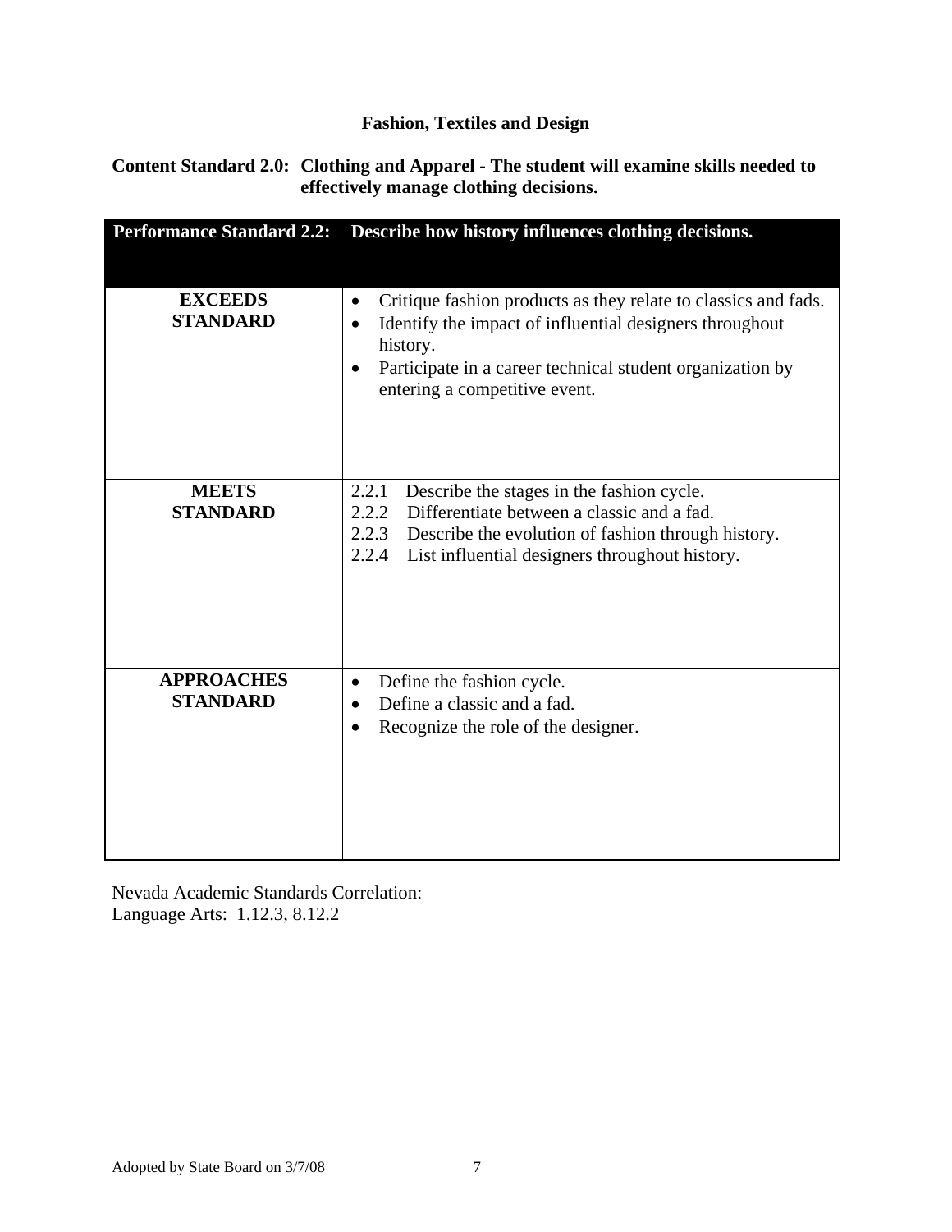**Fashion, Textiles and Design**

**Content Standard 2.0: Clothing and Apparel - The student will examine skills needed to effectively manage clothing decisions.**

| **Performance Standard 2.2:** | **Describe how history influences clothing decisions.** |
|---|---|
| **EXCEEDS STANDARD** | • Critique fashion products as they relate to classics and fads.<br>• Identify the impact of influential designers throughout history.<br>• Participate in a career technical student organization by entering a competitive event. |
| **MEETS STANDARD** | 2.2.1 Describe the stages in the fashion cycle.<br>2.2.2 Differentiate between a classic and a fad.<br>2.2.3 Describe the evolution of fashion through history.<br>2.2.4 List influential designers throughout history. |
| **APPROACHES STANDARD** | • Define the fashion cycle.<br>• Define a classic and a fad.<br>• Recognize the role of the designer. |

Nevada Academic Standards Correlation:
Language Arts: 1.12.3, 8.12.2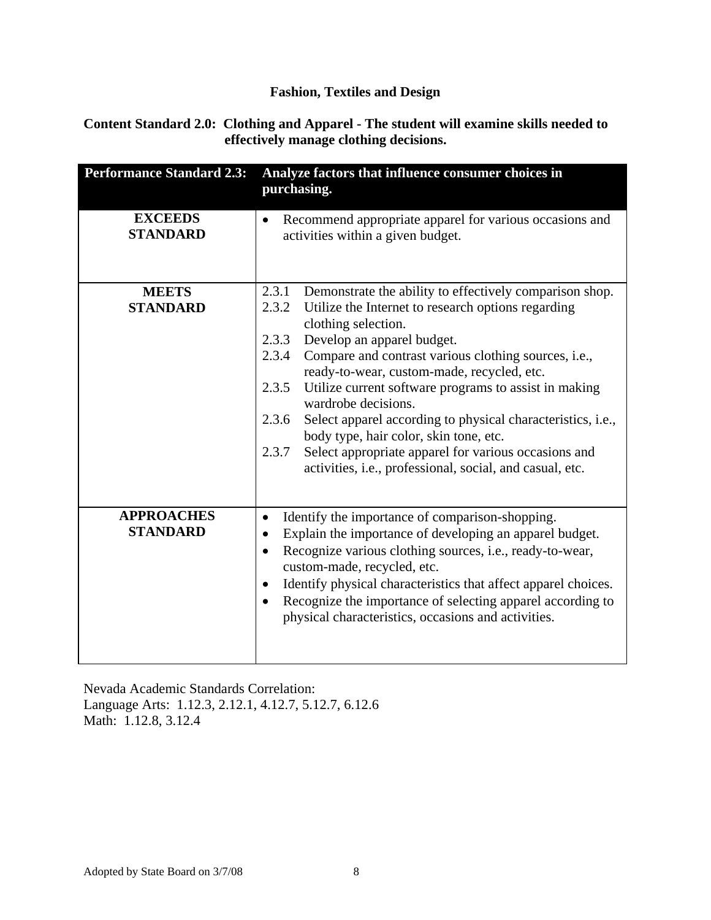## Fashion, Textiles and Design

**Content Standard 2.0: Clothing and Apparel - The student will examine skills needed to effectively manage clothing decisions.**

| **Performance Standard 2.3:** | **Analyze factors that influence consumer choices in purchasing.** |
|---|---|
| **EXCEEDS STANDARD** | • Recommend appropriate apparel for various occasions and activities within a given budget. |
| **MEETS STANDARD** | 2.3.1 Demonstrate the ability to effectively comparison shop.<br>2.3.2 Utilize the Internet to research options regarding clothing selection.<br>2.3.3 Develop an apparel budget.<br>2.3.4 Compare and contrast various clothing sources, i.e., ready-to-wear, custom-made, recycled, etc.<br>2.3.5 Utilize current software programs to assist in making wardrobe decisions.<br>2.3.6 Select apparel according to physical characteristics, i.e., body type, hair color, skin tone, etc.<br>2.3.7 Select appropriate apparel for various occasions and activities, i.e., professional, social, and casual, etc. |
| **APPROACHES STANDARD** | • Identify the importance of comparison-shopping.<br>• Explain the importance of developing an apparel budget.<br>• Recognize various clothing sources, i.e., ready-to-wear, custom-made, recycled, etc.<br>• Identify physical characteristics that affect apparel choices.<br>• Recognize the importance of selecting apparel according to physical characteristics, occasions and activities. |

Nevada Academic Standards Correlation:
Language Arts: 1.12.3, 2.12.1, 4.12.7, 5.12.7, 6.12.6
Math: 1.12.8, 3.12.4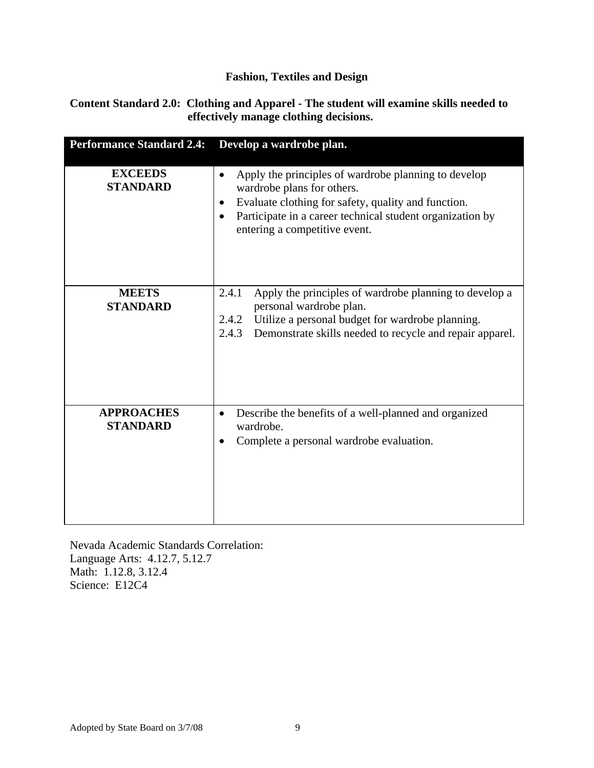**Fashion, Textiles and Design**

**Content Standard 2.0: Clothing and Apparel - The student will examine skills needed to effectively manage clothing decisions.**

| **Performance Standard 2.4:** | **Develop a wardrobe plan.** |
| --- | --- |
| **EXCEEDS STANDARD** | • Apply the principles of wardrobe planning to develop wardrobe plans for others.<br>• Evaluate clothing for safety, quality and function.<br>• Participate in a career technical student organization by entering a competitive event. |
| **MEETS STANDARD** | 2.4.1 Apply the principles of wardrobe planning to develop a personal wardrobe plan.<br>2.4.2 Utilize a personal budget for wardrobe planning.<br>2.4.3 Demonstrate skills needed to recycle and repair apparel. |
| **APPROACHES STANDARD** | • Describe the benefits of a well-planned and organized wardrobe.<br>• Complete a personal wardrobe evaluation. |

Nevada Academic Standards Correlation:
Language Arts: 4.12.7, 5.12.7
Math: 1.12.8, 3.12.4
Science: E12C4

Adopted by State Board on 3/7/08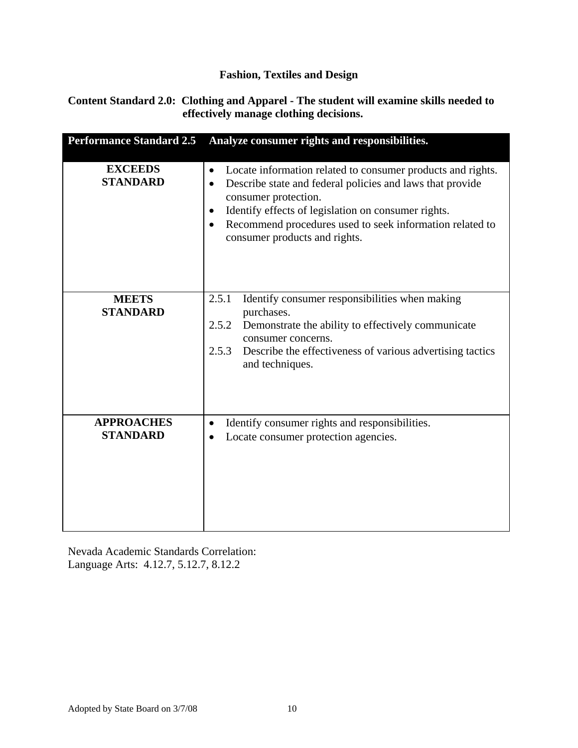# Fashion, Textiles and Design

**Content Standard 2.0: Clothing and Apparel - The student will examine skills needed to effectively manage clothing decisions.**

| Performance Standard 2.5 | Analyze consumer rights and responsibilities. |
|---|---|
| **EXCEEDS STANDARD** | • Locate information related to consumer products and rights.<br>• Describe state and federal policies and laws that provide consumer protection.<br>• Identify effects of legislation on consumer rights.<br>• Recommend procedures used to seek information related to consumer products and rights. |
| **MEETS STANDARD** | 2.5.1 Identify consumer responsibilities when making purchases.<br>2.5.2 Demonstrate the ability to effectively communicate consumer concerns.<br>2.5.3 Describe the effectiveness of various advertising tactics and techniques. |
| **APPROACHES STANDARD** | • Identify consumer rights and responsibilities.<br>• Locate consumer protection agencies. |

Nevada Academic Standards Correlation:
Language Arts: 4.12.7, 5.12.7, 8.12.2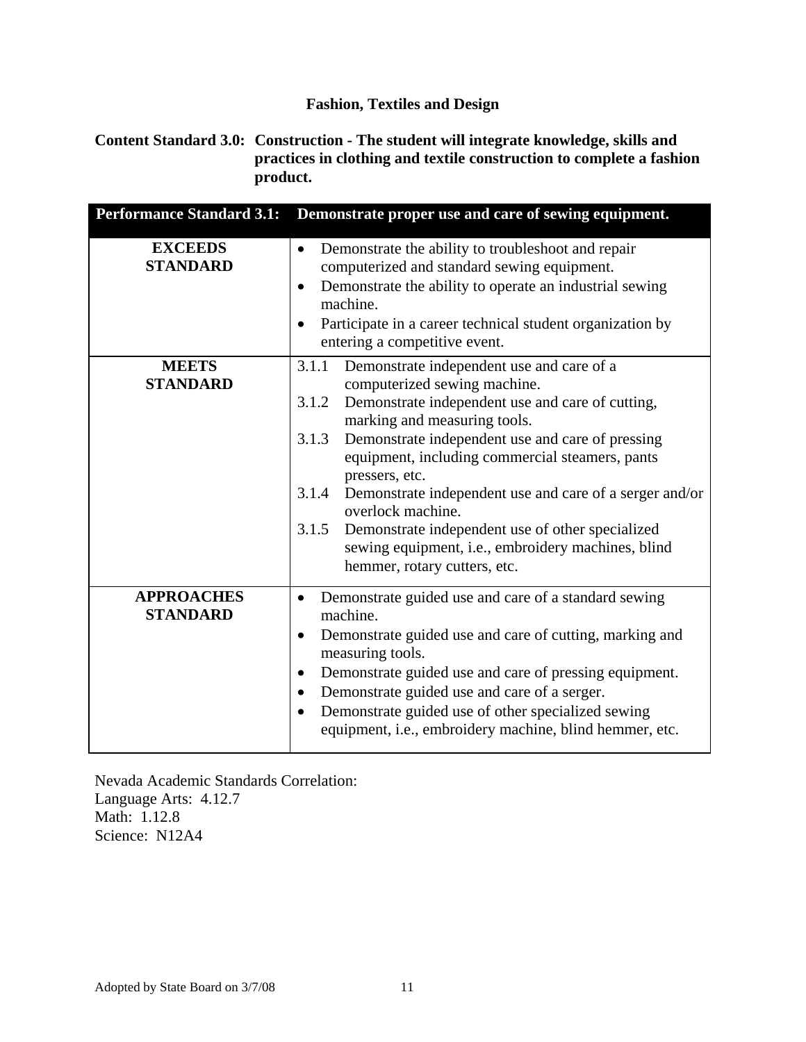## Fashion, Textiles and Design

**Content Standard 3.0: Construction - The student will integrate knowledge, skills and practices in clothing and textile construction to complete a fashion product.**

| Performance Standard 3.1: | Demonstrate proper use and care of sewing equipment. |
|---|---|
| **EXCEEDS STANDARD** | • Demonstrate the ability to troubleshoot and repair computerized and standard sewing equipment.<br>• Demonstrate the ability to operate an industrial sewing machine.<br>• Participate in a career technical student organization by entering a competitive event. |
| **MEETS STANDARD** | 3.1.1 Demonstrate independent use and care of a computerized sewing machine.<br>3.1.2 Demonstrate independent use and care of cutting, marking and measuring tools.<br>3.1.3 Demonstrate independent use and care of pressing equipment, including commercial steamers, pants pressers, etc.<br>3.1.4 Demonstrate independent use and care of a serger and/or overlock machine.<br>3.1.5 Demonstrate independent use of other specialized sewing equipment, i.e., embroidery machines, blind hemmer, rotary cutters, etc. |
| **APPROACHES STANDARD** | • Demonstrate guided use and care of a standard sewing machine.<br>• Demonstrate guided use and care of cutting, marking and measuring tools.<br>• Demonstrate guided use and care of pressing equipment.<br>• Demonstrate guided use and care of a serger.<br>• Demonstrate guided use of other specialized sewing equipment, i.e., embroidery machine, blind hemmer, etc. |

Nevada Academic Standards Correlation:
Language Arts: 4.12.7
Math: 1.12.8
Science: N12A4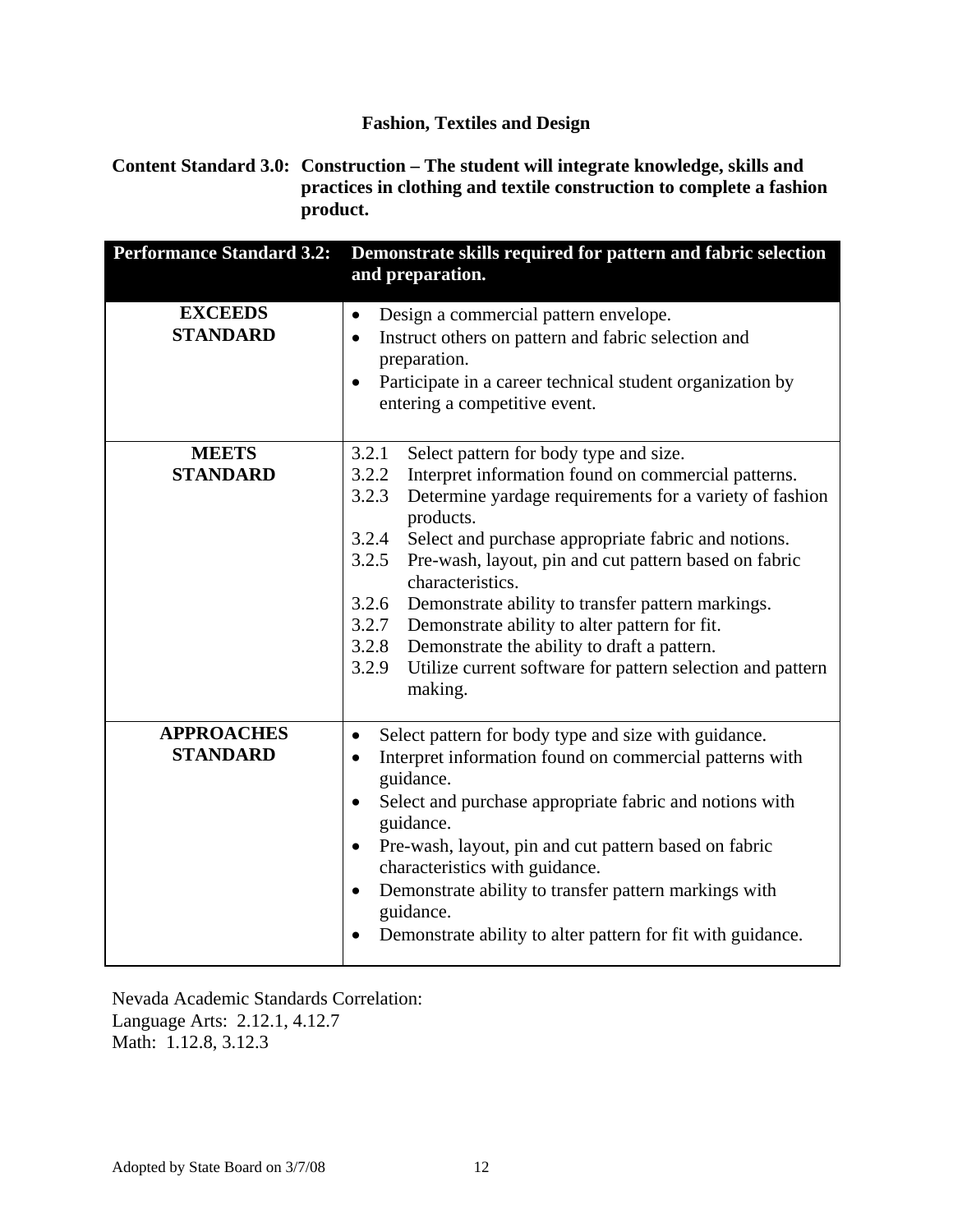**Fashion, Textiles and Design**

**Content Standard 3.0: Construction – The student will integrate knowledge, skills and practices in clothing and textile construction to complete a fashion product.**

| **Performance Standard 3.2:** | **Demonstrate skills required for pattern and fabric selection and preparation.** |
|---|---|
| **EXCEEDS STANDARD** | • Design a commercial pattern envelope.<br>• Instruct others on pattern and fabric selection and preparation.<br>• Participate in a career technical student organization by entering a competitive event. |
| **MEETS STANDARD** | 3.2.1 Select pattern for body type and size.<br>3.2.2 Interpret information found on commercial patterns.<br>3.2.3 Determine yardage requirements for a variety of fashion products.<br>3.2.4 Select and purchase appropriate fabric and notions.<br>3.2.5 Pre-wash, layout, pin and cut pattern based on fabric characteristics.<br>3.2.6 Demonstrate ability to transfer pattern markings.<br>3.2.7 Demonstrate ability to alter pattern for fit.<br>3.2.8 Demonstrate the ability to draft a pattern.<br>3.2.9 Utilize current software for pattern selection and pattern making. |
| **APPROACHES STANDARD** | • Select pattern for body type and size with guidance.<br>• Interpret information found on commercial patterns with guidance.<br>• Select and purchase appropriate fabric and notions with guidance.<br>• Pre-wash, layout, pin and cut pattern based on fabric characteristics with guidance.<br>• Demonstrate ability to transfer pattern markings with guidance.<br>• Demonstrate ability to alter pattern for fit with guidance. |

Nevada Academic Standards Correlation:
Language Arts: 2.12.1, 4.12.7
Math: 1.12.8, 3.12.3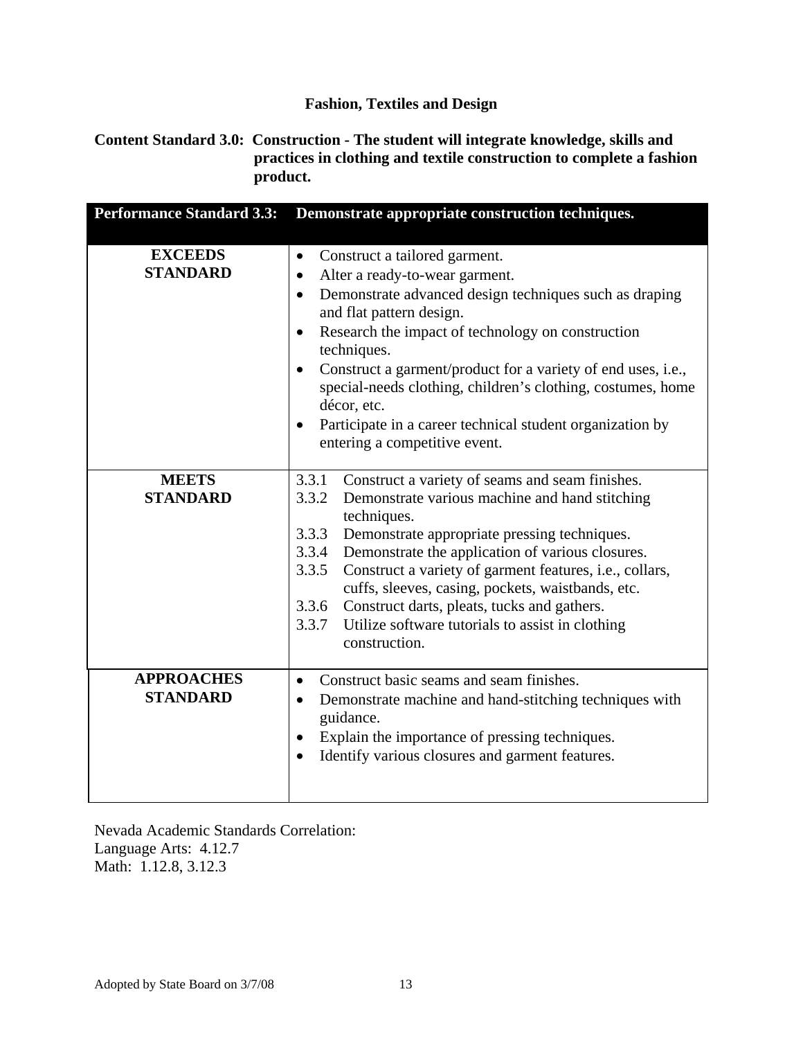# Fashion, Textiles and Design

**Content Standard 3.0: Construction - The student will integrate knowledge, skills and practices in clothing and textile construction to complete a fashion product.**

| Performance Standard 3.3: | Demonstrate appropriate construction techniques. |
|---|---|
| **EXCEEDS STANDARD** | • Construct a tailored garment.<br>• Alter a ready-to-wear garment.<br>• Demonstrate advanced design techniques such as draping and flat pattern design.<br>• Research the impact of technology on construction techniques.<br>• Construct a garment/product for a variety of end uses, i.e., special-needs clothing, children's clothing, costumes, home décor, etc.<br>• Participate in a career technical student organization by entering a competitive event. |
| **MEETS STANDARD** | 3.3.1 Construct a variety of seams and seam finishes.<br>3.3.2 Demonstrate various machine and hand stitching techniques.<br>3.3.3 Demonstrate appropriate pressing techniques.<br>3.3.4 Demonstrate the application of various closures.<br>3.3.5 Construct a variety of garment features, i.e., collars, cuffs, sleeves, casing, pockets, waistbands, etc.<br>3.3.6 Construct darts, pleats, tucks and gathers.<br>3.3.7 Utilize software tutorials to assist in clothing construction. |
| **APPROACHES STANDARD** | • Construct basic seams and seam finishes.<br>• Demonstrate machine and hand-stitching techniques with guidance.<br>• Explain the importance of pressing techniques.<br>• Identify various closures and garment features. |

Nevada Academic Standards Correlation:
Language Arts: 4.12.7
Math: 1.12.8, 3.12.3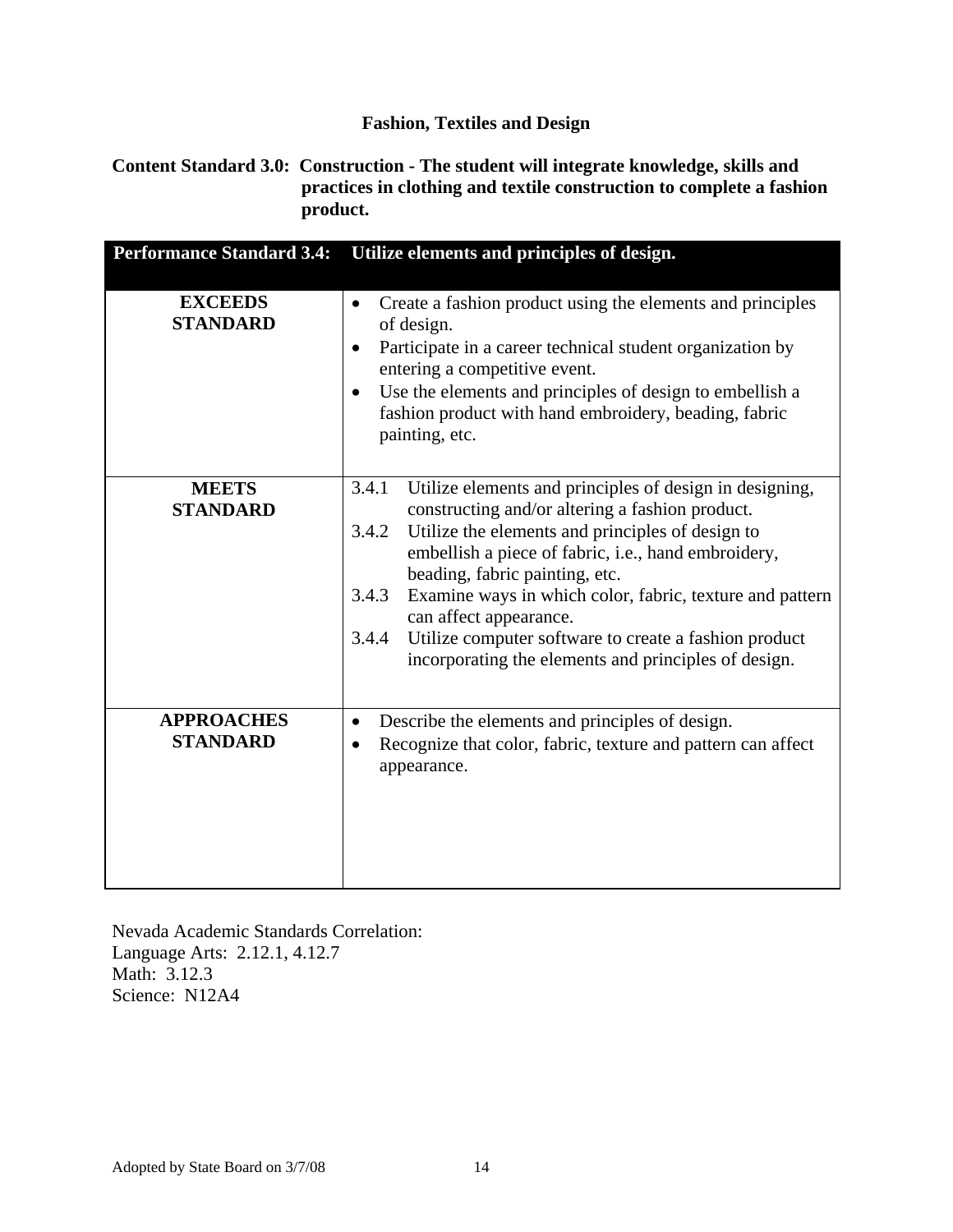**Fashion, Textiles and Design**

**Content Standard 3.0: Construction - The student will integrate knowledge, skills and practices in clothing and textile construction to complete a fashion product.**

| **Performance Standard 3.4:** | **Utilize elements and principles of design.** |
|---|---|
| **EXCEEDS STANDARD** | • Create a fashion product using the elements and principles of design.<br>• Participate in a career technical student organization by entering a competitive event.<br>• Use the elements and principles of design to embellish a fashion product with hand embroidery, beading, fabric painting, etc. |
| **MEETS STANDARD** | 3.4.1 Utilize elements and principles of design in designing, constructing and/or altering a fashion product.<br>3.4.2 Utilize the elements and principles of design to embellish a piece of fabric, i.e., hand embroidery, beading, fabric painting, etc.<br>3.4.3 Examine ways in which color, fabric, texture and pattern can affect appearance.<br>3.4.4 Utilize computer software to create a fashion product incorporating the elements and principles of design. |
| **APPROACHES STANDARD** | • Describe the elements and principles of design.<br>• Recognize that color, fabric, texture and pattern can affect appearance. |

Nevada Academic Standards Correlation:
Language Arts: 2.12.1, 4.12.7
Math: 3.12.3
Science: N12A4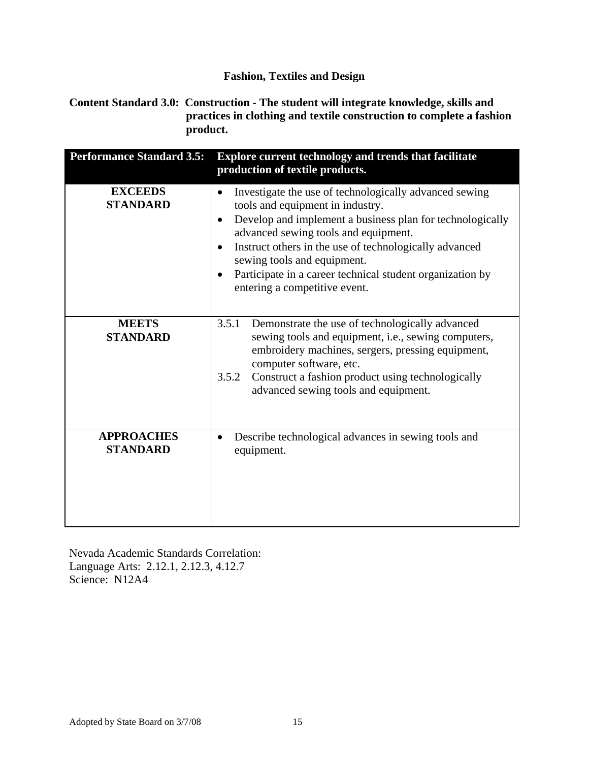## Fashion, Textiles and Design

**Content Standard 3.0: Construction - The student will integrate knowledge, skills and practices in clothing and textile construction to complete a fashion product.**

| Performance Standard 3.5: | Explore current technology and trends that facilitate production of textile products. |
|---|---|
| **EXCEEDS STANDARD** | • Investigate the use of technologically advanced sewing tools and equipment in industry.<br>• Develop and implement a business plan for technologically advanced sewing tools and equipment.<br>• Instruct others in the use of technologically advanced sewing tools and equipment.<br>• Participate in a career technical student organization by entering a competitive event. |
| **MEETS STANDARD** | 3.5.1 Demonstrate the use of technologically advanced sewing tools and equipment, i.e., sewing computers, embroidery machines, sergers, pressing equipment, computer software, etc.<br>3.5.2 Construct a fashion product using technologically advanced sewing tools and equipment. |
| **APPROACHES STANDARD** | • Describe technological advances in sewing tools and equipment. |

Nevada Academic Standards Correlation:
Language Arts: 2.12.1, 2.12.3, 4.12.7
Science: N12A4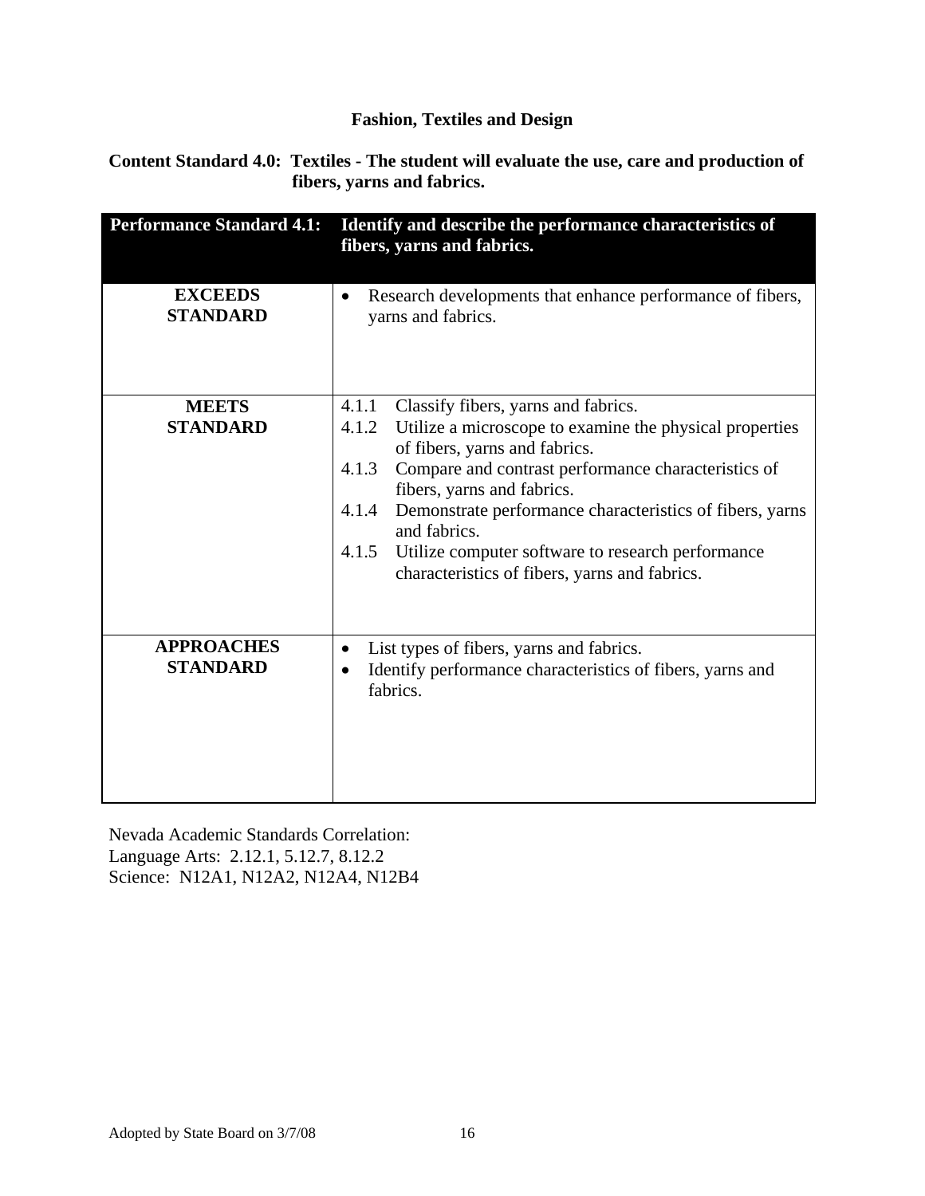# Fashion, Textiles and Design

**Content Standard 4.0: Textiles - The student will evaluate the use, care and production of fibers, yarns and fabrics.**

| **Performance Standard 4.1:** | **Identify and describe the performance characteristics of fibers, yarns and fabrics.** |
|---|---|
| **EXCEEDS STANDARD** | • Research developments that enhance performance of fibers, yarns and fabrics. |
| **MEETS STANDARD** | 4.1.1 Classify fibers, yarns and fabrics.<br>4.1.2 Utilize a microscope to examine the physical properties of fibers, yarns and fabrics.<br>4.1.3 Compare and contrast performance characteristics of fibers, yarns and fabrics.<br>4.1.4 Demonstrate performance characteristics of fibers, yarns and fabrics.<br>4.1.5 Utilize computer software to research performance characteristics of fibers, yarns and fabrics. |
| **APPROACHES STANDARD** | • List types of fibers, yarns and fabrics.<br>• Identify performance characteristics of fibers, yarns and fabrics. |

Nevada Academic Standards Correlation:
Language Arts: 2.12.1, 5.12.7, 8.12.2
Science: N12A1, N12A2, N12A4, N12B4

Adopted by State Board on 3/7/08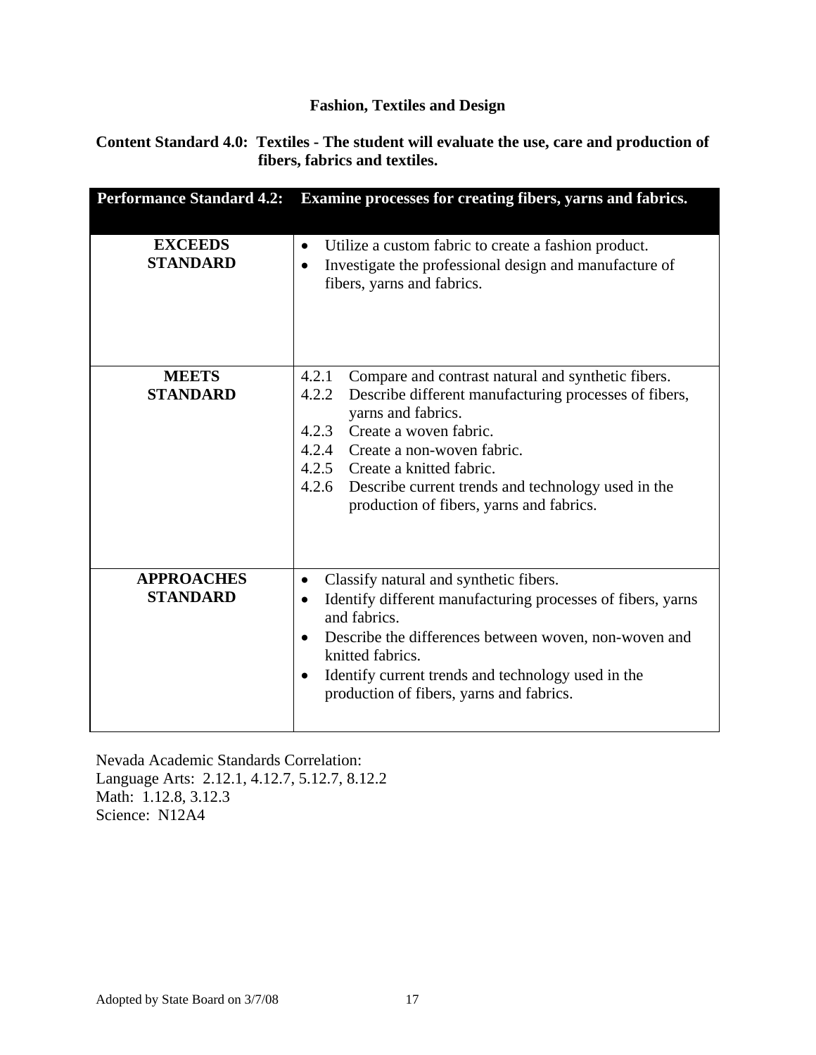# Fashion, Textiles and Design

## Content Standard 4.0: Textiles - The student will evaluate the use, care and production of fibers, fabrics and textiles.

| Performance Standard 4.2: | Examine processes for creating fibers, yarns and fabrics. |
|---|---|
| **EXCEEDS STANDARD** | • Utilize a custom fabric to create a fashion product.<br>• Investigate the professional design and manufacture of fibers, yarns and fabrics. |
| **MEETS STANDARD** | 4.2.1 Compare and contrast natural and synthetic fibers.<br>4.2.2 Describe different manufacturing processes of fibers, yarns and fabrics.<br>4.2.3 Create a woven fabric.<br>4.2.4 Create a non-woven fabric.<br>4.2.5 Create a knitted fabric.<br>4.2.6 Describe current trends and technology used in the production of fibers, yarns and fabrics. |
| **APPROACHES STANDARD** | • Classify natural and synthetic fibers.<br>• Identify different manufacturing processes of fibers, yarns and fabrics.<br>• Describe the differences between woven, non-woven and knitted fabrics.<br>• Identify current trends and technology used in the production of fibers, yarns and fabrics. |

Nevada Academic Standards Correlation:
Language Arts: 2.12.1, 4.12.7, 5.12.7, 8.12.2
Math: 1.12.8, 3.12.3
Science: N12A4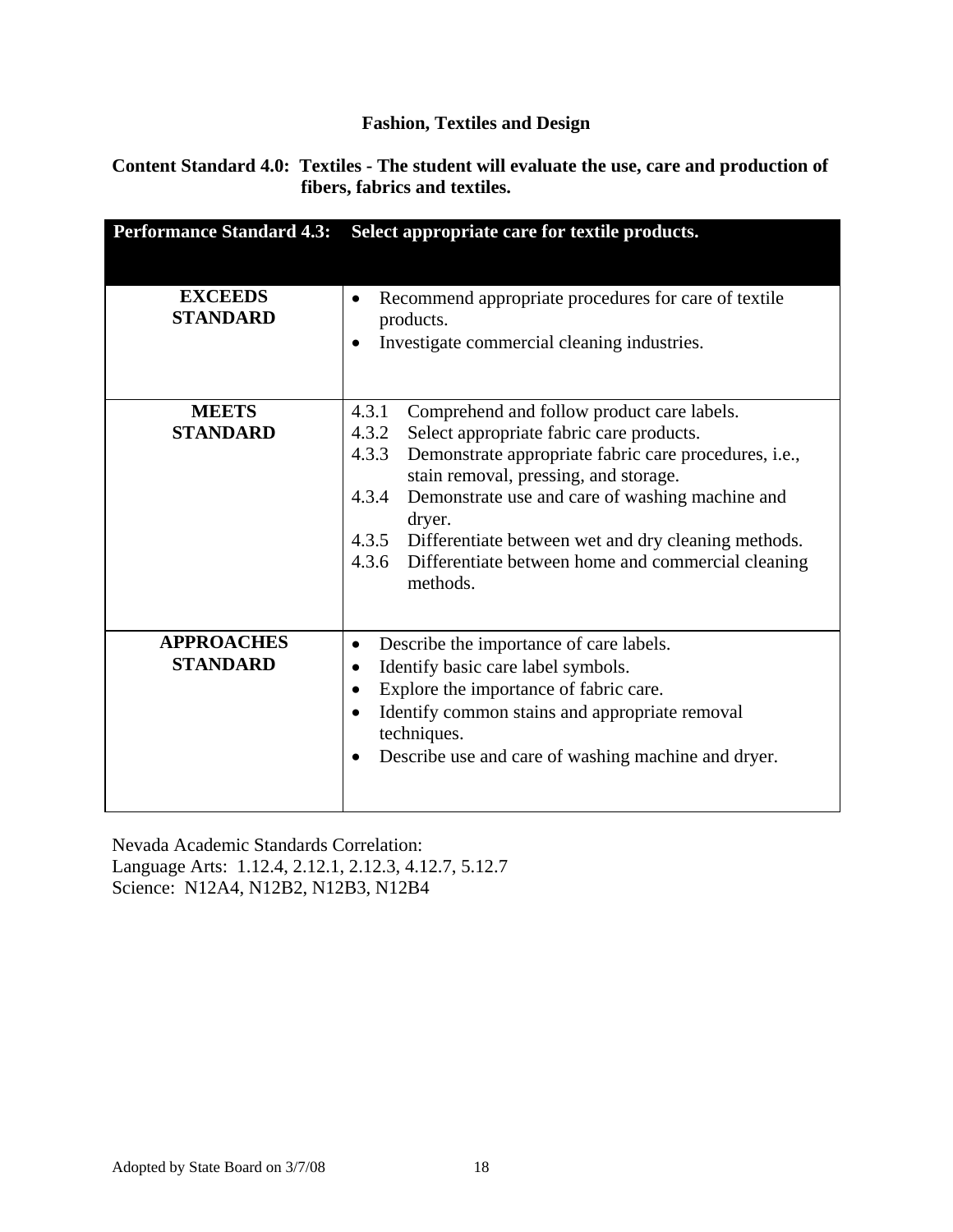## Fashion, Textiles and Design

**Content Standard 4.0: Textiles - The student will evaluate the use, care and production of fibers, fabrics and textiles.**

| Performance Standard 4.3: | Select appropriate care for textile products. |
|---|---|
| **EXCEEDS STANDARD** | • Recommend appropriate procedures for care of textile products.<br>• Investigate commercial cleaning industries. |
| **MEETS STANDARD** | 4.3.1 Comprehend and follow product care labels.<br>4.3.2 Select appropriate fabric care products.<br>4.3.3 Demonstrate appropriate fabric care procedures, i.e., stain removal, pressing, and storage.<br>4.3.4 Demonstrate use and care of washing machine and dryer.<br>4.3.5 Differentiate between wet and dry cleaning methods.<br>4.3.6 Differentiate between home and commercial cleaning methods. |
| **APPROACHES STANDARD** | • Describe the importance of care labels.<br>• Identify basic care label symbols.<br>• Explore the importance of fabric care.<br>• Identify common stains and appropriate removal techniques.<br>• Describe use and care of washing machine and dryer. |

Nevada Academic Standards Correlation:
Language Arts: 1.12.4, 2.12.1, 2.12.3, 4.12.7, 5.12.7
Science: N12A4, N12B2, N12B3, N12B4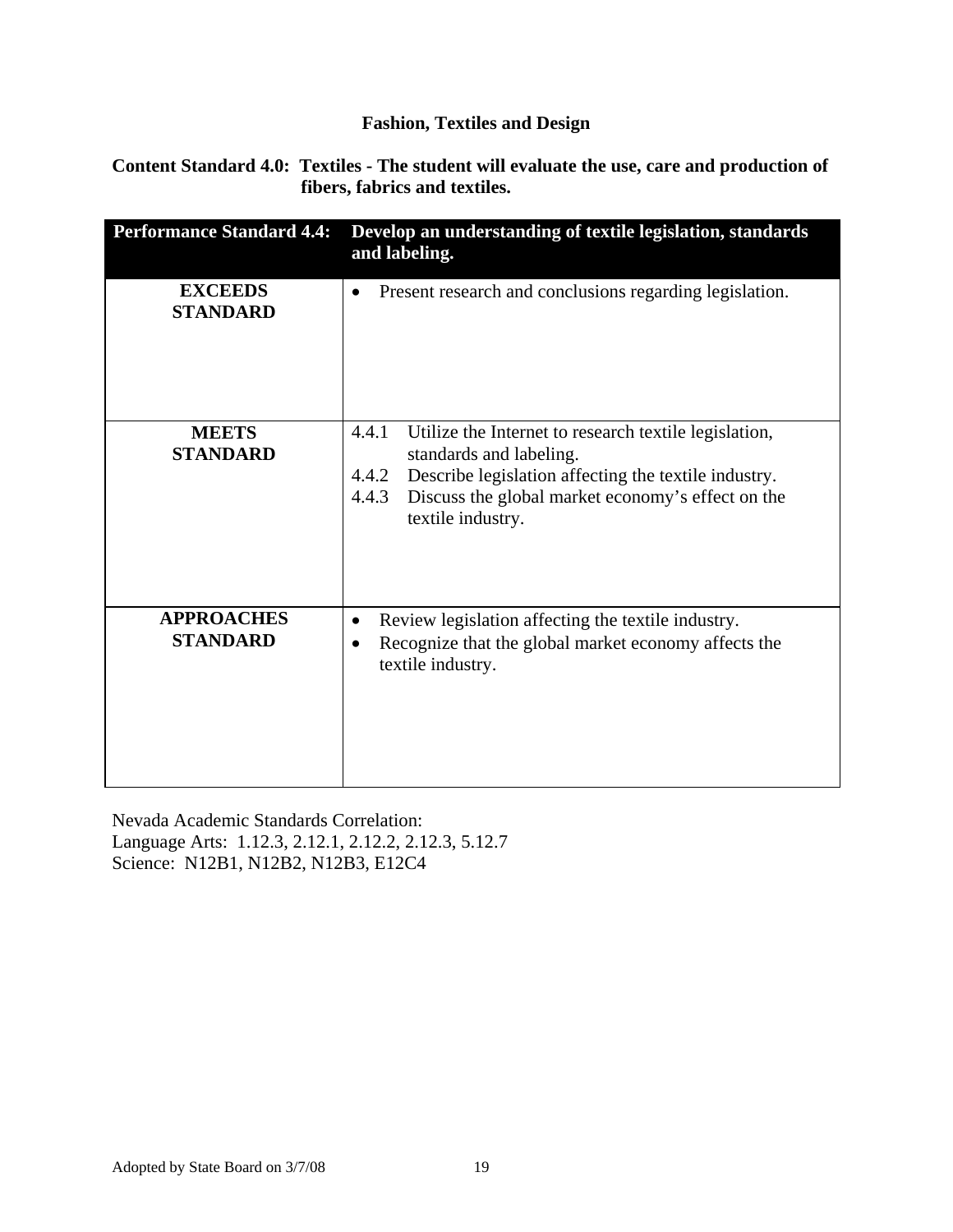## Fashion, Textiles and Design

**Content Standard 4.0: Textiles - The student will evaluate the use, care and production of fibers, fabrics and textiles.**

| Performance Standard 4.4: | Develop an understanding of textile legislation, standards and labeling. |
|---|---|
| **EXCEEDS STANDARD** | • Present research and conclusions regarding legislation. |
| **MEETS STANDARD** | 4.4.1 Utilize the Internet to research textile legislation, standards and labeling.<br>4.4.2 Describe legislation affecting the textile industry.<br>4.4.3 Discuss the global market economy's effect on the textile industry. |
| **APPROACHES STANDARD** | • Review legislation affecting the textile industry.<br>• Recognize that the global market economy affects the textile industry. |

Nevada Academic Standards Correlation:
Language Arts: 1.12.3, 2.12.1, 2.12.2, 2.12.3, 5.12.7
Science: N12B1, N12B2, N12B3, E12C4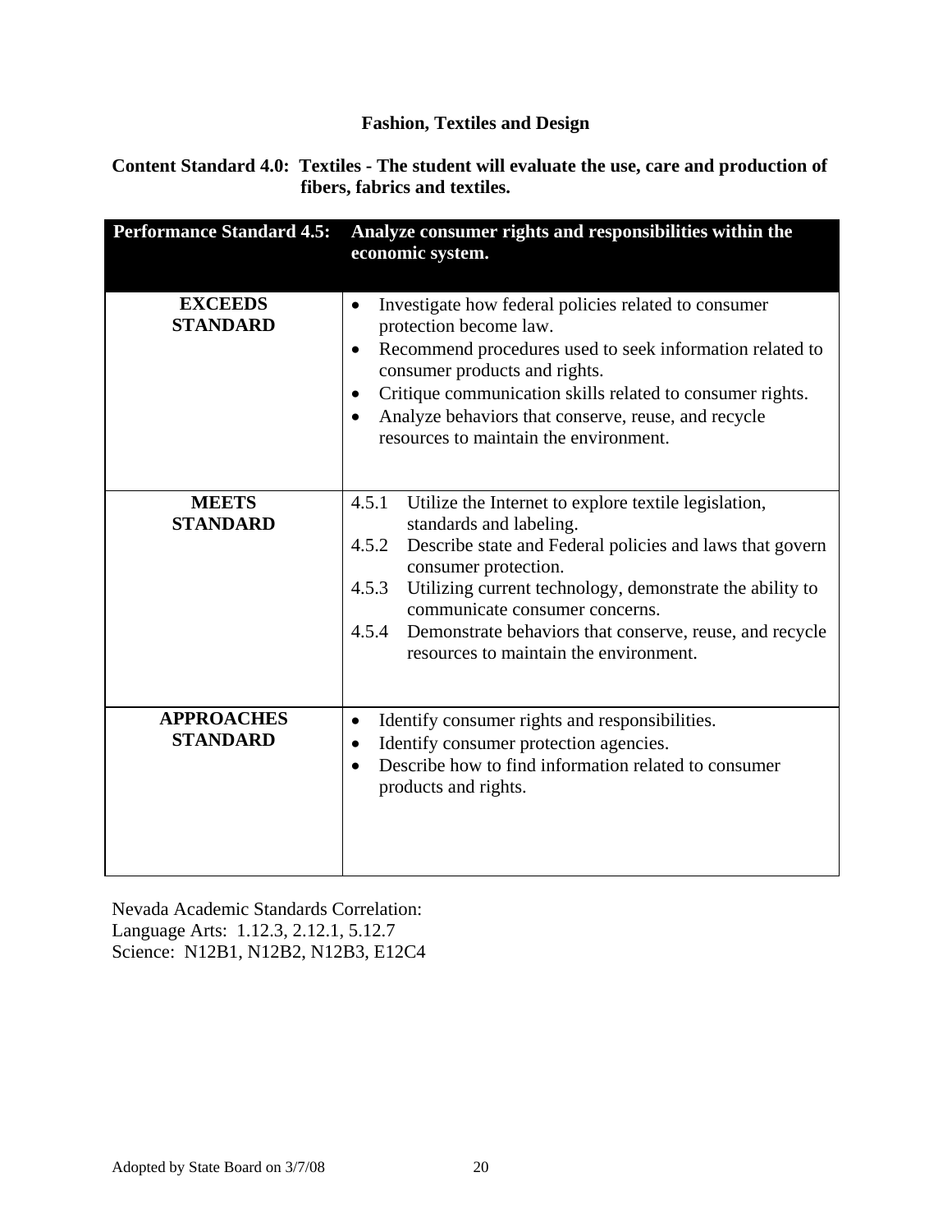## Fashion, Textiles and Design

**Content Standard 4.0: Textiles - The student will evaluate the use, care and production of fibers, fabrics and textiles.**

| Performance Standard 4.5: | Analyze consumer rights and responsibilities within the economic system. |
|---|---|
| **EXCEEDS STANDARD** | • Investigate how federal policies related to consumer protection become law.<br>• Recommend procedures used to seek information related to consumer products and rights.<br>• Critique communication skills related to consumer rights.<br>• Analyze behaviors that conserve, reuse, and recycle resources to maintain the environment. |
| **MEETS STANDARD** | 4.5.1 Utilize the Internet to explore textile legislation, standards and labeling.<br>4.5.2 Describe state and Federal policies and laws that govern consumer protection.<br>4.5.3 Utilizing current technology, demonstrate the ability to communicate consumer concerns.<br>4.5.4 Demonstrate behaviors that conserve, reuse, and recycle resources to maintain the environment. |
| **APPROACHES STANDARD** | • Identify consumer rights and responsibilities.<br>• Identify consumer protection agencies.<br>• Describe how to find information related to consumer products and rights. |

Nevada Academic Standards Correlation:
Language Arts: 1.12.3, 2.12.1, 5.12.7
Science: N12B1, N12B2, N12B3, E12C4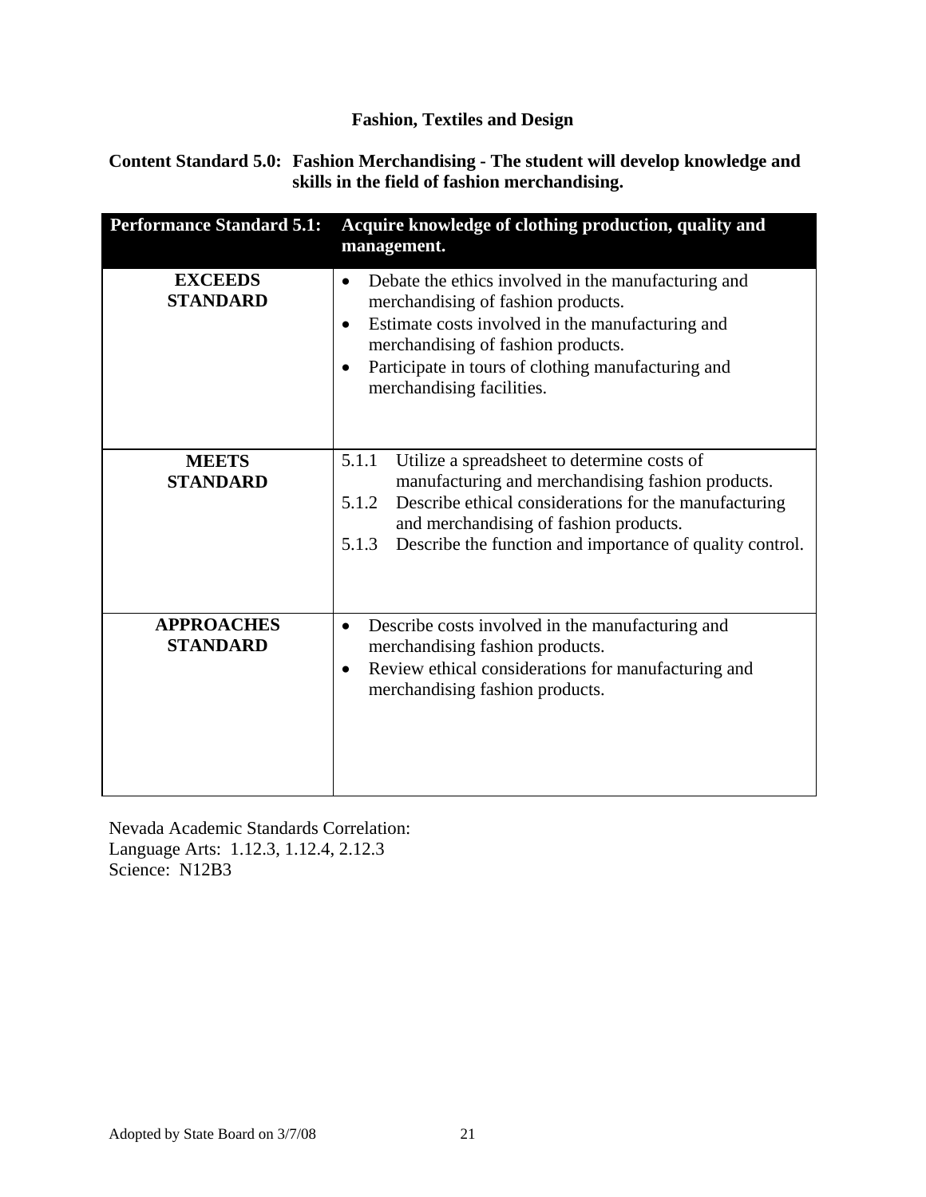## Fashion, Textiles and Design

**Content Standard 5.0: Fashion Merchandising - The student will develop knowledge and skills in the field of fashion merchandising.**

| Performance Standard 5.1: | Acquire knowledge of clothing production, quality and management. |
|---|---|
| **EXCEEDS STANDARD** | • Debate the ethics involved in the manufacturing and merchandising of fashion products.<br>• Estimate costs involved in the manufacturing and merchandising of fashion products.<br>• Participate in tours of clothing manufacturing and merchandising facilities. |
| **MEETS STANDARD** | 5.1.1 Utilize a spreadsheet to determine costs of manufacturing and merchandising fashion products.<br>5.1.2 Describe ethical considerations for the manufacturing and merchandising of fashion products.<br>5.1.3 Describe the function and importance of quality control. |
| **APPROACHES STANDARD** | • Describe costs involved in the manufacturing and merchandising fashion products.<br>• Review ethical considerations for manufacturing and merchandising fashion products. |

Nevada Academic Standards Correlation:
Language Arts: 1.12.3, 1.12.4, 2.12.3
Science: N12B3

Adopted by State Board on 3/7/08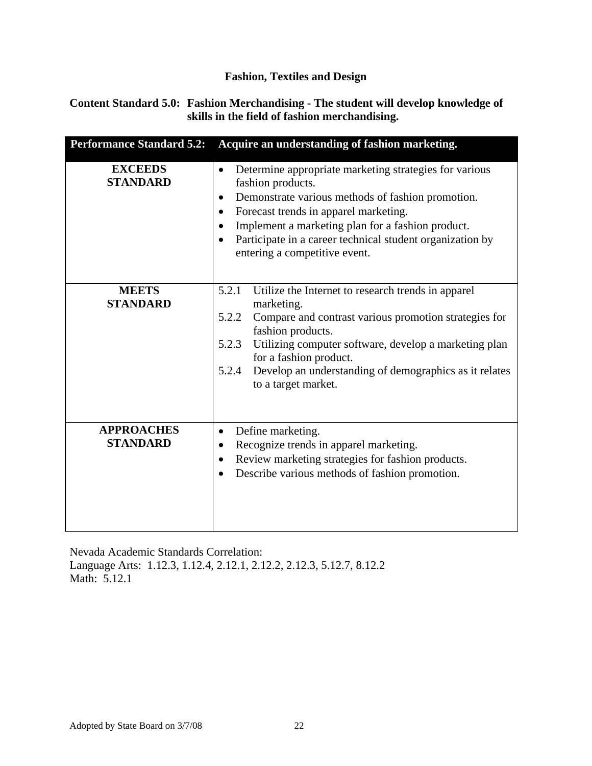# Fashion, Textiles and Design

**Content Standard 5.0: Fashion Merchandising - The student will develop knowledge of skills in the field of fashion merchandising.**

| Performance Standard 5.2: | Acquire an understanding of fashion marketing. |
|---|---|
| **EXCEEDS STANDARD** | • Determine appropriate marketing strategies for various fashion products.<br>• Demonstrate various methods of fashion promotion.<br>• Forecast trends in apparel marketing.<br>• Implement a marketing plan for a fashion product.<br>• Participate in a career technical student organization by entering a competitive event. |
| **MEETS STANDARD** | 5.2.1 Utilize the Internet to research trends in apparel marketing.<br>5.2.2 Compare and contrast various promotion strategies for fashion products.<br>5.2.3 Utilizing computer software, develop a marketing plan for a fashion product.<br>5.2.4 Develop an understanding of demographics as it relates to a target market. |
| **APPROACHES STANDARD** | • Define marketing.<br>• Recognize trends in apparel marketing.<br>• Review marketing strategies for fashion products.<br>• Describe various methods of fashion promotion. |

Nevada Academic Standards Correlation:
Language Arts: 1.12.3, 1.12.4, 2.12.1, 2.12.2, 2.12.3, 5.12.7, 8.12.2
Math: 5.12.1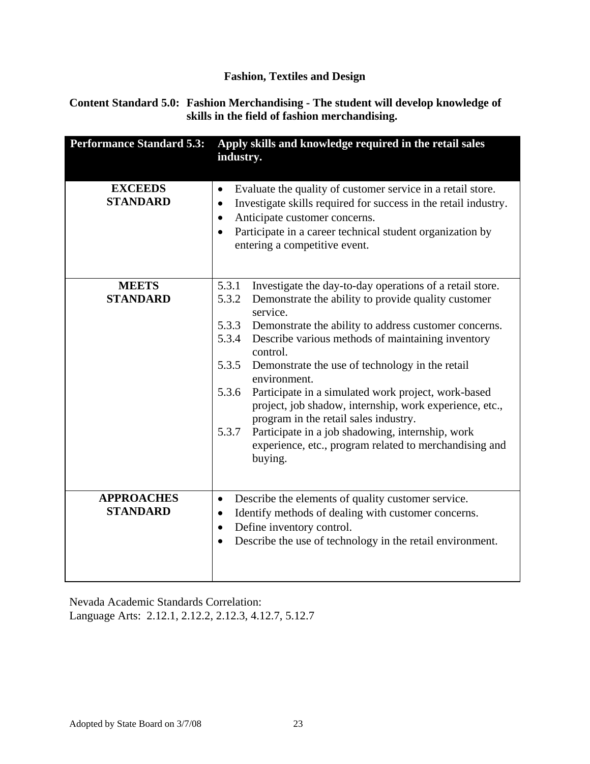# Fashion, Textiles and Design

**Content Standard 5.0: Fashion Merchandising - The student will develop knowledge of skills in the field of fashion merchandising.**

| Performance Standard 5.3: | Apply skills and knowledge required in the retail sales industry. |
|---|---|
| **EXCEEDS STANDARD** | • Evaluate the quality of customer service in a retail store.<br>• Investigate skills required for success in the retail industry.<br>• Anticipate customer concerns.<br>• Participate in a career technical student organization by entering a competitive event. |
| **MEETS STANDARD** | 5.3.1 Investigate the day-to-day operations of a retail store.<br>5.3.2 Demonstrate the ability to provide quality customer service.<br>5.3.3 Demonstrate the ability to address customer concerns.<br>5.3.4 Describe various methods of maintaining inventory control.<br>5.3.5 Demonstrate the use of technology in the retail environment.<br>5.3.6 Participate in a simulated work project, work-based project, job shadow, internship, work experience, etc., program in the retail sales industry.<br>5.3.7 Participate in a job shadowing, internship, work experience, etc., program related to merchandising and buying. |
| **APPROACHES STANDARD** | • Describe the elements of quality customer service.<br>• Identify methods of dealing with customer concerns.<br>• Define inventory control.<br>• Describe the use of technology in the retail environment. |

Nevada Academic Standards Correlation:
Language Arts: 2.12.1, 2.12.2, 2.12.3, 4.12.7, 5.12.7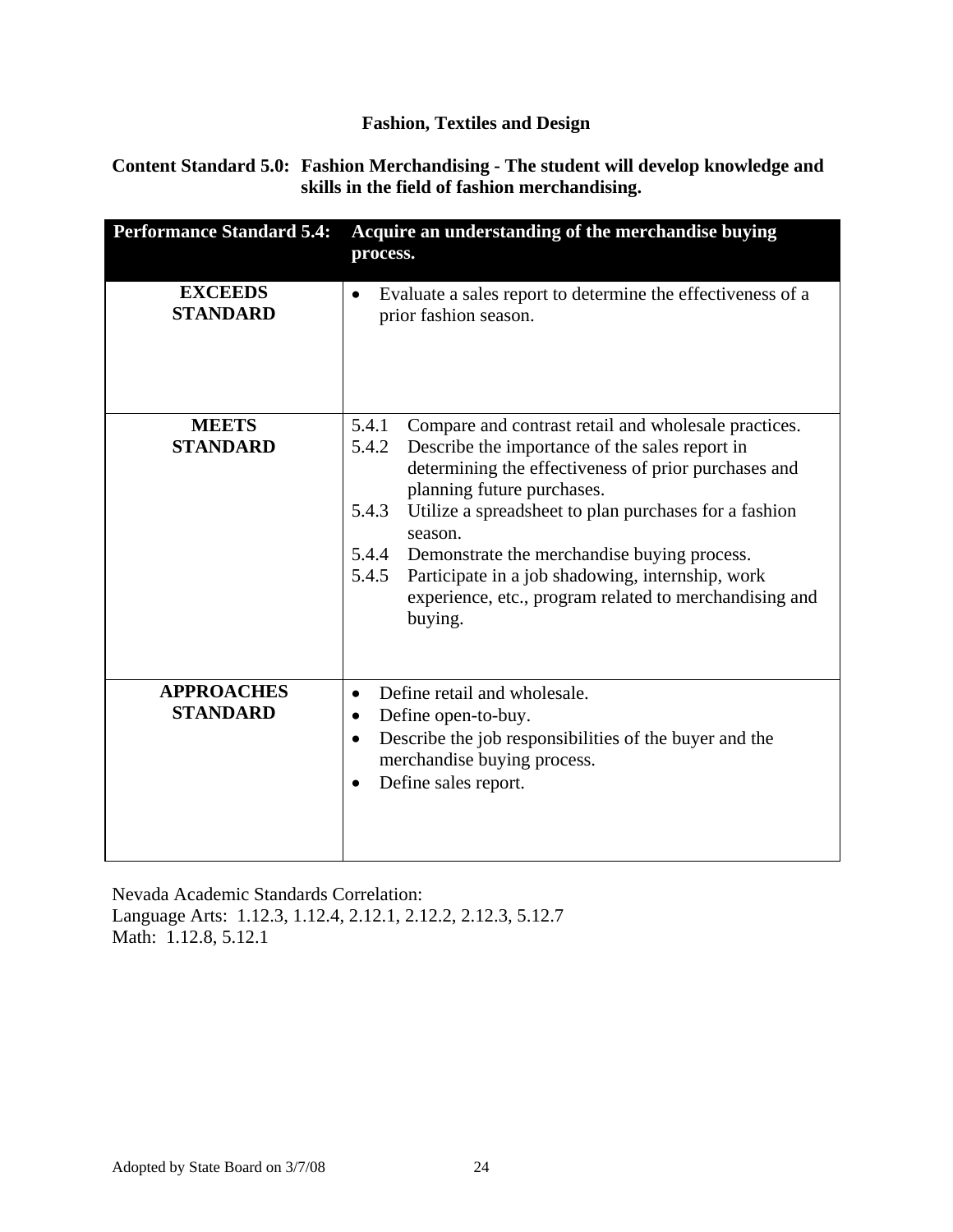## Fashion, Textiles and Design

**Content Standard 5.0: Fashion Merchandising - The student will develop knowledge and skills in the field of fashion merchandising.**

| Performance Standard 5.4: | Acquire an understanding of the merchandise buying process. |
|---|---|
| **EXCEEDS STANDARD** | • Evaluate a sales report to determine the effectiveness of a prior fashion season. |
| **MEETS STANDARD** | 5.4.1 Compare and contrast retail and wholesale practices.<br>5.4.2 Describe the importance of the sales report in determining the effectiveness of prior purchases and planning future purchases.<br>5.4.3 Utilize a spreadsheet to plan purchases for a fashion season.<br>5.4.4 Demonstrate the merchandise buying process.<br>5.4.5 Participate in a job shadowing, internship, work experience, etc., program related to merchandising and buying. |
| **APPROACHES STANDARD** | • Define retail and wholesale.<br>• Define open-to-buy.<br>• Describe the job responsibilities of the buyer and the merchandise buying process.<br>• Define sales report. |

Nevada Academic Standards Correlation:
Language Arts: 1.12.3, 1.12.4, 2.12.1, 2.12.2, 2.12.3, 5.12.7
Math: 1.12.8, 5.12.1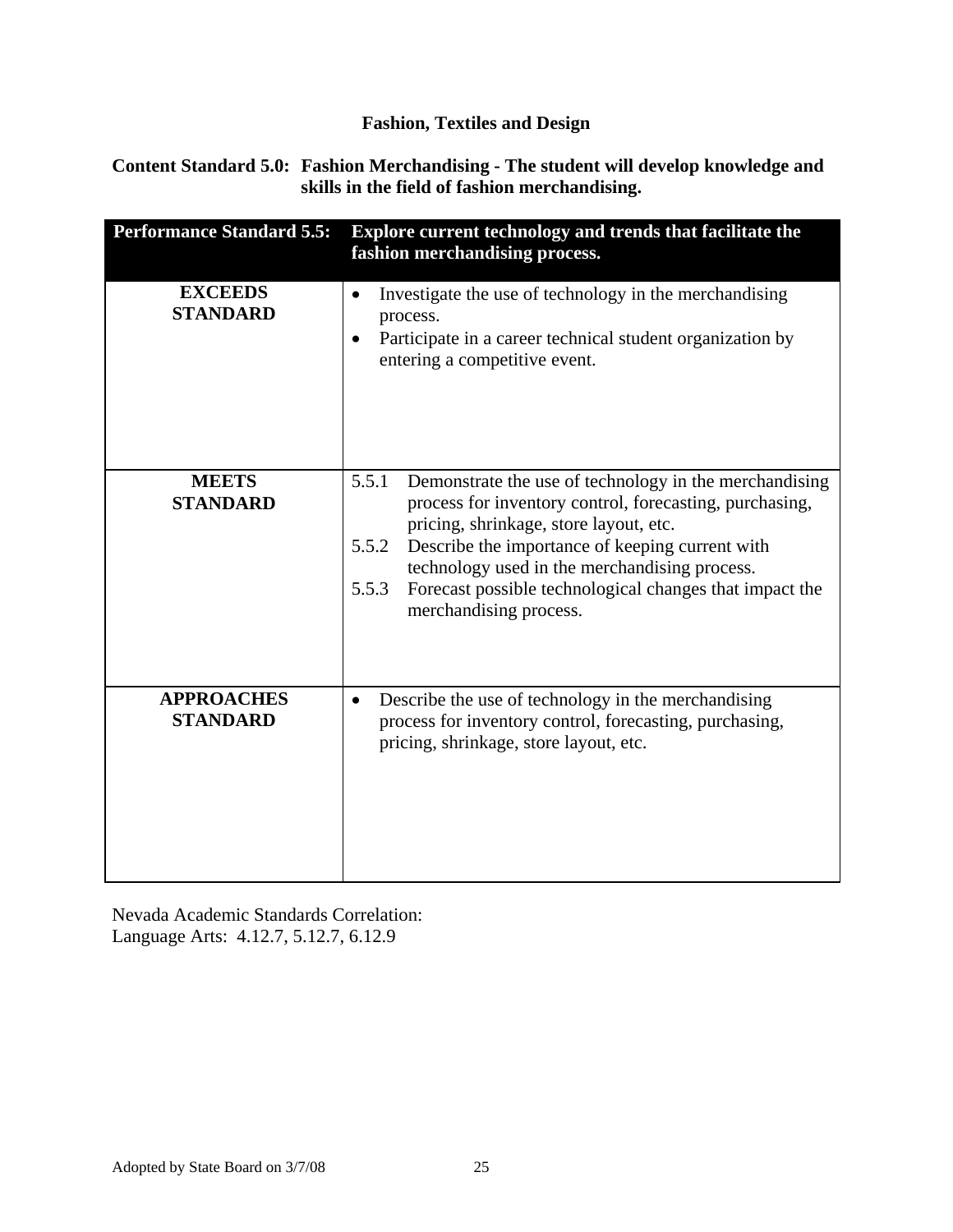# Fashion, Textiles and Design

## Content Standard 5.0: Fashion Merchandising - The student will develop knowledge and skills in the field of fashion merchandising.

| Performance Standard 5.5: | Explore current technology and trends that facilitate the fashion merchandising process. |
|---|---|
| **EXCEEDS STANDARD** | • Investigate the use of technology in the merchandising process.<br>• Participate in a career technical student organization by entering a competitive event. |
| **MEETS STANDARD** | 5.5.1 Demonstrate the use of technology in the merchandising process for inventory control, forecasting, purchasing, pricing, shrinkage, store layout, etc.<br>5.5.2 Describe the importance of keeping current with technology used in the merchandising process.<br>5.5.3 Forecast possible technological changes that impact the merchandising process. |
| **APPROACHES STANDARD** | • Describe the use of technology in the merchandising process for inventory control, forecasting, purchasing, pricing, shrinkage, store layout, etc. |

Nevada Academic Standards Correlation:
Language Arts: 4.12.7, 5.12.7, 6.12.9

Adopted by State Board on 3/7/08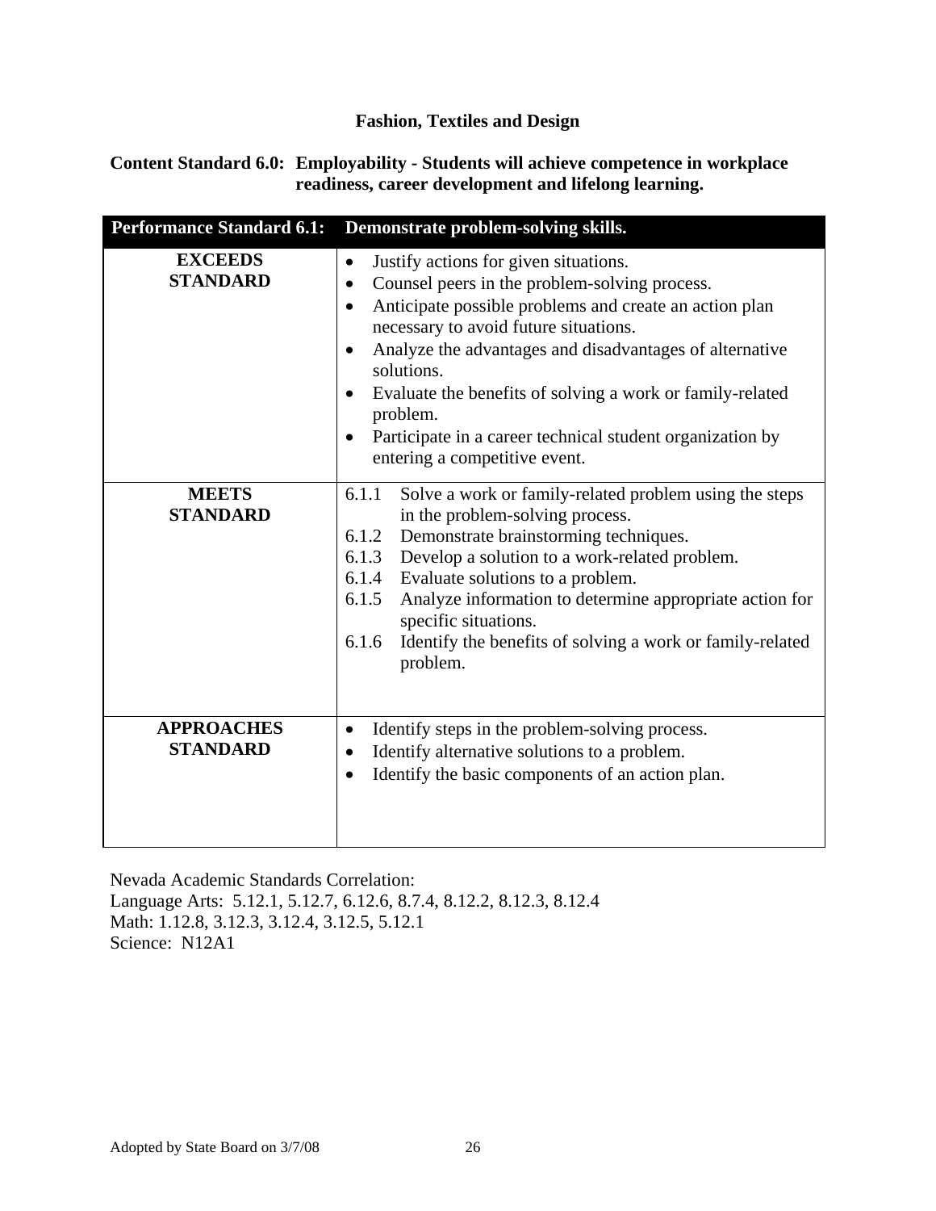# Fashion, Textiles and Design

## Content Standard 6.0: Employability - Students will achieve competence in workplace readiness, career development and lifelong learning.

| Performance Standard 6.1: | Demonstrate problem-solving skills. |
|---|---|
| **EXCEEDS STANDARD** | • Justify actions for given situations.<br>• Counsel peers in the problem-solving process.<br>• Anticipate possible problems and create an action plan necessary to avoid future situations.<br>• Analyze the advantages and disadvantages of alternative solutions.<br>• Evaluate the benefits of solving a work or family-related problem.<br>• Participate in a career technical student organization by entering a competitive event. |
| **MEETS STANDARD** | 6.1.1 Solve a work or family-related problem using the steps in the problem-solving process.<br>6.1.2 Demonstrate brainstorming techniques.<br>6.1.3 Develop a solution to a work-related problem.<br>6.1.4 Evaluate solutions to a problem.<br>6.1.5 Analyze information to determine appropriate action for specific situations.<br>6.1.6 Identify the benefits of solving a work or family-related problem. |
| **APPROACHES STANDARD** | • Identify steps in the problem-solving process.<br>• Identify alternative solutions to a problem.<br>• Identify the basic components of an action plan. |

Nevada Academic Standards Correlation:
Language Arts: 5.12.1, 5.12.7, 6.12.6, 8.7.4, 8.12.2, 8.12.3, 8.12.4
Math: 1.12.8, 3.12.3, 3.12.4, 3.12.5, 5.12.1
Science: N12A1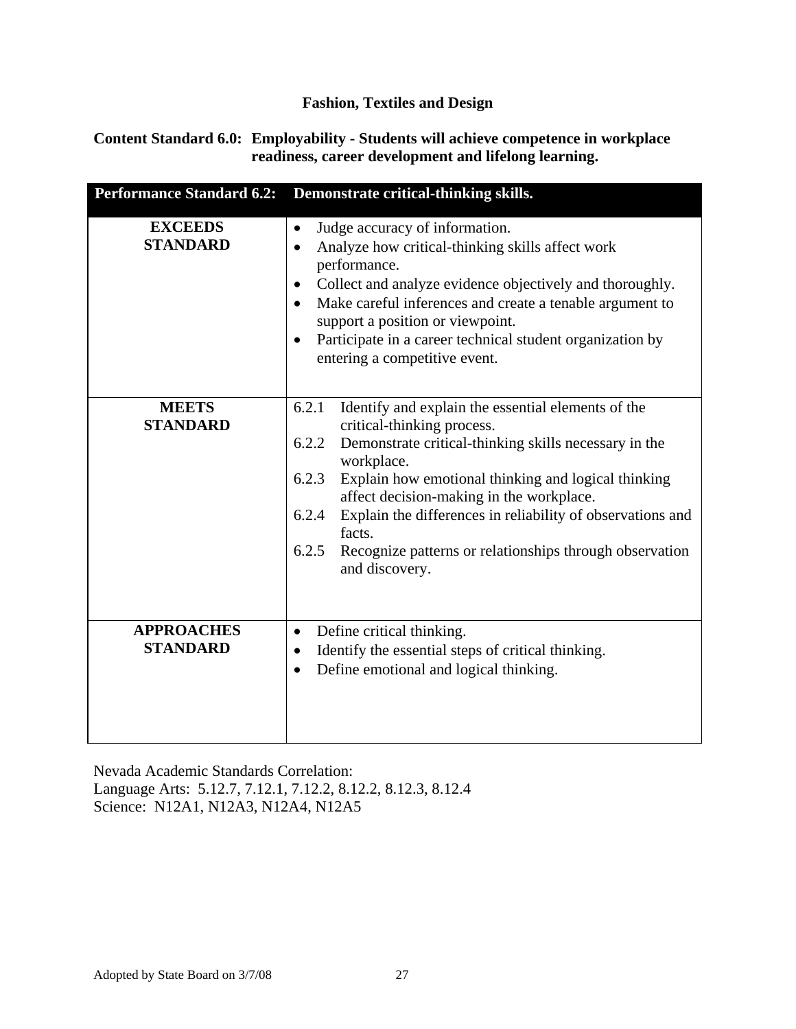# Fashion, Textiles and Design

**Content Standard 6.0: Employability - Students will achieve competence in workplace readiness, career development and lifelong learning.**

| Performance Standard 6.2: | Demonstrate critical-thinking skills. |
|---|---|
| **EXCEEDS STANDARD** | • Judge accuracy of information.<br>• Analyze how critical-thinking skills affect work performance.<br>• Collect and analyze evidence objectively and thoroughly.<br>• Make careful inferences and create a tenable argument to support a position or viewpoint.<br>• Participate in a career technical student organization by entering a competitive event. |
| **MEETS STANDARD** | 6.2.1 Identify and explain the essential elements of the critical-thinking process.<br>6.2.2 Demonstrate critical-thinking skills necessary in the workplace.<br>6.2.3 Explain how emotional thinking and logical thinking affect decision-making in the workplace.<br>6.2.4 Explain the differences in reliability of observations and facts.<br>6.2.5 Recognize patterns or relationships through observation and discovery. |
| **APPROACHES STANDARD** | • Define critical thinking.<br>• Identify the essential steps of critical thinking.<br>• Define emotional and logical thinking. |

Nevada Academic Standards Correlation:
Language Arts: 5.12.7, 7.12.1, 7.12.2, 8.12.2, 8.12.3, 8.12.4
Science: N12A1, N12A3, N12A4, N12A5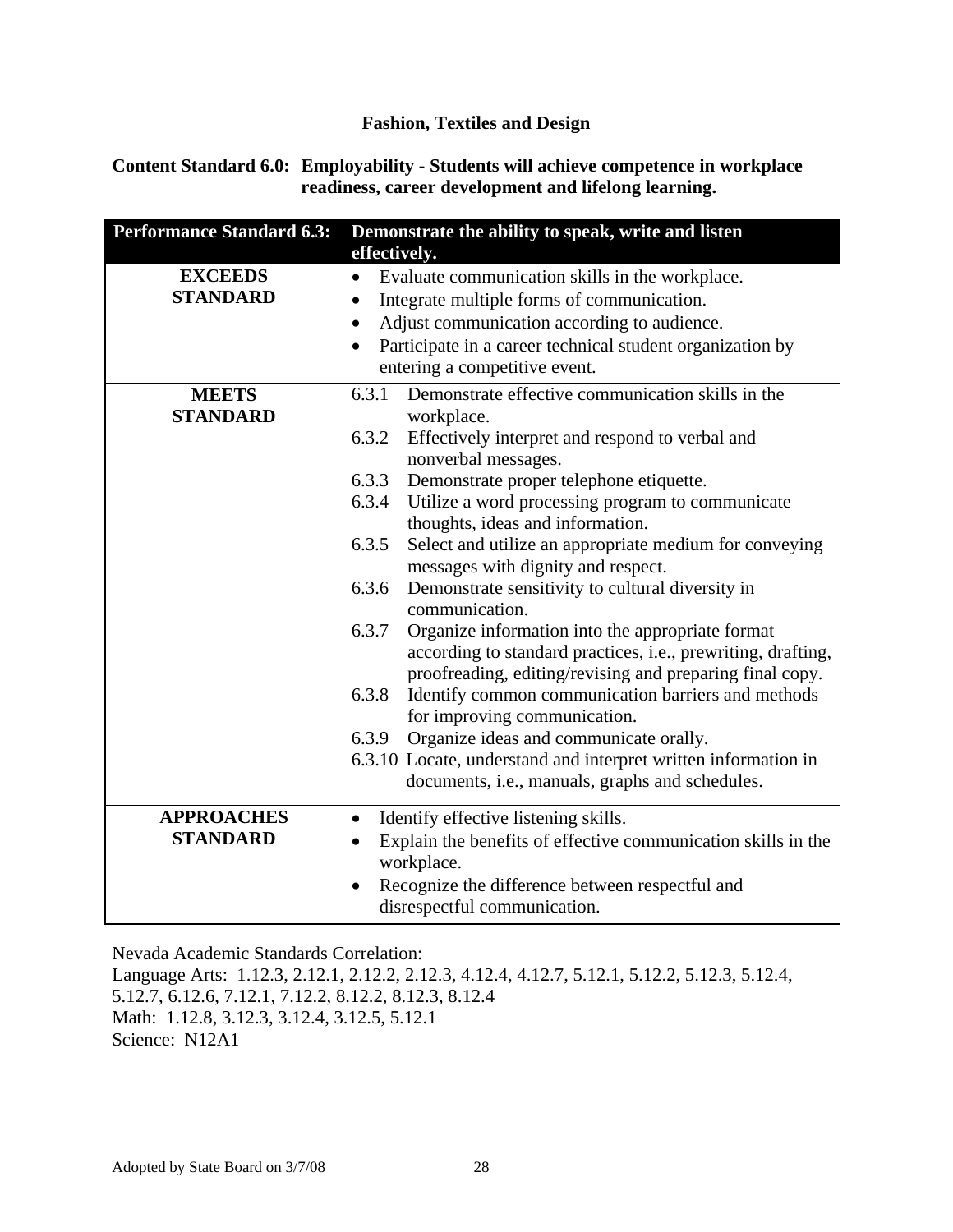## Fashion, Textiles and Design

**Content Standard 6.0: Employability - Students will achieve competence in workplace readiness, career development and lifelong learning.**

| **Performance Standard 6.3:** | **Demonstrate the ability to speak, write and listen effectively.** |
|---|---|
| **EXCEEDS STANDARD** | • Evaluate communication skills in the workplace.<br>• Integrate multiple forms of communication.<br>• Adjust communication according to audience.<br>• Participate in a career technical student organization by entering a competitive event. |
| **MEETS STANDARD** | 6.3.1 Demonstrate effective communication skills in the workplace.<br>6.3.2 Effectively interpret and respond to verbal and nonverbal messages.<br>6.3.3 Demonstrate proper telephone etiquette.<br>6.3.4 Utilize a word processing program to communicate thoughts, ideas and information.<br>6.3.5 Select and utilize an appropriate medium for conveying messages with dignity and respect.<br>6.3.6 Demonstrate sensitivity to cultural diversity in communication.<br>6.3.7 Organize information into the appropriate format according to standard practices, i.e., prewriting, drafting, proofreading, editing/revising and preparing final copy.<br>6.3.8 Identify common communication barriers and methods for improving communication.<br>6.3.9 Organize ideas and communicate orally.<br>6.3.10 Locate, understand and interpret written information in documents, i.e., manuals, graphs and schedules. |
| **APPROACHES STANDARD** | • Identify effective listening skills.<br>• Explain the benefits of effective communication skills in the workplace.<br>• Recognize the difference between respectful and disrespectful communication. |

Nevada Academic Standards Correlation:
Language Arts: 1.12.3, 2.12.1, 2.12.2, 2.12.3, 4.12.4, 4.12.7, 5.12.1, 5.12.2, 5.12.3, 5.12.4, 5.12.7, 6.12.6, 7.12.1, 7.12.2, 8.12.2, 8.12.3, 8.12.4
Math: 1.12.8, 3.12.3, 3.12.4, 3.12.5, 5.12.1
Science: N12A1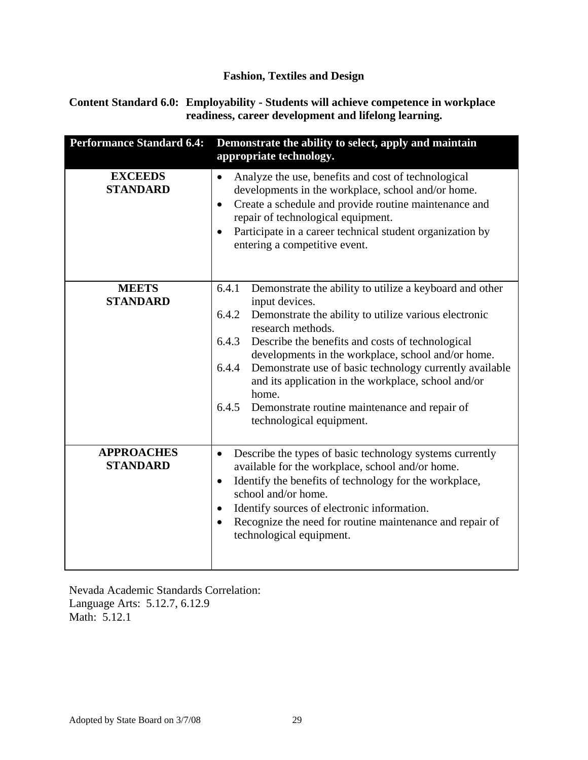# Fashion, Textiles and Design

**Content Standard 6.0: Employability - Students will achieve competence in workplace readiness, career development and lifelong learning.**

| **Performance Standard 6.4:** | **Demonstrate the ability to select, apply and maintain appropriate technology.** |
|---|---|
| **EXCEEDS STANDARD** | • Analyze the use, benefits and cost of technological developments in the workplace, school and/or home.<br>• Create a schedule and provide routine maintenance and repair of technological equipment.<br>• Participate in a career technical student organization by entering a competitive event. |
| **MEETS STANDARD** | 6.4.1 Demonstrate the ability to utilize a keyboard and other input devices.<br>6.4.2 Demonstrate the ability to utilize various electronic research methods.<br>6.4.3 Describe the benefits and costs of technological developments in the workplace, school and/or home.<br>6.4.4 Demonstrate use of basic technology currently available and its application in the workplace, school and/or home.<br>6.4.5 Demonstrate routine maintenance and repair of technological equipment. |
| **APPROACHES STANDARD** | • Describe the types of basic technology systems currently available for the workplace, school and/or home.<br>• Identify the benefits of technology for the workplace, school and/or home.<br>• Identify sources of electronic information.<br>• Recognize the need for routine maintenance and repair of technological equipment. |

Nevada Academic Standards Correlation:
Language Arts: 5.12.7, 6.12.9
Math: 5.12.1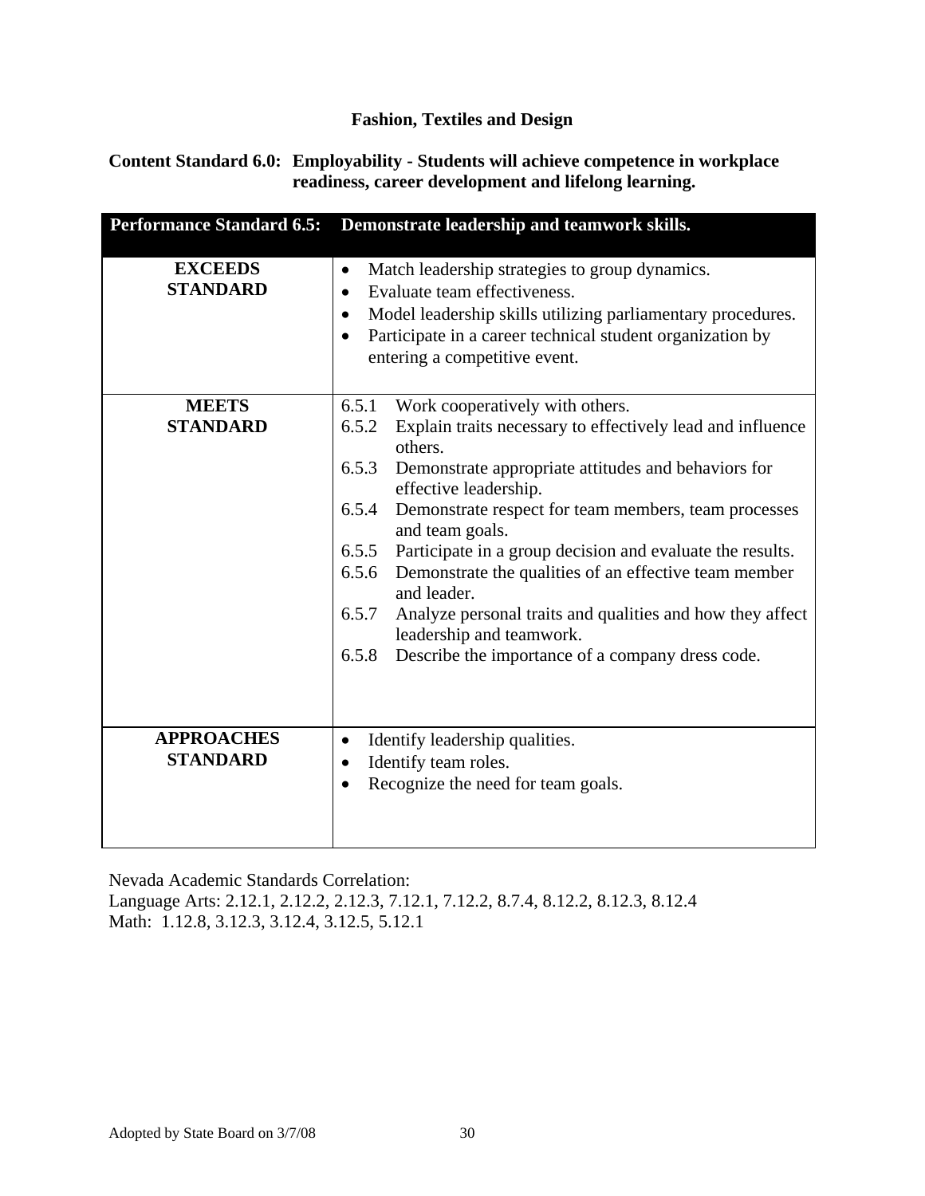# Fashion, Textiles and Design

**Content Standard 6.0: Employability - Students will achieve competence in workplace readiness, career development and lifelong learning.**

| **Performance Standard 6.5:** | **Demonstrate leadership and teamwork skills.** |
|---|---|
| **EXCEEDS STANDARD** | • Match leadership strategies to group dynamics.<br>• Evaluate team effectiveness.<br>• Model leadership skills utilizing parliamentary procedures.<br>• Participate in a career technical student organization by entering a competitive event. |
| **MEETS STANDARD** | 6.5.1 Work cooperatively with others.<br>6.5.2 Explain traits necessary to effectively lead and influence others.<br>6.5.3 Demonstrate appropriate attitudes and behaviors for effective leadership.<br>6.5.4 Demonstrate respect for team members, team processes and team goals.<br>6.5.5 Participate in a group decision and evaluate the results.<br>6.5.6 Demonstrate the qualities of an effective team member and leader.<br>6.5.7 Analyze personal traits and qualities and how they affect leadership and teamwork.<br>6.5.8 Describe the importance of a company dress code. |
| **APPROACHES STANDARD** | • Identify leadership qualities.<br>• Identify team roles.<br>• Recognize the need for team goals. |

Nevada Academic Standards Correlation:
Language Arts: 2.12.1, 2.12.2, 2.12.3, 7.12.1, 7.12.2, 8.7.4, 8.12.2, 8.12.3, 8.12.4
Math: 1.12.8, 3.12.3, 3.12.4, 3.12.5, 5.12.1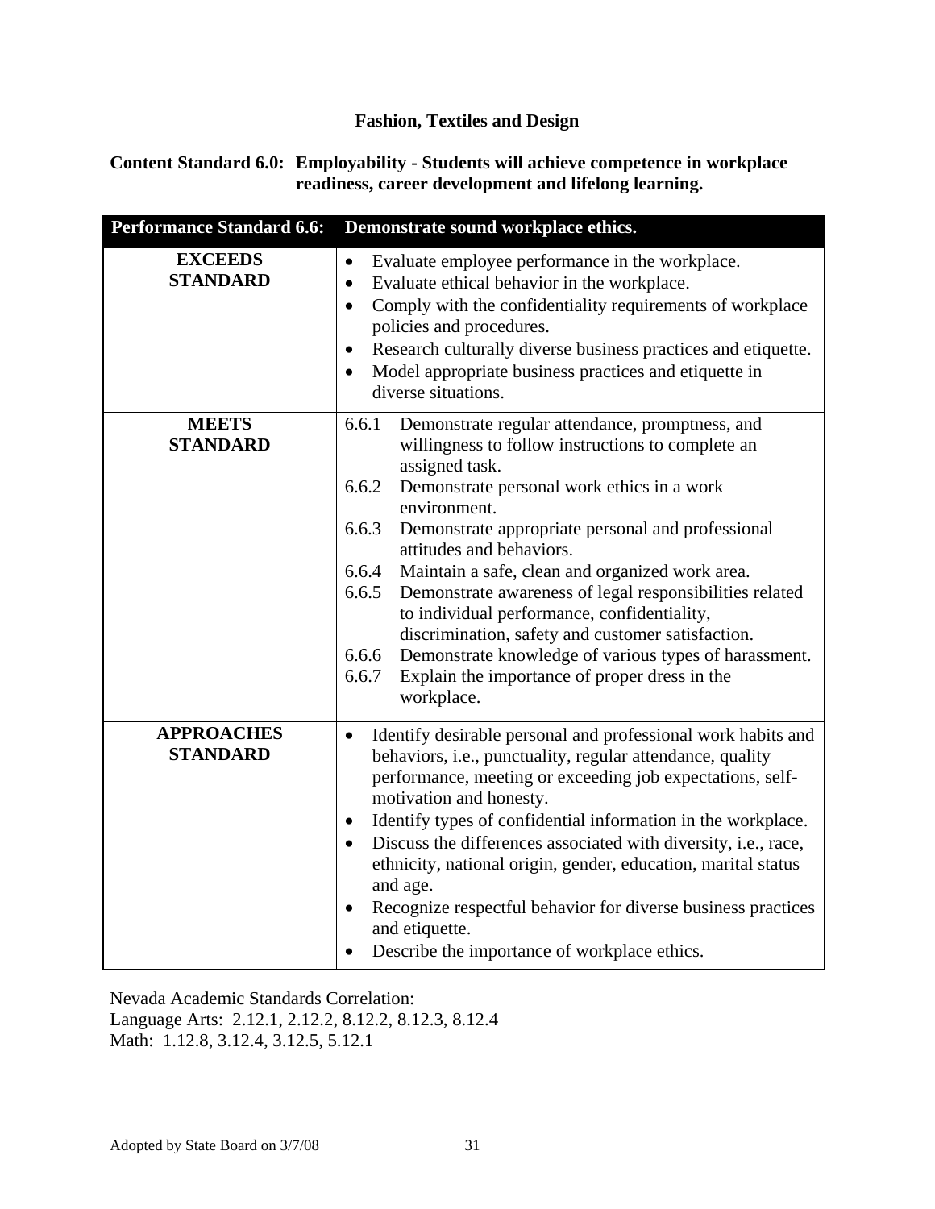# Fashion, Textiles and Design

**Content Standard 6.0: Employability - Students will achieve competence in workplace readiness, career development and lifelong learning.**

| Performance Standard 6.6: | Demonstrate sound workplace ethics. |
|---|---|
| **EXCEEDS STANDARD** | • Evaluate employee performance in the workplace.<br>• Evaluate ethical behavior in the workplace.<br>• Comply with the confidentiality requirements of workplace policies and procedures.<br>• Research culturally diverse business practices and etiquette.<br>• Model appropriate business practices and etiquette in diverse situations. |
| **MEETS STANDARD** | 6.6.1 Demonstrate regular attendance, promptness, and willingness to follow instructions to complete an assigned task.<br>6.6.2 Demonstrate personal work ethics in a work environment.<br>6.6.3 Demonstrate appropriate personal and professional attitudes and behaviors.<br>6.6.4 Maintain a safe, clean and organized work area.<br>6.6.5 Demonstrate awareness of legal responsibilities related to individual performance, confidentiality, discrimination, safety and customer satisfaction.<br>6.6.6 Demonstrate knowledge of various types of harassment.<br>6.6.7 Explain the importance of proper dress in the workplace. |
| **APPROACHES STANDARD** | • Identify desirable personal and professional work habits and behaviors, i.e., punctuality, regular attendance, quality performance, meeting or exceeding job expectations, self-motivation and honesty.<br>• Identify types of confidential information in the workplace.<br>• Discuss the differences associated with diversity, i.e., race, ethnicity, national origin, gender, education, marital status and age.<br>• Recognize respectful behavior for diverse business practices and etiquette.<br>• Describe the importance of workplace ethics. |

Nevada Academic Standards Correlation:
Language Arts: 2.12.1, 2.12.2, 8.12.2, 8.12.3, 8.12.4
Math: 1.12.8, 3.12.4, 3.12.5, 5.12.1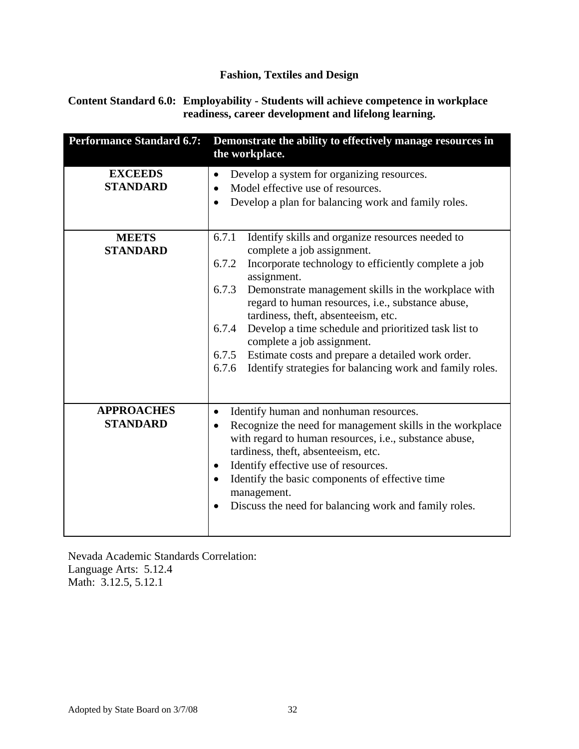## Fashion, Textiles and Design

**Content Standard 6.0: Employability - Students will achieve competence in workplace readiness, career development and lifelong learning.**

| Performance Standard 6.7: | Demonstrate the ability to effectively manage resources in the workplace. |
|---|---|
| **EXCEEDS STANDARD** | • Develop a system for organizing resources.<br>• Model effective use of resources.<br>• Develop a plan for balancing work and family roles. |
| **MEETS STANDARD** | 6.7.1 Identify skills and organize resources needed to complete a job assignment.<br>6.7.2 Incorporate technology to efficiently complete a job assignment.<br>6.7.3 Demonstrate management skills in the workplace with regard to human resources, i.e., substance abuse, tardiness, theft, absenteeism, etc.<br>6.7.4 Develop a time schedule and prioritized task list to complete a job assignment.<br>6.7.5 Estimate costs and prepare a detailed work order.<br>6.7.6 Identify strategies for balancing work and family roles. |
| **APPROACHES STANDARD** | • Identify human and nonhuman resources.<br>• Recognize the need for management skills in the workplace with regard to human resources, i.e., substance abuse, tardiness, theft, absenteeism, etc.<br>• Identify effective use of resources.<br>• Identify the basic components of effective time management.<br>• Discuss the need for balancing work and family roles. |

Nevada Academic Standards Correlation:
Language Arts: 5.12.4
Math: 3.12.5, 5.12.1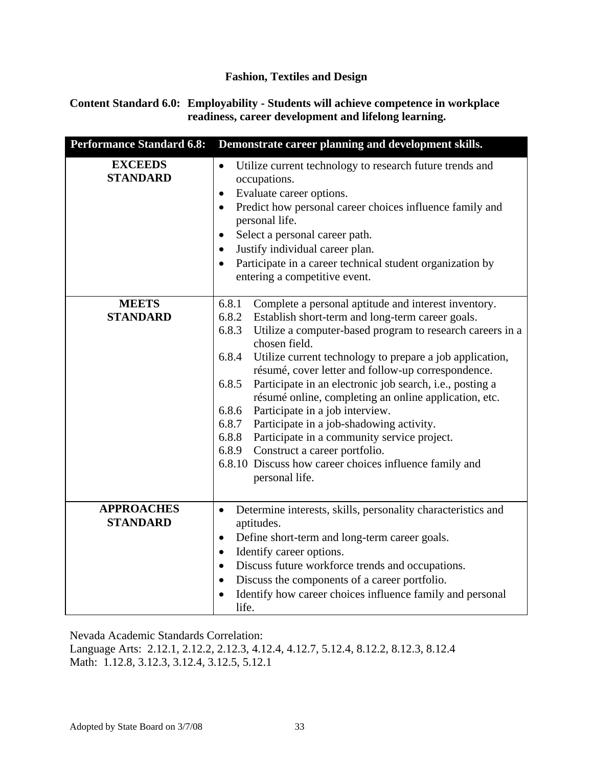## Fashion, Textiles and Design

**Content Standard 6.0: Employability - Students will achieve competence in workplace readiness, career development and lifelong learning.**

| Performance Standard 6.8: | Demonstrate career planning and development skills. |
|---|---|
| **EXCEEDS STANDARD** | • Utilize current technology to research future trends and occupations.<br>• Evaluate career options.<br>• Predict how personal career choices influence family and personal life.<br>• Select a personal career path.<br>• Justify individual career plan.<br>• Participate in a career technical student organization by entering a competitive event. |
| **MEETS STANDARD** | 6.8.1 Complete a personal aptitude and interest inventory.<br>6.8.2 Establish short-term and long-term career goals.<br>6.8.3 Utilize a computer-based program to research careers in a chosen field.<br>6.8.4 Utilize current technology to prepare a job application, résumé, cover letter and follow-up correspondence.<br>6.8.5 Participate in an electronic job search, i.e., posting a résumé online, completing an online application, etc.<br>6.8.6 Participate in a job interview.<br>6.8.7 Participate in a job-shadowing activity.<br>6.8.8 Participate in a community service project.<br>6.8.9 Construct a career portfolio.<br>6.8.10 Discuss how career choices influence family and personal life. |
| **APPROACHES STANDARD** | • Determine interests, skills, personality characteristics and aptitudes.<br>• Define short-term and long-term career goals.<br>• Identify career options.<br>• Discuss future workforce trends and occupations.<br>• Discuss the components of a career portfolio.<br>• Identify how career choices influence family and personal life. |

Nevada Academic Standards Correlation:
Language Arts: 2.12.1, 2.12.2, 2.12.3, 4.12.4, 4.12.7, 5.12.4, 8.12.2, 8.12.3, 8.12.4
Math: 1.12.8, 3.12.3, 3.12.4, 3.12.5, 5.12.1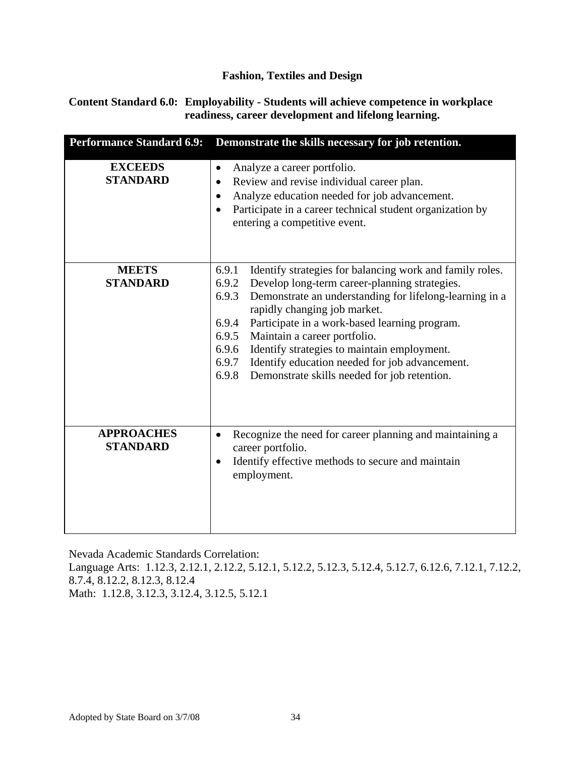# Fashion, Textiles and Design

**Content Standard 6.0: Employability - Students will achieve competence in workplace readiness, career development and lifelong learning.**

| Performance Standard 6.9: | Demonstrate the skills necessary for job retention. |
|---|---|
| **EXCEEDS STANDARD** | • Analyze a career portfolio.<br>• Review and revise individual career plan.<br>• Analyze education needed for job advancement.<br>• Participate in a career technical student organization by entering a competitive event. |
| **MEETS STANDARD** | 6.9.1 Identify strategies for balancing work and family roles.<br>6.9.2 Develop long-term career-planning strategies.<br>6.9.3 Demonstrate an understanding for lifelong-learning in a rapidly changing job market.<br>6.9.4 Participate in a work-based learning program.<br>6.9.5 Maintain a career portfolio.<br>6.9.6 Identify strategies to maintain employment.<br>6.9.7 Identify education needed for job advancement.<br>6.9.8 Demonstrate skills needed for job retention. |
| **APPROACHES STANDARD** | • Recognize the need for career planning and maintaining a career portfolio.<br>• Identify effective methods to secure and maintain employment. |

Nevada Academic Standards Correlation:
Language Arts: 1.12.3, 2.12.1, 2.12.2, 5.12.1, 5.12.2, 5.12.3, 5.12.4, 5.12.7, 6.12.6, 7.12.1, 7.12.2, 8.7.4, 8.12.2, 8.12.3, 8.12.4
Math: 1.12.8, 3.12.3, 3.12.4, 3.12.5, 5.12.1

Adopted by State Board on 3/7/08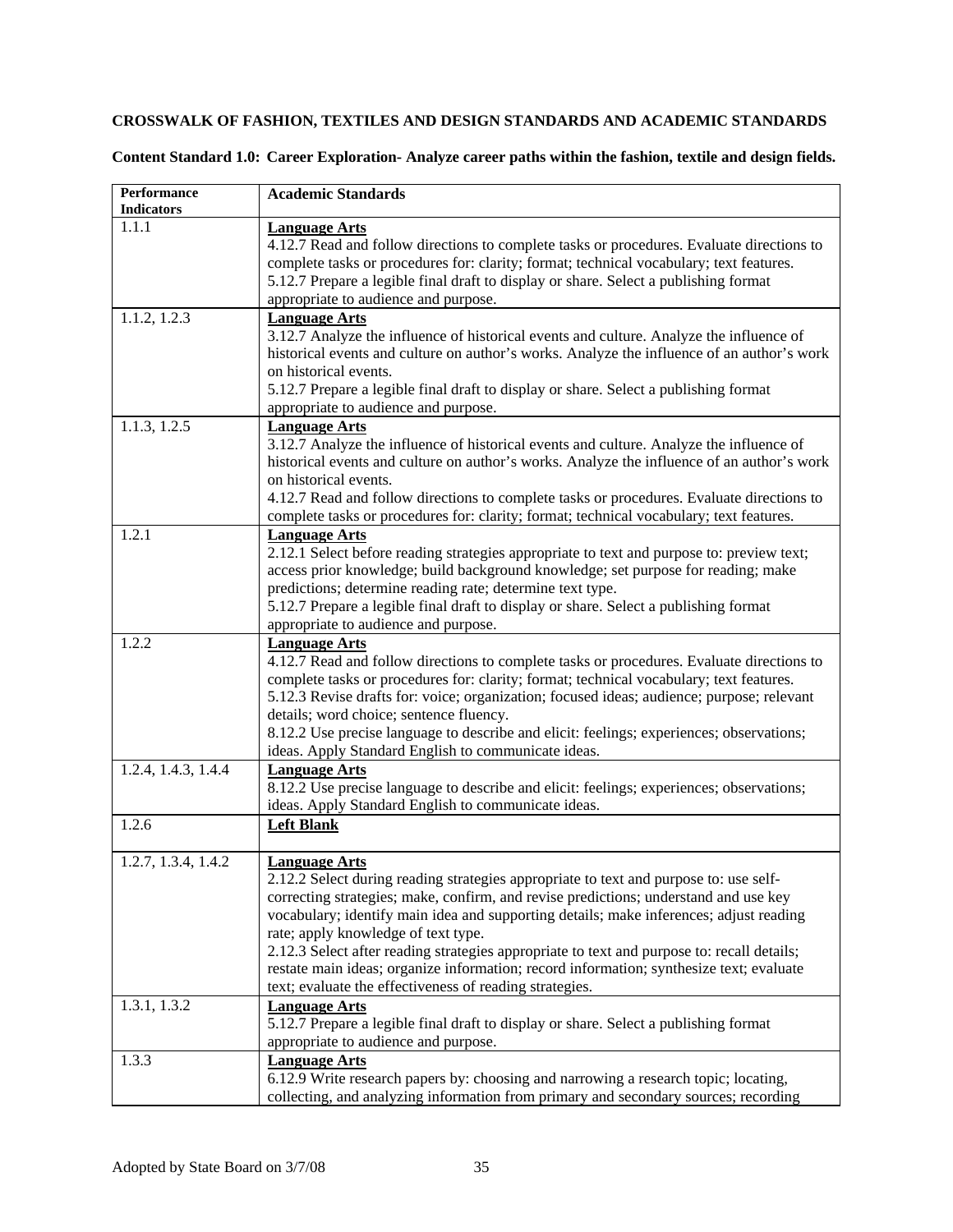**CROSSWALK OF FASHION, TEXTILES AND DESIGN STANDARDS AND ACADEMIC STANDARDS**

**Content Standard 1.0: Career Exploration- Analyze career paths within the fashion, textile and design fields.**

| Performance Indicators | Academic Standards |
|---|---|
| 1.1.1 | **Language Arts**<br>4.12.7 Read and follow directions to complete tasks or procedures. Evaluate directions to complete tasks or procedures for: clarity; format; technical vocabulary; text features.<br>5.12.7 Prepare a legible final draft to display or share. Select a publishing format appropriate to audience and purpose. |
| 1.1.2, 1.2.3 | **Language Arts**<br>3.12.7 Analyze the influence of historical events and culture. Analyze the influence of historical events and culture on author's works. Analyze the influence of an author's work on historical events.<br>5.12.7 Prepare a legible final draft to display or share. Select a publishing format appropriate to audience and purpose. |
| 1.1.3, 1.2.5 | **Language Arts**<br>3.12.7 Analyze the influence of historical events and culture. Analyze the influence of historical events and culture on author's works. Analyze the influence of an author's work on historical events.<br>4.12.7 Read and follow directions to complete tasks or procedures. Evaluate directions to complete tasks or procedures for: clarity; format; technical vocabulary; text features. |
| 1.2.1 | **Language Arts**<br>2.12.1 Select before reading strategies appropriate to text and purpose to: preview text; access prior knowledge; build background knowledge; set purpose for reading; make predictions; determine reading rate; determine text type.<br>5.12.7 Prepare a legible final draft to display or share. Select a publishing format appropriate to audience and purpose. |
| 1.2.2 | **Language Arts**<br>4.12.7 Read and follow directions to complete tasks or procedures. Evaluate directions to complete tasks or procedures for: clarity; format; technical vocabulary; text features.<br>5.12.3 Revise drafts for: voice; organization; focused ideas; audience; purpose; relevant details; word choice; sentence fluency.<br>8.12.2 Use precise language to describe and elicit: feelings; experiences; observations; ideas. Apply Standard English to communicate ideas. |
| 1.2.4, 1.4.3, 1.4.4 | **Language Arts**<br>8.12.2 Use precise language to describe and elicit: feelings; experiences; observations; ideas. Apply Standard English to communicate ideas. |
| 1.2.6 | **Left Blank** |
| 1.2.7, 1.3.4, 1.4.2 | **Language Arts**<br>2.12.2 Select during reading strategies appropriate to text and purpose to: use self-correcting strategies; make, confirm, and revise predictions; understand and use key vocabulary; identify main idea and supporting details; make inferences; adjust reading rate; apply knowledge of text type.<br>2.12.3 Select after reading strategies appropriate to text and purpose to: recall details; restate main ideas; organize information; record information; synthesize text; evaluate text; evaluate the effectiveness of reading strategies. |
| 1.3.1, 1.3.2 | **Language Arts**<br>5.12.7 Prepare a legible final draft to display or share. Select a publishing format appropriate to audience and purpose. |
| 1.3.3 | **Language Arts**<br>6.12.9 Write research papers by: choosing and narrowing a research topic; locating, collecting, and analyzing information from primary and secondary sources; recording |

Adopted by State Board on 3/7/08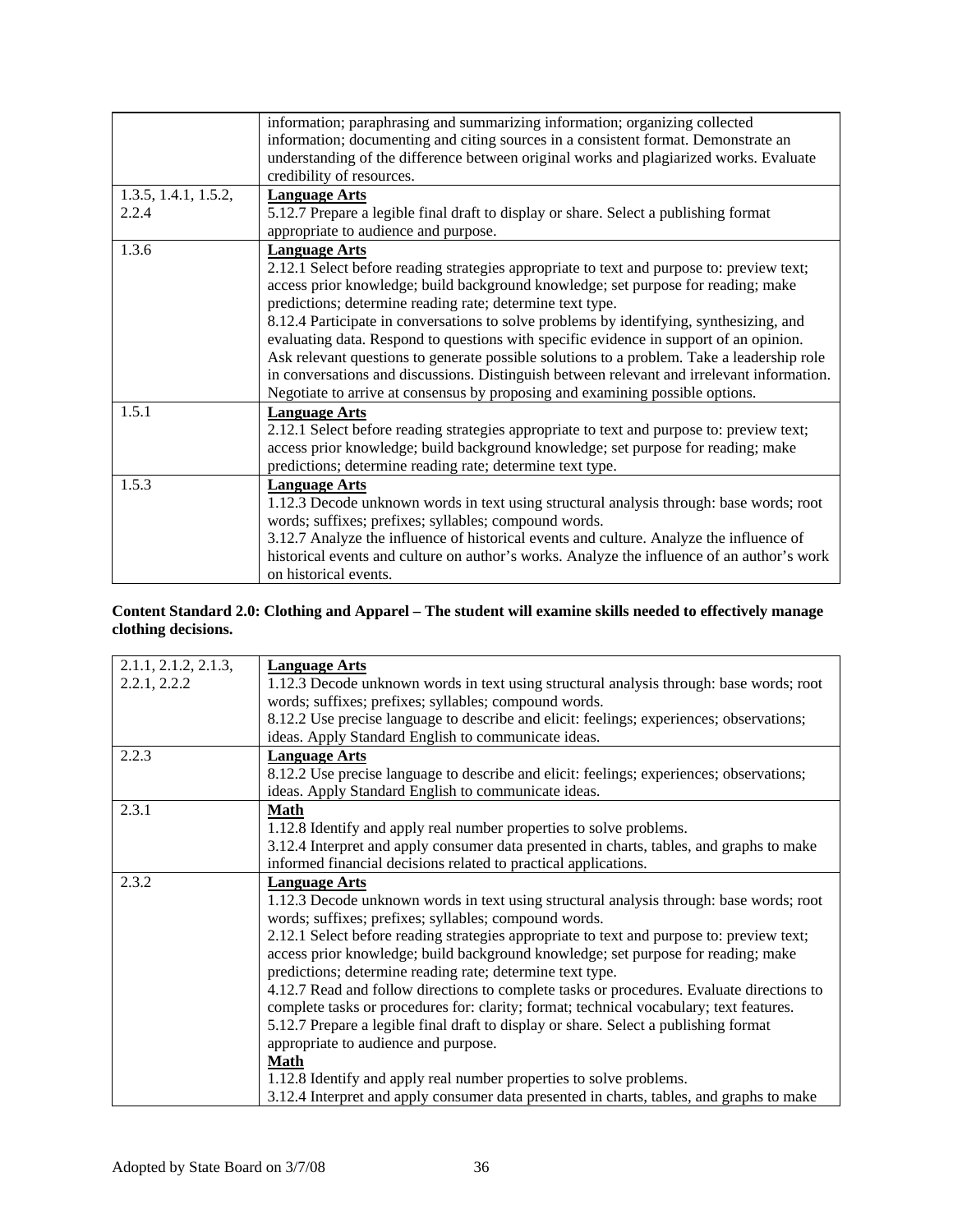| | |
|---|---|
| | information; paraphrasing and summarizing information; organizing collected information; documenting and citing sources in a consistent format. Demonstrate an understanding of the difference between original works and plagiarized works. Evaluate credibility of resources. |
| 1.3.5, 1.4.1, 1.5.2, 2.2.4 | **Language Arts**<br>5.12.7 Prepare a legible final draft to display or share. Select a publishing format appropriate to audience and purpose. |
| 1.3.6 | **Language Arts**<br>2.12.1 Select before reading strategies appropriate to text and purpose to: preview text; access prior knowledge; build background knowledge; set purpose for reading; make predictions; determine reading rate; determine text type.<br>8.12.4 Participate in conversations to solve problems by identifying, synthesizing, and evaluating data. Respond to questions with specific evidence in support of an opinion. Ask relevant questions to generate possible solutions to a problem. Take a leadership role in conversations and discussions. Distinguish between relevant and irrelevant information. Negotiate to arrive at consensus by proposing and examining possible options. |
| 1.5.1 | **Language Arts**<br>2.12.1 Select before reading strategies appropriate to text and purpose to: preview text; access prior knowledge; build background knowledge; set purpose for reading; make predictions; determine reading rate; determine text type. |
| 1.5.3 | **Language Arts**<br>1.12.3 Decode unknown words in text using structural analysis through: base words; root words; suffixes; prefixes; syllables; compound words.<br>3.12.7 Analyze the influence of historical events and culture. Analyze the influence of historical events and culture on author's works. Analyze the influence of an author's work on historical events. |

**Content Standard 2.0: Clothing and Apparel – The student will examine skills needed to effectively manage clothing decisions.**

| | |
|---|---|
| 2.1.1, 2.1.2, 2.1.3, 2.2.1, 2.2.2 | **Language Arts**<br>1.12.3 Decode unknown words in text using structural analysis through: base words; root words; suffixes; prefixes; syllables; compound words.<br>8.12.2 Use precise language to describe and elicit: feelings; experiences; observations; ideas. Apply Standard English to communicate ideas. |
| 2.2.3 | **Language Arts**<br>8.12.2 Use precise language to describe and elicit: feelings; experiences; observations; ideas. Apply Standard English to communicate ideas. |
| 2.3.1 | **Math**<br>1.12.8 Identify and apply real number properties to solve problems.<br>3.12.4 Interpret and apply consumer data presented in charts, tables, and graphs to make informed financial decisions related to practical applications. |
| 2.3.2 | **Language Arts**<br>1.12.3 Decode unknown words in text using structural analysis through: base words; root words; suffixes; prefixes; syllables; compound words.<br>2.12.1 Select before reading strategies appropriate to text and purpose to: preview text; access prior knowledge; build background knowledge; set purpose for reading; make predictions; determine reading rate; determine text type.<br>4.12.7 Read and follow directions to complete tasks or procedures. Evaluate directions to complete tasks or procedures for: clarity; format; technical vocabulary; text features.<br>5.12.7 Prepare a legible final draft to display or share. Select a publishing format appropriate to audience and purpose.<br>**Math**<br>1.12.8 Identify and apply real number properties to solve problems.<br>3.12.4 Interpret and apply consumer data presented in charts, tables, and graphs to make |

Adopted by State Board on 3/7/08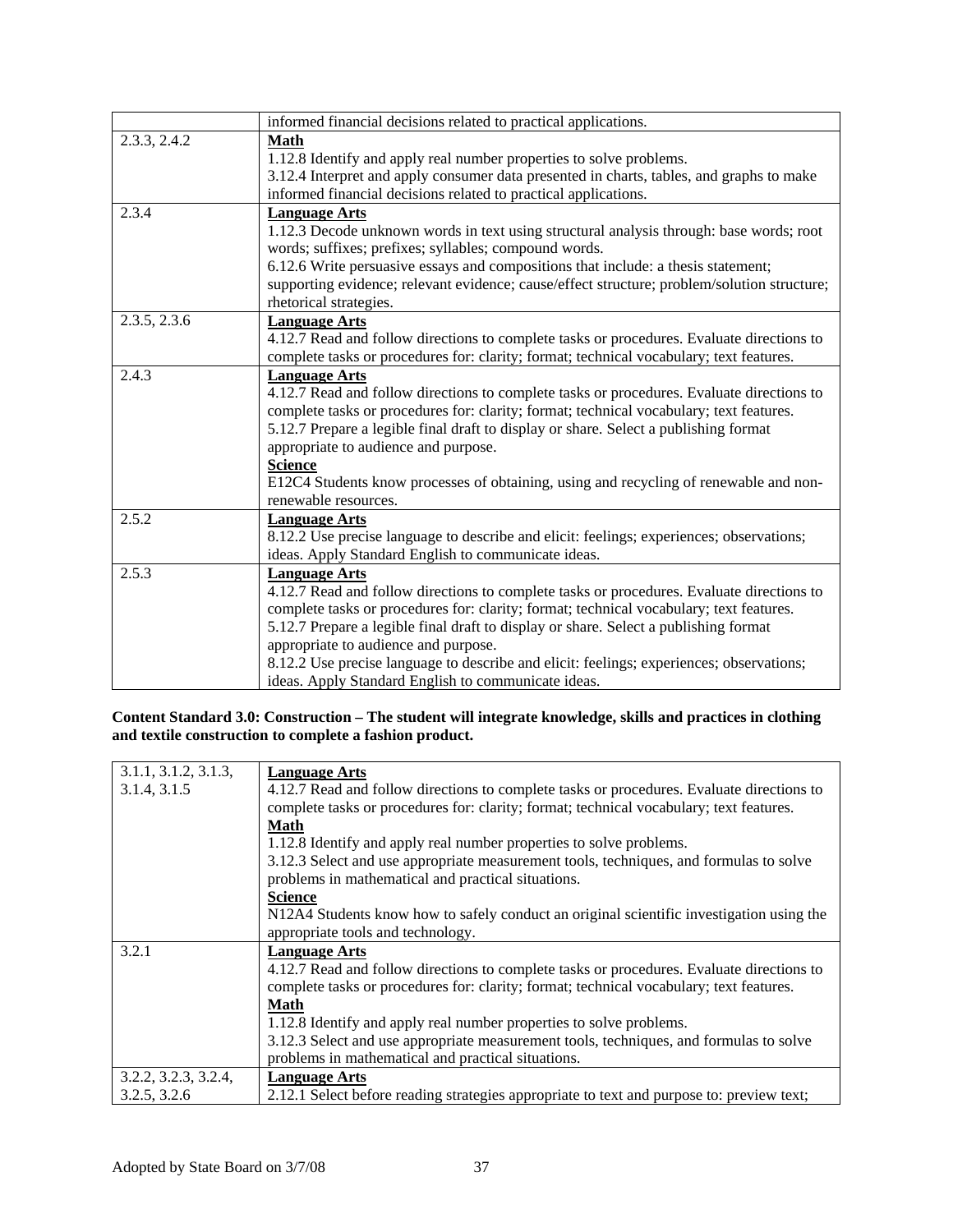| | |
|---|---|
| | informed financial decisions related to practical applications. |
| 2.3.3, 2.4.2 | **Math**<br>1.12.8 Identify and apply real number properties to solve problems.<br>3.12.4 Interpret and apply consumer data presented in charts, tables, and graphs to make informed financial decisions related to practical applications. |
| 2.3.4 | **Language Arts**<br>1.12.3 Decode unknown words in text using structural analysis through: base words; root words; suffixes; prefixes; syllables; compound words.<br>6.12.6 Write persuasive essays and compositions that include: a thesis statement; supporting evidence; relevant evidence; cause/effect structure; problem/solution structure; rhetorical strategies. |
| 2.3.5, 2.3.6 | **Language Arts**<br>4.12.7 Read and follow directions to complete tasks or procedures. Evaluate directions to complete tasks or procedures for: clarity; format; technical vocabulary; text features. |
| 2.4.3 | **Language Arts**<br>4.12.7 Read and follow directions to complete tasks or procedures. Evaluate directions to complete tasks or procedures for: clarity; format; technical vocabulary; text features.<br>5.12.7 Prepare a legible final draft to display or share. Select a publishing format appropriate to audience and purpose.<br>**Science**<br>E12C4 Students know processes of obtaining, using and recycling of renewable and non-renewable resources. |
| 2.5.2 | **Language Arts**<br>8.12.2 Use precise language to describe and elicit: feelings; experiences; observations; ideas. Apply Standard English to communicate ideas. |
| 2.5.3 | **Language Arts**<br>4.12.7 Read and follow directions to complete tasks or procedures. Evaluate directions to complete tasks or procedures for: clarity; format; technical vocabulary; text features.<br>5.12.7 Prepare a legible final draft to display or share. Select a publishing format appropriate to audience and purpose.<br>8.12.2 Use precise language to describe and elicit: feelings; experiences; observations; ideas. Apply Standard English to communicate ideas. |

**Content Standard 3.0: Construction – The student will integrate knowledge, skills and practices in clothing and textile construction to complete a fashion product.**

| | |
|---|---|
| 3.1.1, 3.1.2, 3.1.3, 3.1.4, 3.1.5 | **Language Arts**<br>4.12.7 Read and follow directions to complete tasks or procedures. Evaluate directions to complete tasks or procedures for: clarity; format; technical vocabulary; text features.<br>**Math**<br>1.12.8 Identify and apply real number properties to solve problems.<br>3.12.3 Select and use appropriate measurement tools, techniques, and formulas to solve problems in mathematical and practical situations.<br>**Science**<br>N12A4 Students know how to safely conduct an original scientific investigation using the appropriate tools and technology. |
| 3.2.1 | **Language Arts**<br>4.12.7 Read and follow directions to complete tasks or procedures. Evaluate directions to complete tasks or procedures for: clarity; format; technical vocabulary; text features.<br>**Math**<br>1.12.8 Identify and apply real number properties to solve problems.<br>3.12.3 Select and use appropriate measurement tools, techniques, and formulas to solve problems in mathematical and practical situations. |
| 3.2.2, 3.2.3, 3.2.4, 3.2.5, 3.2.6 | **Language Arts**<br>2.12.1 Select before reading strategies appropriate to text and purpose to: preview text; |

Adopted by State Board on 3/7/08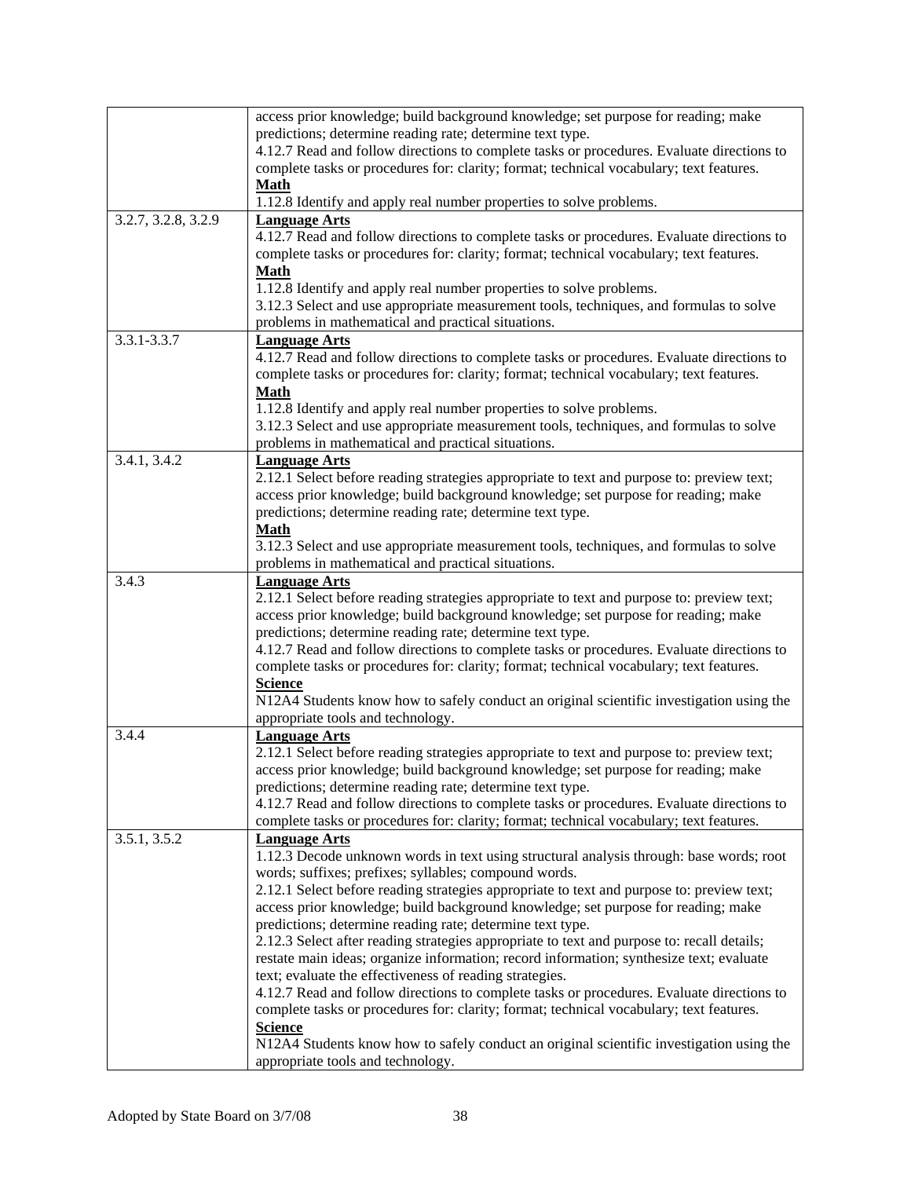| | |
|---|---|
| | access prior knowledge; build background knowledge; set purpose for reading; make predictions; determine reading rate; determine text type.<br>4.12.7 Read and follow directions to complete tasks or procedures. Evaluate directions to complete tasks or procedures for: clarity; format; technical vocabulary; text features.<br>**Math**<br>1.12.8 Identify and apply real number properties to solve problems. |
| 3.2.7, 3.2.8, 3.2.9 | **Language Arts**<br>4.12.7 Read and follow directions to complete tasks or procedures. Evaluate directions to complete tasks or procedures for: clarity; format; technical vocabulary; text features.<br>**Math**<br>1.12.8 Identify and apply real number properties to solve problems.<br>3.12.3 Select and use appropriate measurement tools, techniques, and formulas to solve problems in mathematical and practical situations. |
| 3.3.1-3.3.7 | **Language Arts**<br>4.12.7 Read and follow directions to complete tasks or procedures. Evaluate directions to complete tasks or procedures for: clarity; format; technical vocabulary; text features.<br>**Math**<br>1.12.8 Identify and apply real number properties to solve problems.<br>3.12.3 Select and use appropriate measurement tools, techniques, and formulas to solve problems in mathematical and practical situations. |
| 3.4.1, 3.4.2 | **Language Arts**<br>2.12.1 Select before reading strategies appropriate to text and purpose to: preview text; access prior knowledge; build background knowledge; set purpose for reading; make predictions; determine reading rate; determine text type.<br>**Math**<br>3.12.3 Select and use appropriate measurement tools, techniques, and formulas to solve problems in mathematical and practical situations. |
| 3.4.3 | **Language Arts**<br>2.12.1 Select before reading strategies appropriate to text and purpose to: preview text; access prior knowledge; build background knowledge; set purpose for reading; make predictions; determine reading rate; determine text type.<br>4.12.7 Read and follow directions to complete tasks or procedures. Evaluate directions to complete tasks or procedures for: clarity; format; technical vocabulary; text features.<br>**Science**<br>N12A4 Students know how to safely conduct an original scientific investigation using the appropriate tools and technology. |
| 3.4.4 | **Language Arts**<br>2.12.1 Select before reading strategies appropriate to text and purpose to: preview text; access prior knowledge; build background knowledge; set purpose for reading; make predictions; determine reading rate; determine text type.<br>4.12.7 Read and follow directions to complete tasks or procedures. Evaluate directions to complete tasks or procedures for: clarity; format; technical vocabulary; text features. |
| 3.5.1, 3.5.2 | **Language Arts**<br>1.12.3 Decode unknown words in text using structural analysis through: base words; root words; suffixes; prefixes; syllables; compound words.<br>2.12.1 Select before reading strategies appropriate to text and purpose to: preview text; access prior knowledge; build background knowledge; set purpose for reading; make predictions; determine reading rate; determine text type.<br>2.12.3 Select after reading strategies appropriate to text and purpose to: recall details; restate main ideas; organize information; record information; synthesize text; evaluate text; evaluate the effectiveness of reading strategies.<br>4.12.7 Read and follow directions to complete tasks or procedures. Evaluate directions to complete tasks or procedures for: clarity; format; technical vocabulary; text features.<br>**Science**<br>N12A4 Students know how to safely conduct an original scientific investigation using the appropriate tools and technology. |

Adopted by State Board on 3/7/08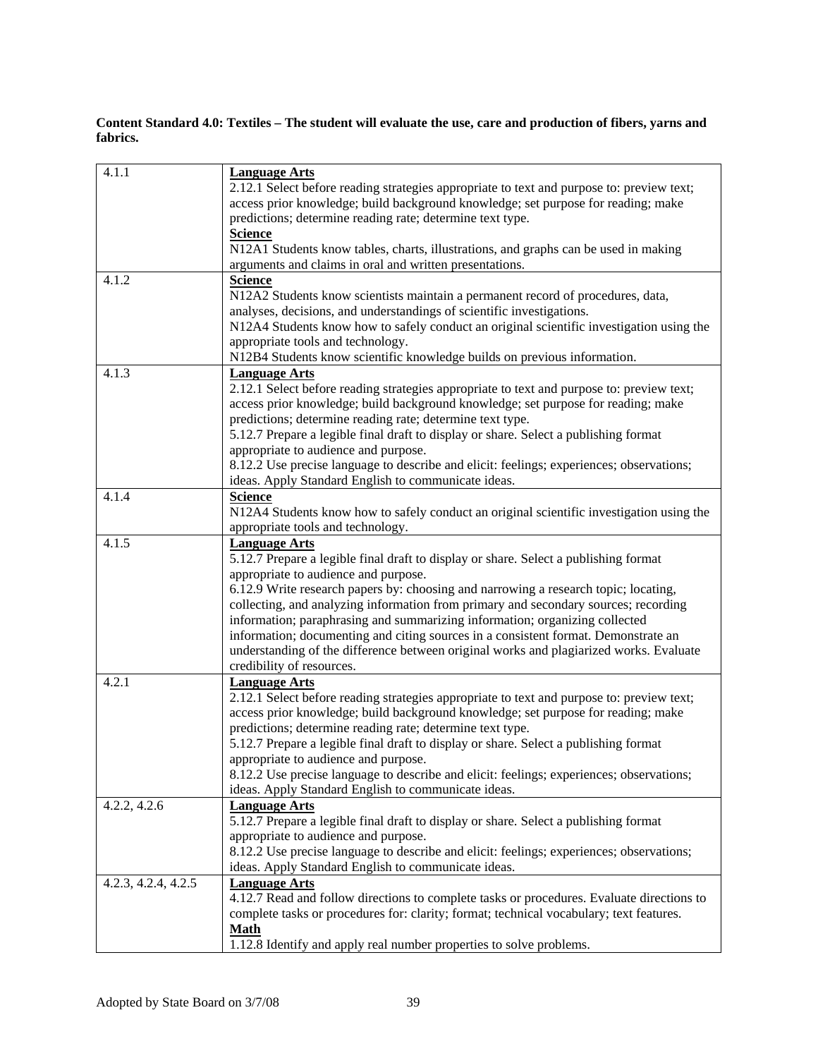**Content Standard 4.0: Textiles – The student will evaluate the use, care and production of fibers, yarns and fabrics.**

| | |
|---|---|
| 4.1.1 | **Language Arts**<br>2.12.1 Select before reading strategies appropriate to text and purpose to: preview text; access prior knowledge; build background knowledge; set purpose for reading; make predictions; determine reading rate; determine text type.<br>**Science**<br>N12A1 Students know tables, charts, illustrations, and graphs can be used in making arguments and claims in oral and written presentations. |
| 4.1.2 | **Science**<br>N12A2 Students know scientists maintain a permanent record of procedures, data, analyses, decisions, and understandings of scientific investigations.<br>N12A4 Students know how to safely conduct an original scientific investigation using the appropriate tools and technology.<br>N12B4 Students know scientific knowledge builds on previous information. |
| 4.1.3 | **Language Arts**<br>2.12.1 Select before reading strategies appropriate to text and purpose to: preview text; access prior knowledge; build background knowledge; set purpose for reading; make predictions; determine reading rate; determine text type.<br>5.12.7 Prepare a legible final draft to display or share. Select a publishing format appropriate to audience and purpose.<br>8.12.2 Use precise language to describe and elicit: feelings; experiences; observations; ideas. Apply Standard English to communicate ideas. |
| 4.1.4 | **Science**<br>N12A4 Students know how to safely conduct an original scientific investigation using the appropriate tools and technology. |
| 4.1.5 | **Language Arts**<br>5.12.7 Prepare a legible final draft to display or share. Select a publishing format appropriate to audience and purpose.<br>6.12.9 Write research papers by: choosing and narrowing a research topic; locating, collecting, and analyzing information from primary and secondary sources; recording information; paraphrasing and summarizing information; organizing collected information; documenting and citing sources in a consistent format. Demonstrate an understanding of the difference between original works and plagiarized works. Evaluate credibility of resources. |
| 4.2.1 | **Language Arts**<br>2.12.1 Select before reading strategies appropriate to text and purpose to: preview text; access prior knowledge; build background knowledge; set purpose for reading; make predictions; determine reading rate; determine text type.<br>5.12.7 Prepare a legible final draft to display or share. Select a publishing format appropriate to audience and purpose.<br>8.12.2 Use precise language to describe and elicit: feelings; experiences; observations; ideas. Apply Standard English to communicate ideas. |
| 4.2.2, 4.2.6 | **Language Arts**<br>5.12.7 Prepare a legible final draft to display or share. Select a publishing format appropriate to audience and purpose.<br>8.12.2 Use precise language to describe and elicit: feelings; experiences; observations; ideas. Apply Standard English to communicate ideas. |
| 4.2.3, 4.2.4, 4.2.5 | **Language Arts**<br>4.12.7 Read and follow directions to complete tasks or procedures. Evaluate directions to complete tasks or procedures for: clarity; format; technical vocabulary; text features.<br>**Math**<br>1.12.8 Identify and apply real number properties to solve problems. |

Adopted by State Board on 3/7/08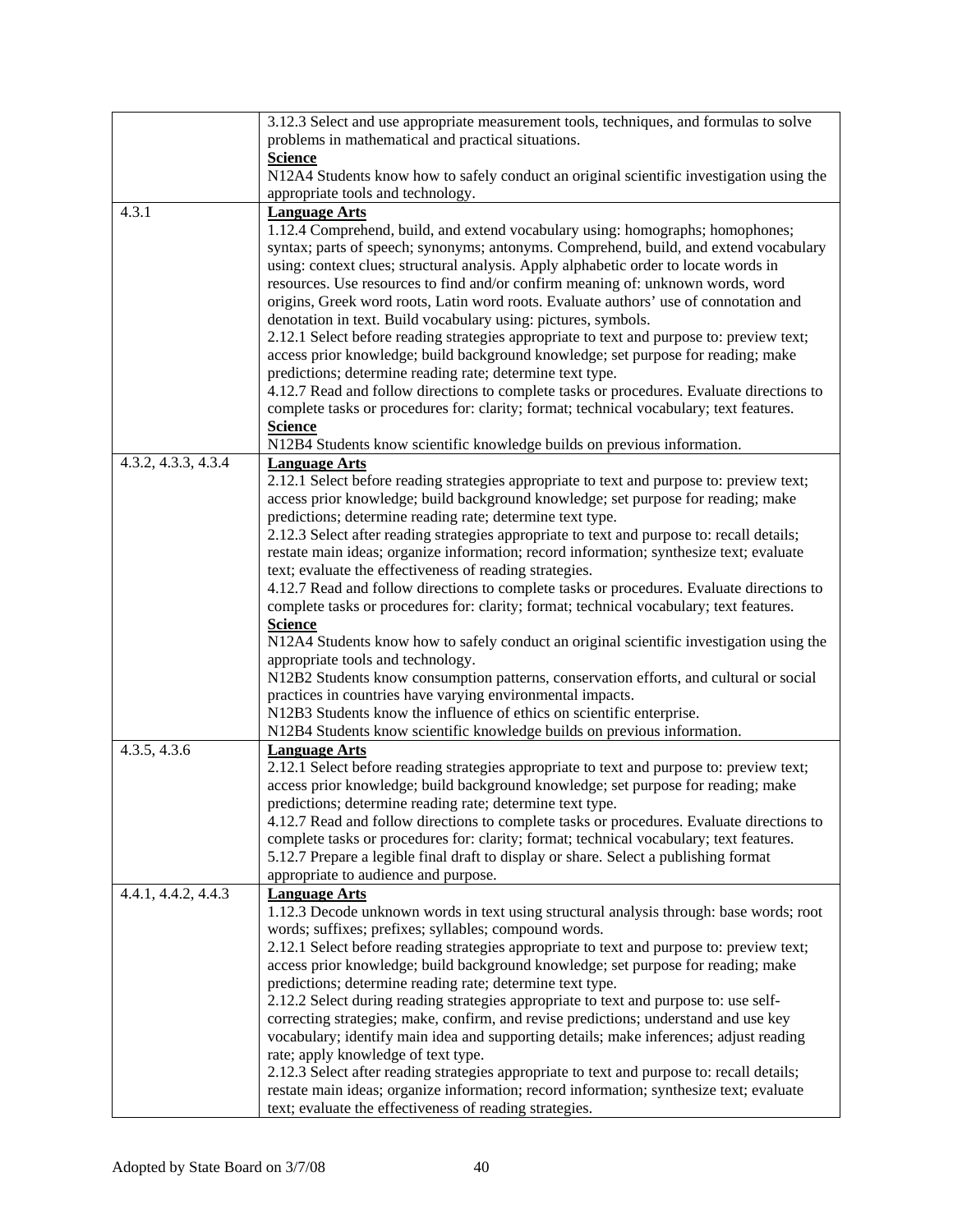| | |
|---|---|
| | 3.12.3 Select and use appropriate measurement tools, techniques, and formulas to solve problems in mathematical and practical situations.<br>**<u>Science</u>**<br>N12A4 Students know how to safely conduct an original scientific investigation using the appropriate tools and technology. |
| 4.3.1 | **<u>Language Arts</u>**<br>1.12.4 Comprehend, build, and extend vocabulary using: homographs; homophones; syntax; parts of speech; synonyms; antonyms. Comprehend, build, and extend vocabulary using: context clues; structural analysis. Apply alphabetic order to locate words in resources. Use resources to find and/or confirm meaning of: unknown words, word origins, Greek word roots, Latin word roots. Evaluate authors' use of connotation and denotation in text. Build vocabulary using: pictures, symbols.<br>2.12.1 Select before reading strategies appropriate to text and purpose to: preview text; access prior knowledge; build background knowledge; set purpose for reading; make predictions; determine reading rate; determine text type.<br>4.12.7 Read and follow directions to complete tasks or procedures. Evaluate directions to complete tasks or procedures for: clarity; format; technical vocabulary; text features.<br>**<u>Science</u>**<br>N12B4 Students know scientific knowledge builds on previous information. |
| 4.3.2, 4.3.3, 4.3.4 | **<u>Language Arts</u>**<br>2.12.1 Select before reading strategies appropriate to text and purpose to: preview text; access prior knowledge; build background knowledge; set purpose for reading; make predictions; determine reading rate; determine text type.<br>2.12.3 Select after reading strategies appropriate to text and purpose to: recall details; restate main ideas; organize information; record information; synthesize text; evaluate text; evaluate the effectiveness of reading strategies.<br>4.12.7 Read and follow directions to complete tasks or procedures. Evaluate directions to complete tasks or procedures for: clarity; format; technical vocabulary; text features.<br>**<u>Science</u>**<br>N12A4 Students know how to safely conduct an original scientific investigation using the appropriate tools and technology.<br>N12B2 Students know consumption patterns, conservation efforts, and cultural or social practices in countries have varying environmental impacts.<br>N12B3 Students know the influence of ethics on scientific enterprise.<br>N12B4 Students know scientific knowledge builds on previous information. |
| 4.3.5, 4.3.6 | **<u>Language Arts</u>**<br>2.12.1 Select before reading strategies appropriate to text and purpose to: preview text; access prior knowledge; build background knowledge; set purpose for reading; make predictions; determine reading rate; determine text type.<br>4.12.7 Read and follow directions to complete tasks or procedures. Evaluate directions to complete tasks or procedures for: clarity; format; technical vocabulary; text features.<br>5.12.7 Prepare a legible final draft to display or share. Select a publishing format appropriate to audience and purpose. |
| 4.4.1, 4.4.2, 4.4.3 | **<u>Language Arts</u>**<br>1.12.3 Decode unknown words in text using structural analysis through: base words; root words; suffixes; prefixes; syllables; compound words.<br>2.12.1 Select before reading strategies appropriate to text and purpose to: preview text; access prior knowledge; build background knowledge; set purpose for reading; make predictions; determine reading rate; determine text type.<br>2.12.2 Select during reading strategies appropriate to text and purpose to: use self-correcting strategies; make, confirm, and revise predictions; understand and use key vocabulary; identify main idea and supporting details; make inferences; adjust reading rate; apply knowledge of text type.<br>2.12.3 Select after reading strategies appropriate to text and purpose to: recall details; restate main ideas; organize information; record information; synthesize text; evaluate text; evaluate the effectiveness of reading strategies. |

Adopted by State Board on 3/7/08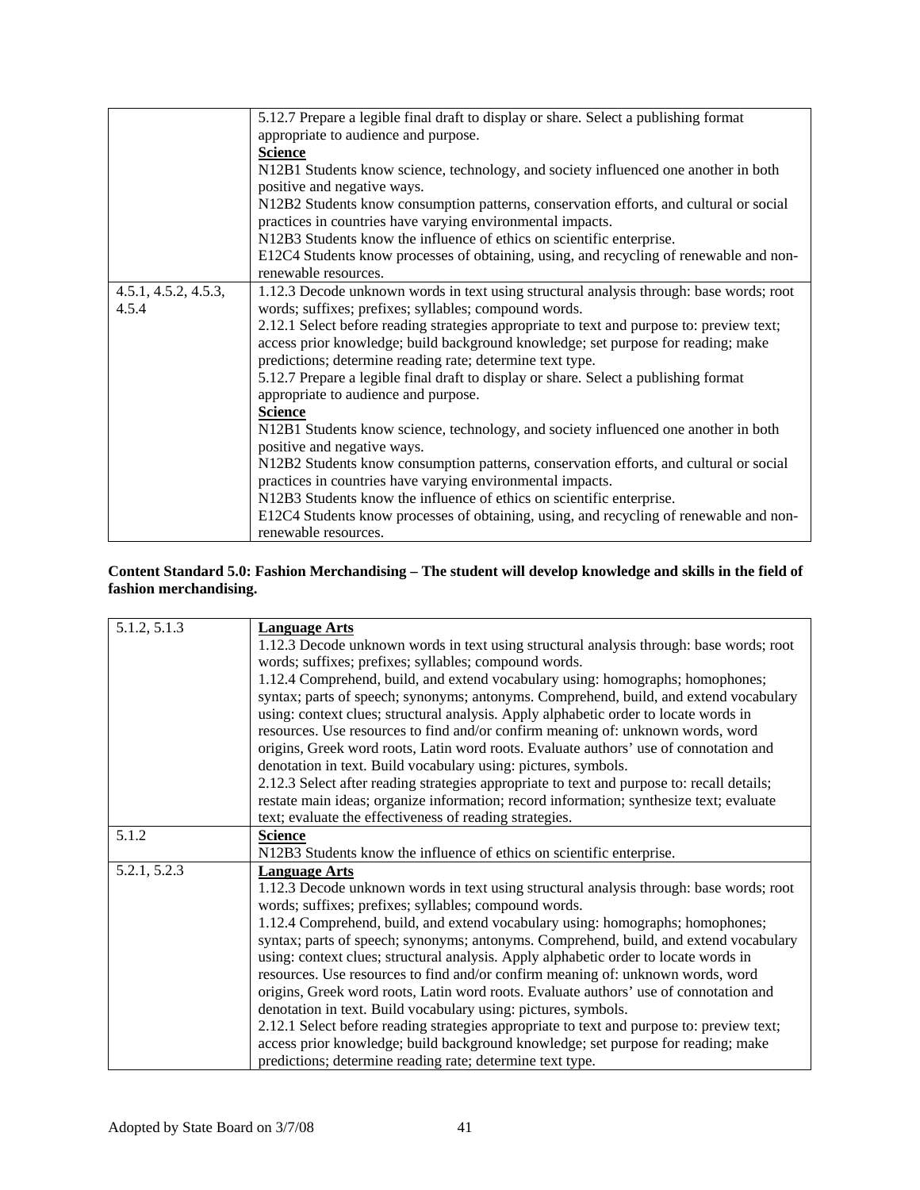| | |
|---|---|
| | 5.12.7 Prepare a legible final draft to display or share. Select a publishing format appropriate to audience and purpose.<br>**Science**<br>N12B1 Students know science, technology, and society influenced one another in both positive and negative ways.<br>N12B2 Students know consumption patterns, conservation efforts, and cultural or social practices in countries have varying environmental impacts.<br>N12B3 Students know the influence of ethics on scientific enterprise.<br>E12C4 Students know processes of obtaining, using, and recycling of renewable and non-renewable resources. |
| 4.5.1, 4.5.2, 4.5.3, 4.5.4 | 1.12.3 Decode unknown words in text using structural analysis through: base words; root words; suffixes; prefixes; syllables; compound words.<br>2.12.1 Select before reading strategies appropriate to text and purpose to: preview text; access prior knowledge; build background knowledge; set purpose for reading; make predictions; determine reading rate; determine text type.<br>5.12.7 Prepare a legible final draft to display or share. Select a publishing format appropriate to audience and purpose.<br>**Science**<br>N12B1 Students know science, technology, and society influenced one another in both positive and negative ways.<br>N12B2 Students know consumption patterns, conservation efforts, and cultural or social practices in countries have varying environmental impacts.<br>N12B3 Students know the influence of ethics on scientific enterprise.<br>E12C4 Students know processes of obtaining, using, and recycling of renewable and non-renewable resources. |

**Content Standard 5.0: Fashion Merchandising – The student will develop knowledge and skills in the field of fashion merchandising.**

| | |
|---|---|
| 5.1.2, 5.1.3 | **Language Arts**<br>1.12.3 Decode unknown words in text using structural analysis through: base words; root words; suffixes; prefixes; syllables; compound words.<br>1.12.4 Comprehend, build, and extend vocabulary using: homographs; homophones; syntax; parts of speech; synonyms; antonyms. Comprehend, build, and extend vocabulary using: context clues; structural analysis. Apply alphabetic order to locate words in resources. Use resources to find and/or confirm meaning of: unknown words, word origins, Greek word roots, Latin word roots. Evaluate authors' use of connotation and denotation in text. Build vocabulary using: pictures, symbols.<br>2.12.3 Select after reading strategies appropriate to text and purpose to: recall details; restate main ideas; organize information; record information; synthesize text; evaluate text; evaluate the effectiveness of reading strategies. |
| 5.1.2 | **Science**<br>N12B3 Students know the influence of ethics on scientific enterprise. |
| 5.2.1, 5.2.3 | **Language Arts**<br>1.12.3 Decode unknown words in text using structural analysis through: base words; root words; suffixes; prefixes; syllables; compound words.<br>1.12.4 Comprehend, build, and extend vocabulary using: homographs; homophones; syntax; parts of speech; synonyms; antonyms. Comprehend, build, and extend vocabulary using: context clues; structural analysis. Apply alphabetic order to locate words in resources. Use resources to find and/or confirm meaning of: unknown words, word origins, Greek word roots, Latin word roots. Evaluate authors' use of connotation and denotation in text. Build vocabulary using: pictures, symbols.<br>2.12.1 Select before reading strategies appropriate to text and purpose to: preview text; access prior knowledge; build background knowledge; set purpose for reading; make predictions; determine reading rate; determine text type. |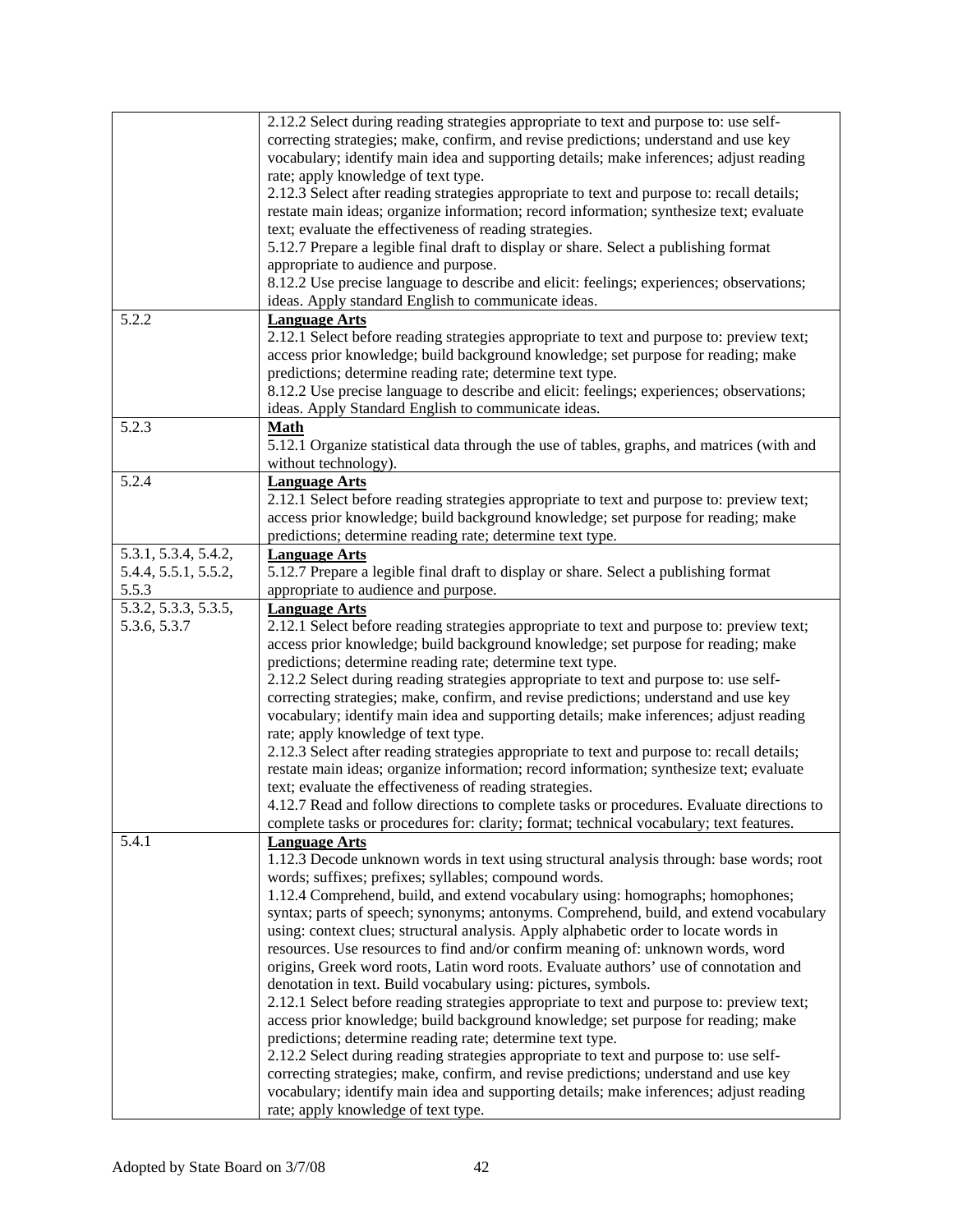| | |
|---|---|
| | 2.12.2 Select during reading strategies appropriate to text and purpose to: use self-correcting strategies; make, confirm, and revise predictions; understand and use key vocabulary; identify main idea and supporting details; make inferences; adjust reading rate; apply knowledge of text type.<br>2.12.3 Select after reading strategies appropriate to text and purpose to: recall details; restate main ideas; organize information; synthesize text; evaluate text; evaluate the effectiveness of reading strategies.<br>5.12.7 Prepare a legible final draft to display or share. Select a publishing format appropriate to audience and purpose.<br>8.12.2 Use precise language to describe and elicit: feelings; experiences; observations; ideas. Apply standard English to communicate ideas. |
| 5.2.2 | **Language Arts**<br>2.12.1 Select before reading strategies appropriate to text and purpose to: preview text; access prior knowledge; build background knowledge; set purpose for reading; make predictions; determine reading rate; determine text type.<br>8.12.2 Use precise language to describe and elicit: feelings; experiences; observations; ideas. Apply Standard English to communicate ideas. |
| 5.2.3 | **Math**<br>5.12.1 Organize statistical data through the use of tables, graphs, and matrices (with and without technology). |
| 5.2.4 | **Language Arts**<br>2.12.1 Select before reading strategies appropriate to text and purpose to: preview text; access prior knowledge; build background knowledge; set purpose for reading; make predictions; determine reading rate; determine text type. |
| 5.3.1, 5.3.4, 5.4.2, 5.4.4, 5.5.1, 5.5.2, 5.5.3 | **Language Arts**<br>5.12.7 Prepare a legible final draft to display or share. Select a publishing format appropriate to audience and purpose. |
| 5.3.2, 5.3.3, 5.3.5, 5.3.6, 5.3.7 | **Language Arts**<br>2.12.1 Select before reading strategies appropriate to text and purpose to: preview text; access prior knowledge; build background knowledge; set purpose for reading; make predictions; determine reading rate; determine text type.<br>2.12.2 Select during reading strategies appropriate to text and purpose to: use self-correcting strategies; make, confirm, and revise predictions; understand and use key vocabulary; identify main idea and supporting details; make inferences; adjust reading rate; apply knowledge of text type.<br>2.12.3 Select after reading strategies appropriate to text and purpose to: recall details; restate main ideas; organize information; record information; synthesize text; evaluate text; evaluate the effectiveness of reading strategies.<br>4.12.7 Read and follow directions to complete tasks or procedures. Evaluate directions to complete tasks or procedures for: clarity; format; technical vocabulary; text features. |
| 5.4.1 | **Language Arts**<br>1.12.3 Decode unknown words in text using structural analysis through: base words; root words; suffixes; prefixes; syllables; compound words.<br>1.12.4 Comprehend, build, and extend vocabulary using: homographs; homophones; syntax; parts of speech; synonyms; antonyms. Comprehend, build, and extend vocabulary using: context clues; structural analysis. Apply alphabetic order to locate words in resources. Use resources to find and/or confirm meaning of: unknown words, word origins, Greek word roots, Latin word roots. Evaluate authors' use of connotation and denotation in text. Build vocabulary using: pictures, symbols.<br>2.12.1 Select before reading strategies appropriate to text and purpose to: preview text; access prior knowledge; build background knowledge; set purpose for reading; make predictions; determine reading rate; determine text type.<br>2.12.2 Select during reading strategies appropriate to text and purpose to: use self-correcting strategies; make, confirm, and revise predictions; understand and use key vocabulary; identify main idea and supporting details; make inferences; adjust reading rate; apply knowledge of text type. |

Adopted by State Board on 3/7/08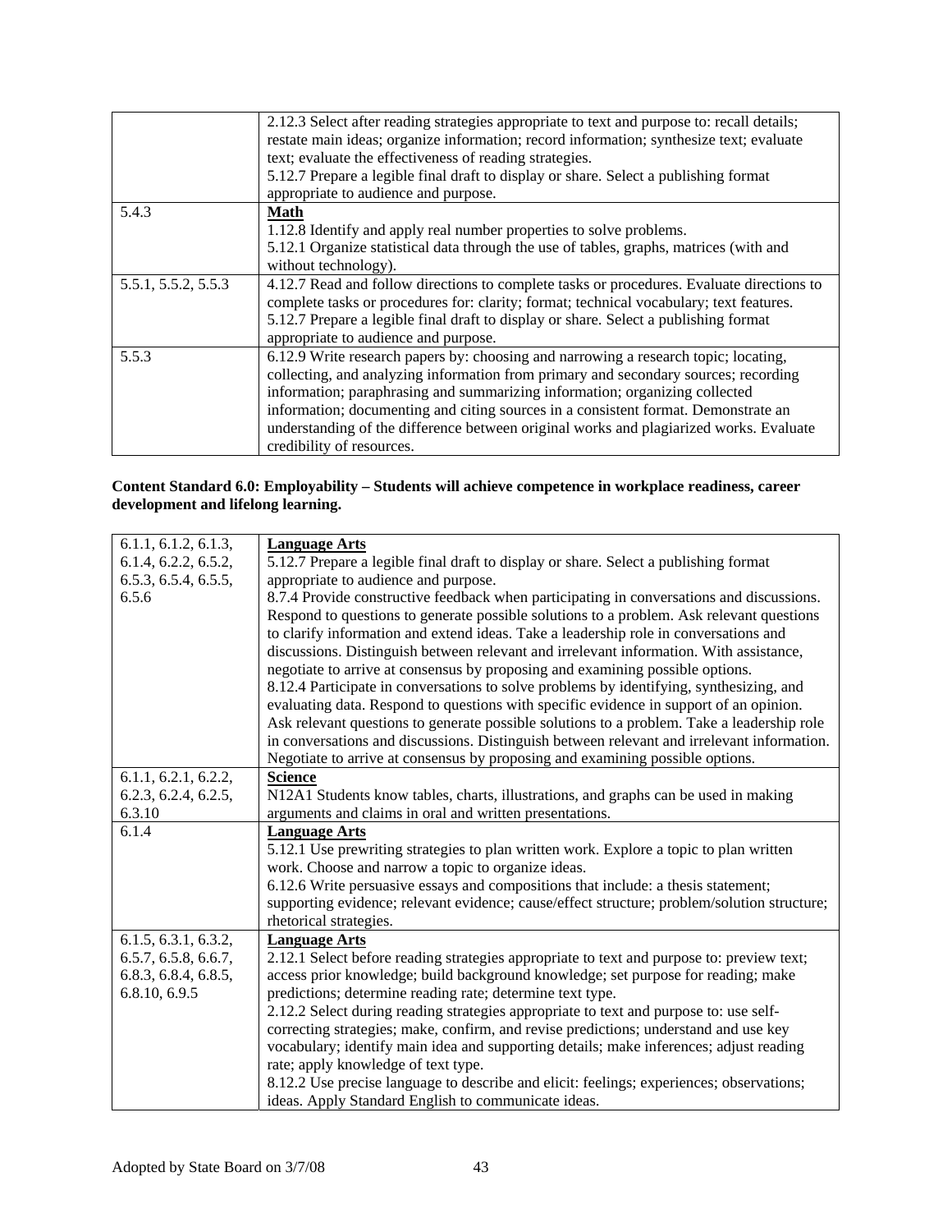| | |
|---|---|
| | 2.12.3 Select after reading strategies appropriate to text and purpose to: recall details; restate main ideas; organize information; record information; synthesize text; evaluate text; evaluate the effectiveness of reading strategies.<br>5.12.7 Prepare a legible final draft to display or share. Select a publishing format appropriate to audience and purpose. |
| 5.4.3 | **Math**<br>1.12.8 Identify and apply real number properties to solve problems.<br>5.12.1 Organize statistical data through the use of tables, graphs, matrices (with and without technology). |
| 5.5.1, 5.5.2, 5.5.3 | 4.12.7 Read and follow directions to complete tasks or procedures. Evaluate directions to complete tasks or procedures for: clarity; format; technical vocabulary; text features.<br>5.12.7 Prepare a legible final draft to display or share. Select a publishing format appropriate to audience and purpose. |
| 5.5.3 | 6.12.9 Write research papers by: choosing and narrowing a research topic; locating, collecting, and analyzing information from primary and secondary sources; recording information; paraphrasing and summarizing information; organizing collected information; documenting and citing sources in a consistent format. Demonstrate an understanding of the difference between original works and plagiarized works. Evaluate credibility of resources. |

**Content Standard 6.0: Employability – Students will achieve competence in workplace readiness, career development and lifelong learning.**

| | |
|---|---|
| 6.1.1, 6.1.2, 6.1.3, 6.1.4, 6.2.2, 6.5.2, 6.5.3, 6.5.4, 6.5.5, 6.5.6 | **Language Arts**<br>5.12.7 Prepare a legible final draft to display or share. Select a publishing format appropriate to audience and purpose.<br>8.7.4 Provide constructive feedback when participating in conversations and discussions. Respond to questions to generate possible solutions to a problem. Ask relevant questions to clarify information and extend ideas. Take a leadership role in conversations and discussions. Distinguish between relevant and irrelevant information. With assistance, negotiate to arrive at consensus by proposing and examining possible options.<br>8.12.4 Participate in conversations to solve problems by identifying, synthesizing, and evaluating data. Respond to questions with specific evidence in support of an opinion. Ask relevant questions to generate possible solutions to a problem. Take a leadership role in conversations and discussions. Distinguish between relevant and irrelevant information. Negotiate to arrive at consensus by proposing and examining possible options. |
| 6.1.1, 6.2.1, 6.2.2, 6.2.3, 6.2.4, 6.2.5, 6.3.10 | **Science**<br>N12A1 Students know tables, charts, illustrations, and graphs can be used in making arguments and claims in oral and written presentations. |
| 6.1.4 | **Language Arts**<br>5.12.1 Use prewriting strategies to plan written work. Explore a topic to plan written work. Choose and narrow a topic to organize ideas.<br>6.12.6 Write persuasive essays and compositions that include: a thesis statement; supporting evidence; relevant evidence; cause/effect structure; problem/solution structure; rhetorical strategies. |
| 6.1.5, 6.3.1, 6.3.2, 6.5.7, 6.5.8, 6.6.7, 6.8.3, 6.8.4, 6.8.5, 6.8.10, 6.9.5 | **Language Arts**<br>2.12.1 Select before reading strategies appropriate to text and purpose to: preview text; access prior knowledge; build background knowledge; set purpose for reading; make predictions; determine reading rate; determine text type.<br>2.12.2 Select during reading strategies appropriate to text and purpose to: use self-correcting strategies; make, confirm, and revise predictions; understand and use key vocabulary; identify main idea and supporting details; make inferences; adjust reading rate; apply knowledge of text type.<br>8.12.2 Use precise language to describe and elicit: feelings; experiences; observations; ideas. Apply Standard English to communicate ideas. |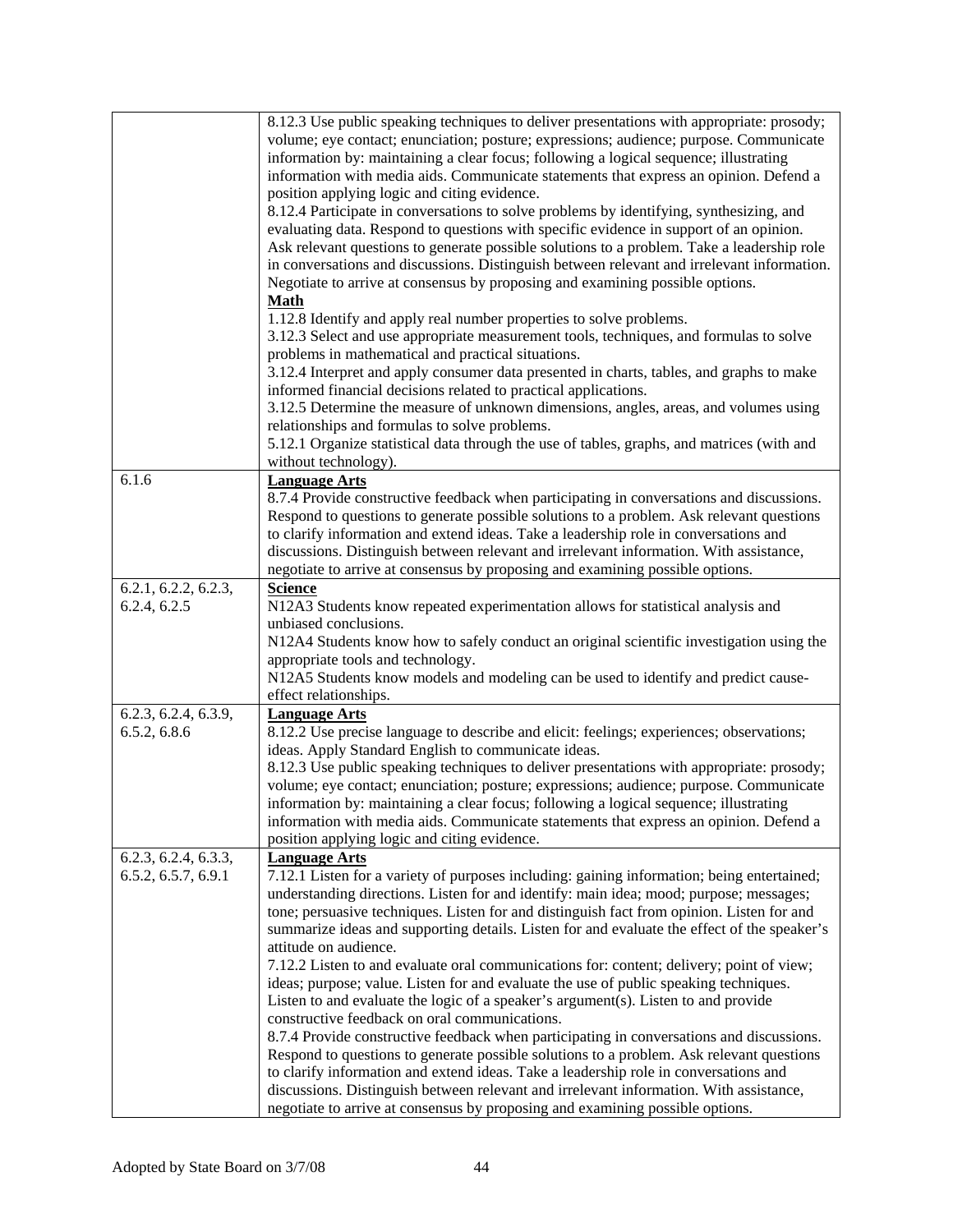| | |
|---|---|
| | 8.12.3 Use public speaking techniques to deliver presentations with appropriate: prosody; volume; eye contact; enunciation; posture; expressions; audience; purpose. Communicate information by: maintaining a clear focus; following a logical sequence; illustrating information with media aids. Communicate statements that express an opinion. Defend a position applying logic and citing evidence.<br>8.12.4 Participate in conversations to solve problems by identifying, synthesizing, and evaluating data. Respond to questions with specific evidence in support of an opinion. Ask relevant questions to generate possible solutions to a problem. Take a leadership role in conversations and discussions. Distinguish between relevant and irrelevant information. Negotiate to arrive at consensus by proposing and examining possible options.<br>**Math**<br>1.12.8 Identify and apply real number properties to solve problems.<br>3.12.3 Select and use appropriate measurement tools, techniques, and formulas to solve problems in mathematical and practical situations.<br>3.12.4 Interpret and apply consumer data presented in charts, tables, and graphs to make informed financial decisions related to practical applications.<br>3.12.5 Determine the measure of unknown dimensions, angles, areas, and volumes using relationships and formulas to solve problems.<br>5.12.1 Organize statistical data through the use of tables, graphs, and matrices (with and without technology). |
| 6.1.6 | **Language Arts**<br>8.7.4 Provide constructive feedback when participating in conversations and discussions. Respond to questions to generate possible solutions to a problem. Ask relevant questions to clarify information and extend ideas. Take a leadership role in conversations and discussions. Distinguish between relevant and irrelevant information. With assistance, negotiate to arrive at consensus by proposing and examining possible options. |
| 6.2.1, 6.2.2, 6.2.3, 6.2.4, 6.2.5 | **Science**<br>N12A3 Students know repeated experimentation allows for statistical analysis and unbiased conclusions.<br>N12A4 Students know how to safely conduct an original scientific investigation using the appropriate tools and technology.<br>N12A5 Students know models and modeling can be used to identify and predict cause-effect relationships. |
| 6.2.3, 6.2.4, 6.3.9, 6.5.2, 6.8.6 | **Language Arts**<br>8.12.2 Use precise language to describe and elicit: feelings; experiences; observations; ideas. Apply Standard English to communicate ideas.<br>8.12.3 Use public speaking techniques to deliver presentations with appropriate: prosody; volume; eye contact; enunciation; posture; expressions; audience; purpose. Communicate information by: maintaining a clear focus; following a logical sequence; illustrating information with media aids. Communicate statements that express an opinion. Defend a position applying logic and citing evidence. |
| 6.2.3, 6.2.4, 6.3.3, 6.5.2, 6.5.7, 6.9.1 | **Language Arts**<br>7.12.1 Listen for a variety of purposes including: gaining information; being entertained; understanding directions. Listen for and identify: main idea; mood; purpose; messages; tone; persuasive techniques. Listen for and distinguish fact from opinion. Listen for and summarize ideas and supporting details. Listen for and evaluate the effect of the speaker's attitude on audience.<br>7.12.2 Listen to and evaluate oral communications for: content; delivery; point of view; ideas; purpose; value. Listen for and evaluate the use of public speaking techniques. Listen to and evaluate the logic of a speaker's argument(s). Listen to and provide constructive feedback on oral communications.<br>8.7.4 Provide constructive feedback when participating in conversations and discussions. Respond to questions to generate possible solutions to a problem. Ask relevant questions to clarify information and extend ideas. Take a leadership role in conversations and discussions. Distinguish between relevant and irrelevant information. With assistance, negotiate to arrive at consensus by proposing and examining possible options. |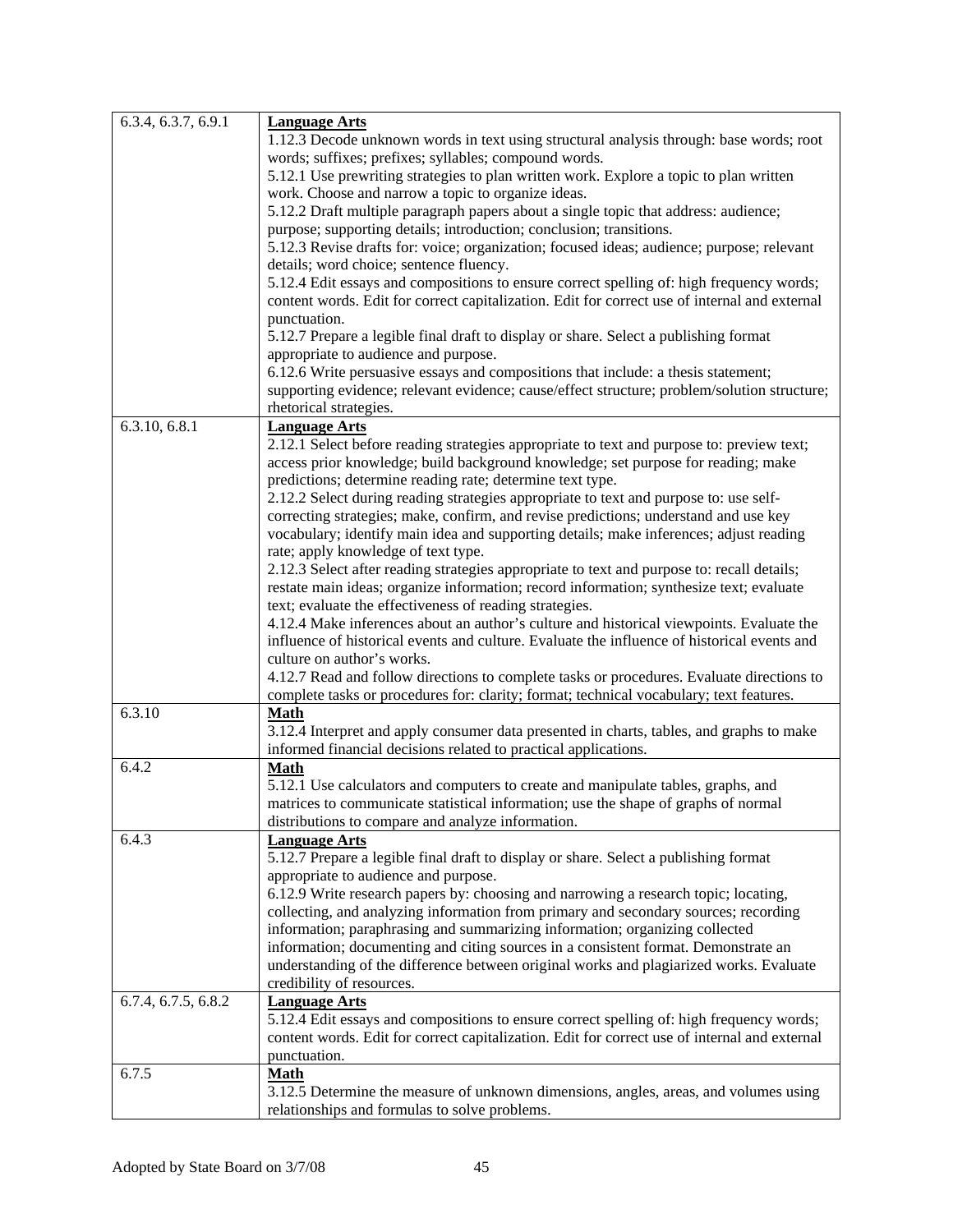| | |
|---|---|
| 6.3.4, 6.3.7, 6.9.1 | **Language Arts**<br>1.12.3 Decode unknown words in text using structural analysis through: base words; root words; suffixes; prefixes; syllables; compound words.<br>5.12.1 Use prewriting strategies to plan written work. Explore a topic to plan written work. Choose and narrow a topic to organize ideas.<br>5.12.2 Draft multiple paragraph papers about a single topic that address: audience; purpose; supporting details; introduction; conclusion; transitions.<br>5.12.3 Revise drafts for: voice; organization; focused ideas; audience; purpose; relevant details; word choice; sentence fluency.<br>5.12.4 Edit essays and compositions to ensure correct spelling of: high frequency words; content words. Edit for correct capitalization. Edit for correct use of internal and external punctuation.<br>5.12.7 Prepare a legible final draft to display or share. Select a publishing format appropriate to audience and purpose.<br>6.12.6 Write persuasive essays and compositions that include: a thesis statement; supporting evidence; relevant evidence; cause/effect structure; problem/solution structure; rhetorical strategies. |
| 6.3.10, 6.8.1 | **Language Arts**<br>2.12.1 Select before reading strategies appropriate to text and purpose to: preview text; access prior knowledge; build background knowledge; set purpose for reading; make predictions; determine reading rate; determine text type.<br>2.12.2 Select during reading strategies appropriate to text and purpose to: use self-correcting strategies; make, confirm, and revise predictions; understand and use key vocabulary; identify main idea and supporting details; make inferences; adjust reading rate; apply knowledge of text type.<br>2.12.3 Select after reading strategies appropriate to text and purpose to: recall details; restate main ideas; organize information; record information; synthesize text; evaluate text; evaluate the effectiveness of reading strategies.<br>4.12.4 Make inferences about an author's culture and historical viewpoints. Evaluate the influence of historical events and culture. Evaluate the influence of historical events and culture on author's works.<br>4.12.7 Read and follow directions to complete tasks or procedures. Evaluate directions to complete tasks or procedures for: clarity; format; technical vocabulary; text features. |
| 6.3.10 | **Math**<br>3.12.4 Interpret and apply consumer data presented in charts, tables, and graphs to make informed financial decisions related to practical applications. |
| 6.4.2 | **Math**<br>5.12.1 Use calculators and computers to create and manipulate tables, graphs, and matrices to communicate statistical information; use the shape of graphs of normal distributions to compare and analyze information. |
| 6.4.3 | **Language Arts**<br>5.12.7 Prepare a legible final draft to display or share. Select a publishing format appropriate to audience and purpose.<br>6.12.9 Write research papers by: choosing and narrowing a research topic; locating, collecting, and analyzing information from primary and secondary sources; recording information; paraphrasing and summarizing information; organizing collected information; documenting and citing sources in a consistent format. Demonstrate an understanding of the difference between original works and plagiarized works. Evaluate credibility of resources. |
| 6.7.4, 6.7.5, 6.8.2 | **Language Arts**<br>5.12.4 Edit essays and compositions to ensure correct spelling of: high frequency words; content words. Edit for correct capitalization. Edit for correct use of internal and external punctuation. |
| 6.7.5 | **Math**<br>3.12.5 Determine the measure of unknown dimensions, angles, areas, and volumes using relationships and formulas to solve problems. |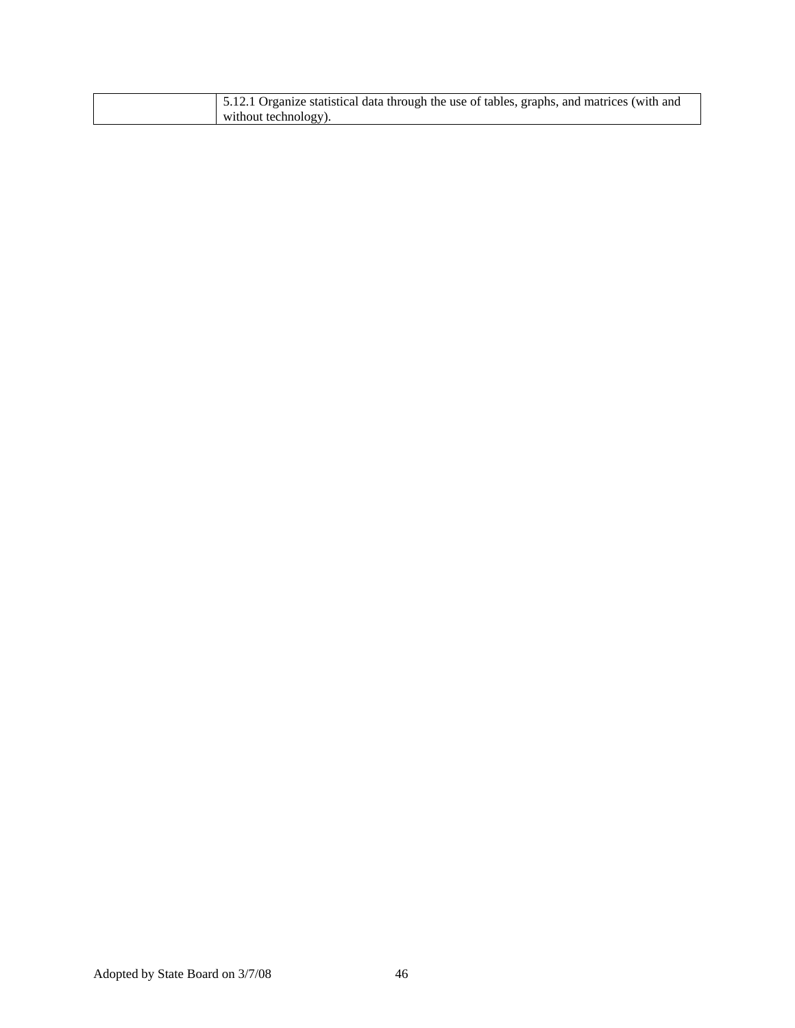| | |
|---|---|
| | 5.12.1 Organize statistical data through the use of tables, graphs, and matrices (with and without technology). |